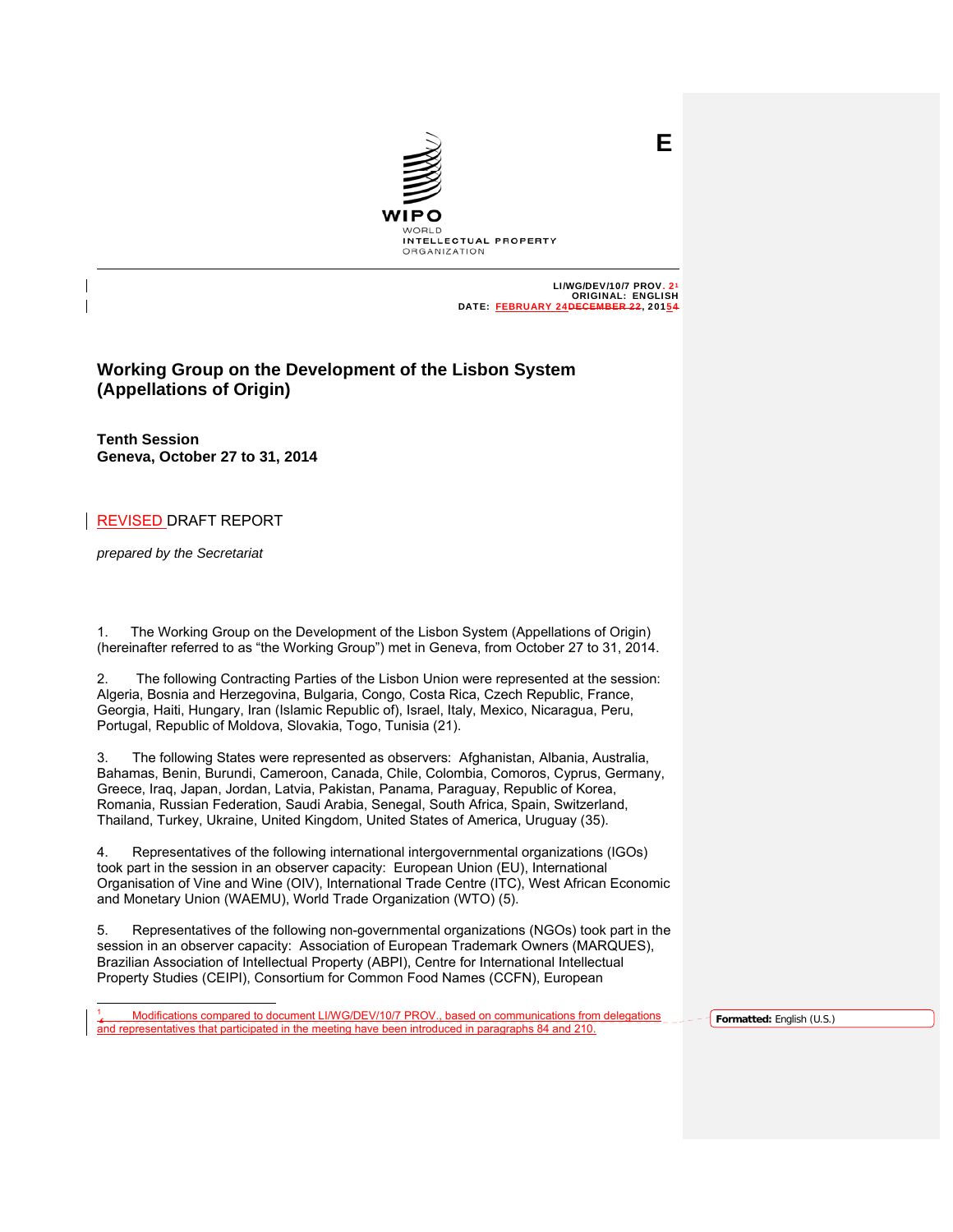E

WIPO
WORLD
INTELLECTUAL PROPERTY
ORGANIZATION

LI/WG/DEV/10/7 PROV. 2[1]
ORIGINAL: ENGLISH
DATE: FEBRUARY 24, 2015

# Working Group on the Development of the Lisbon System (Appellations of Origin)

**Tenth Session**
**Geneva, October 27 to 31, 2014**

REVISED DRAFT REPORT

*prepared by the Secretariat*

1. The Working Group on the Development of the Lisbon System (Appellations of Origin) (hereinafter referred to as "the Working Group") met in Geneva, from October 27 to 31, 2014.

2. The following Contracting Parties of the Lisbon Union were represented at the session: Algeria, Bosnia and Herzegovina, Bulgaria, Congo, Costa Rica, Czech Republic, France, Georgia, Haiti, Hungary, Iran (Islamic Republic of), Israel, Italy, Mexico, Nicaragua, Peru, Portugal, Republic of Moldova, Slovakia, Togo, Tunisia (21).

3. The following States were represented as observers: Afghanistan, Albania, Australia, Bahamas, Benin, Burundi, Cameroon, Canada, Chile, Colombia, Comoros, Cyprus, Germany, Greece, Iraq, Japan, Jordan, Latvia, Pakistan, Panama, Paraguay, Republic of Korea, Romania, Russian Federation, Saudi Arabia, Senegal, South Africa, Spain, Switzerland, Thailand, Turkey, Ukraine, United Kingdom, United States of America, Uruguay (35).

4. Representatives of the following international intergovernmental organizations (IGOs) took part in the session in an observer capacity: European Union (EU), International Organisation of Vine and Wine (OIV), International Trade Centre (ITC), West African Economic and Monetary Union (WAEMU), World Trade Organization (WTO) (5).

5. Representatives of the following non-governmental organizations (NGOs) took part in the session in an observer capacity: Association of European Trademark Owners (MARQUES), Brazilian Association of Intellectual Property (ABPI), Centre for International Intellectual Property Studies (CEIPI), Consortium for Common Food Names (CCFN), European

---

[1] Modifications compared to document LI/WG/DEV/10/7 PROV., based on communications from delegations and representatives that participated in the meeting have been introduced in paragraphs 84 and 210.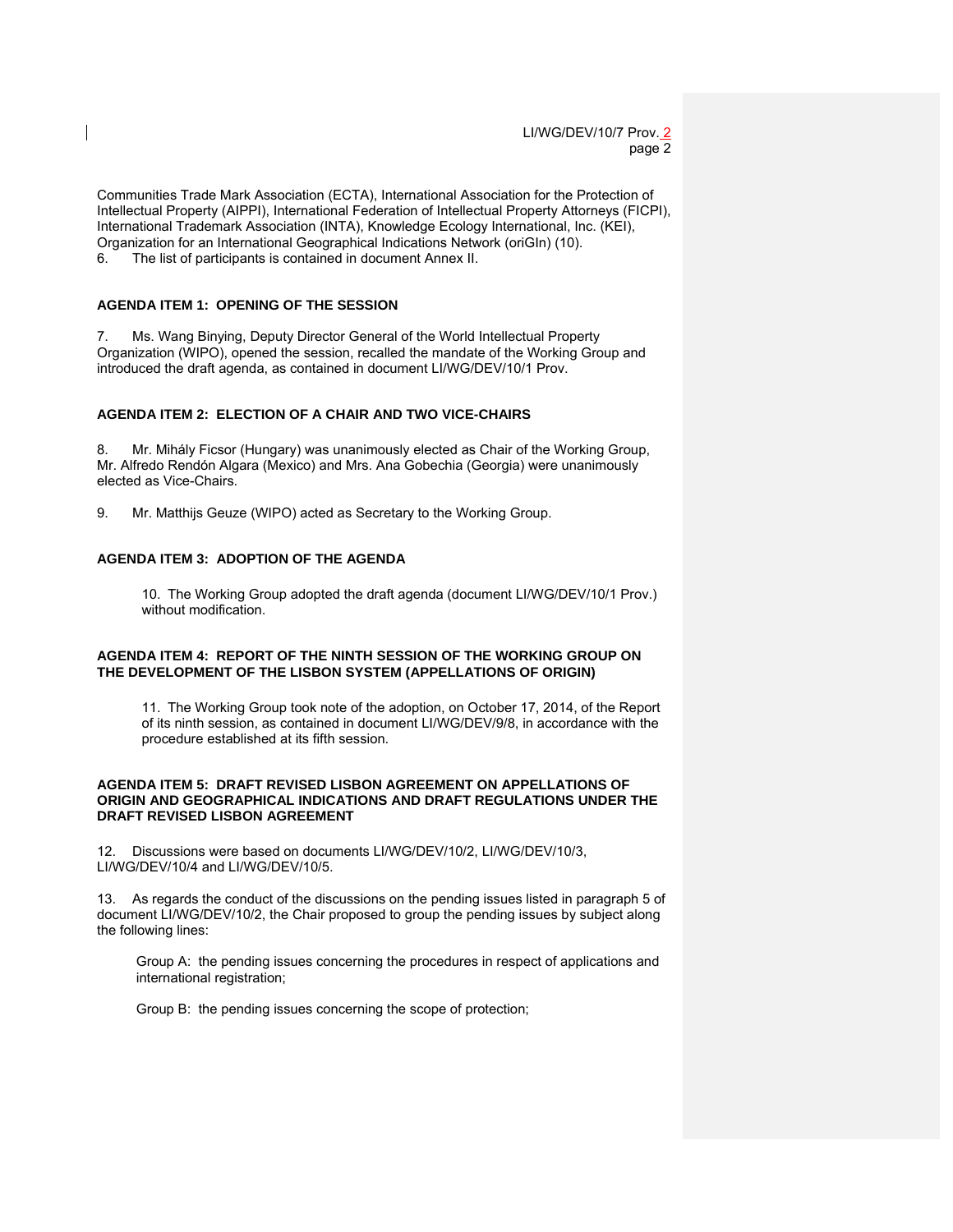Communities Trade Mark Association (ECTA), International Association for the Protection of Intellectual Property (AIPPI), International Federation of Intellectual Property Attorneys (FICPI), International Trademark Association (INTA), Knowledge Ecology International, Inc. (KEI), Organization for an International Geographical Indications Network (oriGIn) (10).

6. The list of participants is contained in document Annex II.

## AGENDA ITEM 1: OPENING OF THE SESSION

7. Ms. Wang Binying, Deputy Director General of the World Intellectual Property Organization (WIPO), opened the session, recalled the mandate of the Working Group and introduced the draft agenda, as contained in document LI/WG/DEV/10/1 Prov.

## AGENDA ITEM 2: ELECTION OF A CHAIR AND TWO VICE-CHAIRS

8. Mr. Mihály Ficsor (Hungary) was unanimously elected as Chair of the Working Group, Mr. Alfredo Rendón Algara (Mexico) and Mrs. Ana Gobechia (Georgia) were unanimously elected as Vice-Chairs.

9. Mr. Matthijs Geuze (WIPO) acted as Secretary to the Working Group.

## AGENDA ITEM 3: ADOPTION OF THE AGENDA

> 10. The Working Group adopted the draft agenda (document LI/WG/DEV/10/1 Prov.) without modification.

## AGENDA ITEM 4: REPORT OF THE NINTH SESSION OF THE WORKING GROUP ON THE DEVELOPMENT OF THE LISBON SYSTEM (APPELLATIONS OF ORIGIN)

> 11. The Working Group took note of the adoption, on October 17, 2014, of the Report of its ninth session, as contained in document LI/WG/DEV/9/8, in accordance with the procedure established at its fifth session.

## AGENDA ITEM 5: DRAFT REVISED LISBON AGREEMENT ON APPELLATIONS OF ORIGIN AND GEOGRAPHICAL INDICATIONS AND DRAFT REGULATIONS UNDER THE DRAFT REVISED LISBON AGREEMENT

12. Discussions were based on documents LI/WG/DEV/10/2, LI/WG/DEV/10/3, LI/WG/DEV/10/4 and LI/WG/DEV/10/5.

13. As regards the conduct of the discussions on the pending issues listed in paragraph 5 of document LI/WG/DEV/10/2, the Chair proposed to group the pending issues by subject along the following lines:

Group A: the pending issues concerning the procedures in respect of applications and international registration;

Group B: the pending issues concerning the scope of protection;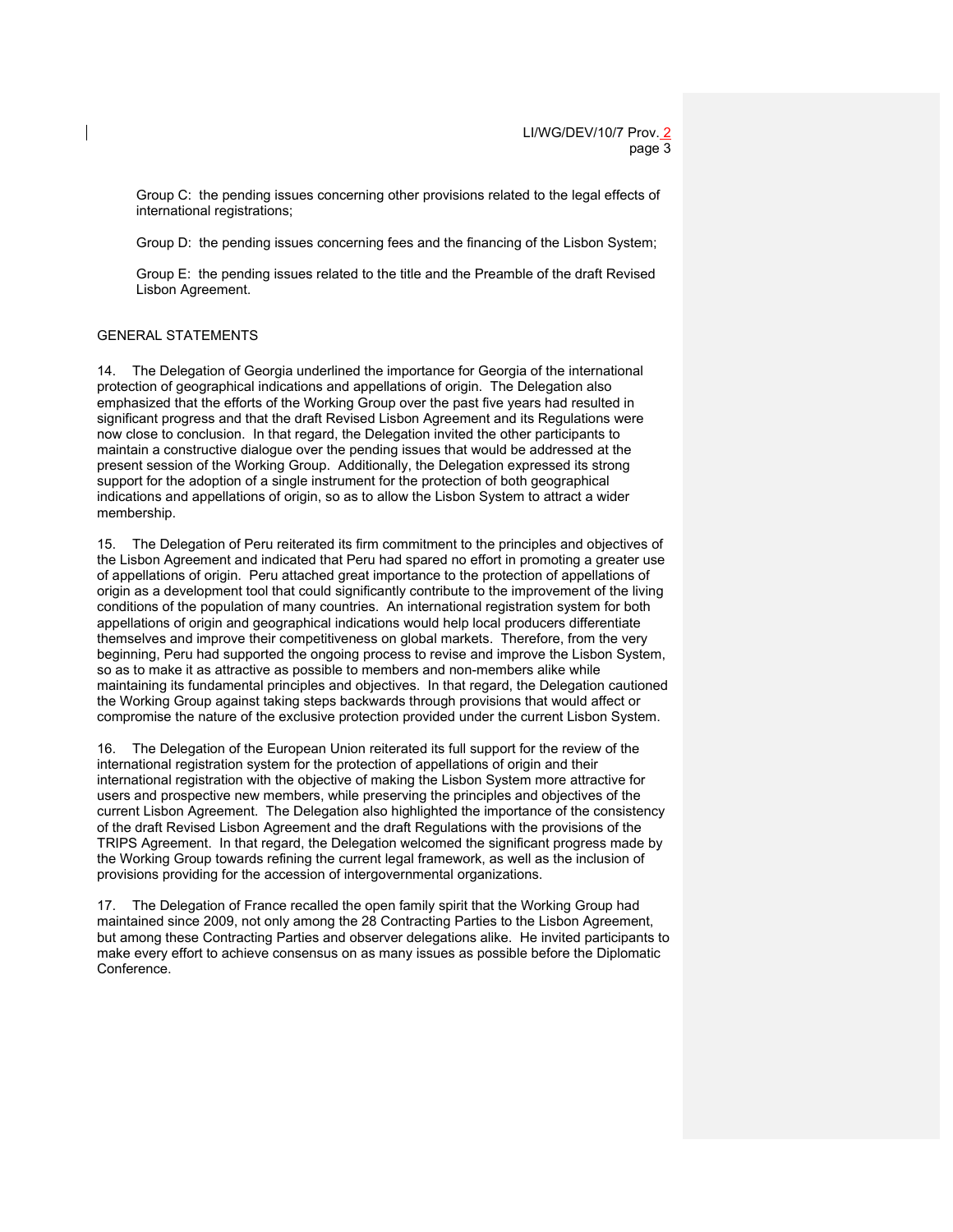Group C:  the pending issues concerning other provisions related to the legal effects of international registrations;

Group D:  the pending issues concerning fees and the financing of the Lisbon System;

Group E:  the pending issues related to the title and the Preamble of the draft Revised Lisbon Agreement.

## GENERAL STATEMENTS

14. The Delegation of Georgia underlined the importance for Georgia of the international protection of geographical indications and appellations of origin.  The Delegation also emphasized that the efforts of the Working Group over the past five years had resulted in significant progress and that the draft Revised Lisbon Agreement and its Regulations were now close to conclusion.  In that regard, the Delegation invited the other participants to maintain a constructive dialogue over the pending issues that would be addressed at the present session of the Working Group.  Additionally, the Delegation expressed its strong support for the adoption of a single instrument for the protection of both geographical indications and appellations of origin, so as to allow the Lisbon System to attract a wider membership.

15. The Delegation of Peru reiterated its firm commitment to the principles and objectives of the Lisbon Agreement and indicated that Peru had spared no effort in promoting a greater use of appellations of origin.  Peru attached great importance to the protection of appellations of origin as a development tool that could significantly contribute to the improvement of the living conditions of the population of many countries.  An international registration system for both appellations of origin and geographical indications would help local producers differentiate themselves and improve their competitiveness on global markets.  Therefore, from the very beginning, Peru had supported the ongoing process to revise and improve the Lisbon System, so as to make it as attractive as possible to members and non-members alike while maintaining its fundamental principles and objectives.  In that regard, the Delegation cautioned the Working Group against taking steps backwards through provisions that would affect or compromise the nature of the exclusive protection provided under the current Lisbon System.

16. The Delegation of the European Union reiterated its full support for the review of the international registration system for the protection of appellations of origin and their international registration with the objective of making the Lisbon System more attractive for users and prospective new members, while preserving the principles and objectives of the current Lisbon Agreement.  The Delegation also highlighted the importance of the consistency of the draft Revised Lisbon Agreement and the draft Regulations with the provisions of the TRIPS Agreement.  In that regard, the Delegation welcomed the significant progress made by the Working Group towards refining the current legal framework, as well as the inclusion of provisions providing for the accession of intergovernmental organizations.

17. The Delegation of France recalled the open family spirit that the Working Group had maintained since 2009, not only among the 28 Contracting Parties to the Lisbon Agreement, but among these Contracting Parties and observer delegations alike.  He invited participants to make every effort to achieve consensus on as many issues as possible before the Diplomatic Conference.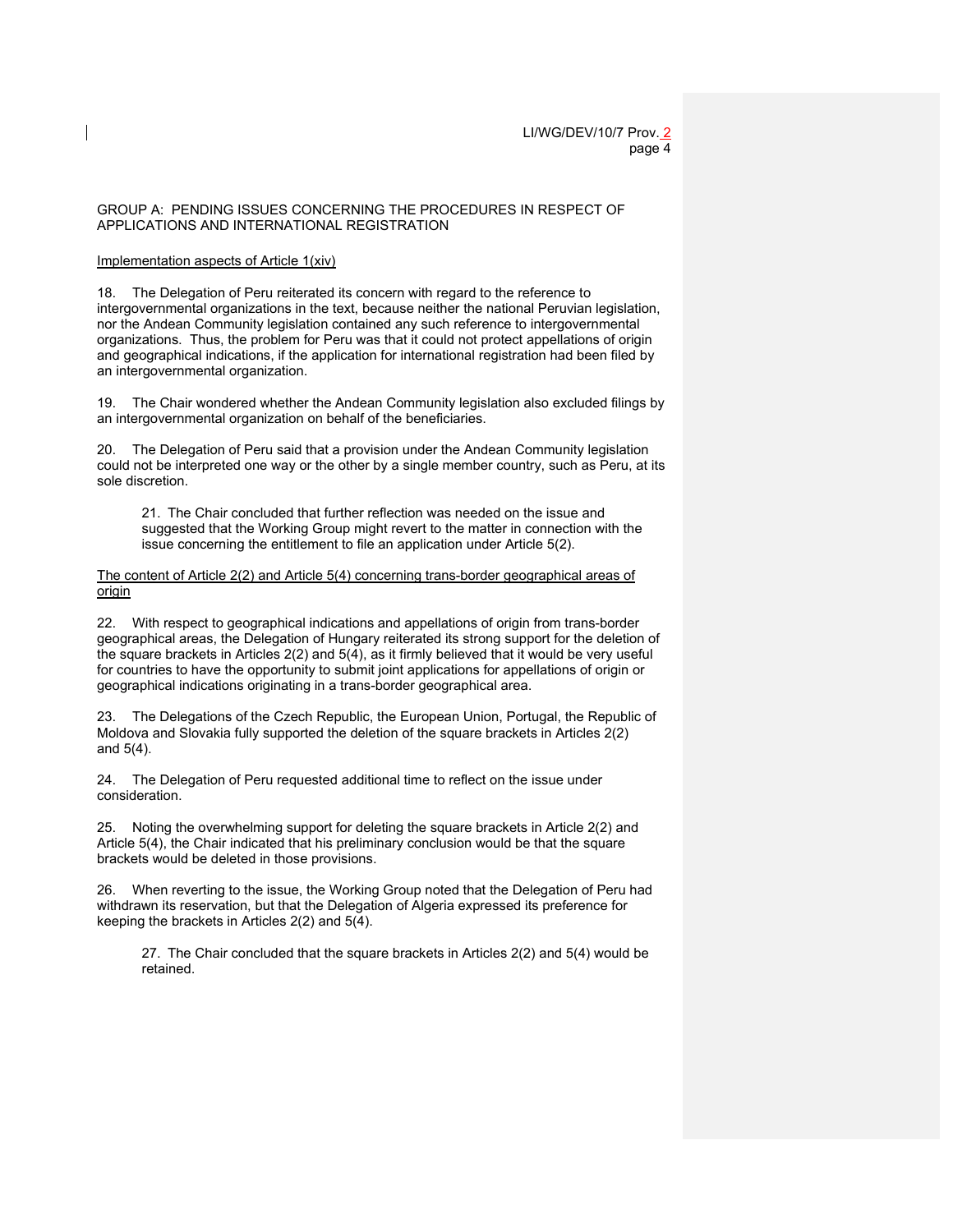GROUP A: PENDING ISSUES CONCERNING THE PROCEDURES IN RESPECT OF APPLICATIONS AND INTERNATIONAL REGISTRATION

Implementation aspects of Article 1(xiv)

18. The Delegation of Peru reiterated its concern with regard to the reference to intergovernmental organizations in the text, because neither the national Peruvian legislation, nor the Andean Community legislation contained any such reference to intergovernmental organizations. Thus, the problem for Peru was that it could not protect appellations of origin and geographical indications, if the application for international registration had been filed by an intergovernmental organization.

19. The Chair wondered whether the Andean Community legislation also excluded filings by an intergovernmental organization on behalf of the beneficiaries.

20. The Delegation of Peru said that a provision under the Andean Community legislation could not be interpreted one way or the other by a single member country, such as Peru, at its sole discretion.

> 21. The Chair concluded that further reflection was needed on the issue and suggested that the Working Group might revert to the matter in connection with the issue concerning the entitlement to file an application under Article 5(2).

The content of Article 2(2) and Article 5(4) concerning trans-border geographical areas of origin

22. With respect to geographical indications and appellations of origin from trans-border geographical areas, the Delegation of Hungary reiterated its strong support for the deletion of the square brackets in Articles 2(2) and 5(4), as it firmly believed that it would be very useful for countries to have the opportunity to submit joint applications for appellations of origin or geographical indications originating in a trans-border geographical area.

23. The Delegations of the Czech Republic, the European Union, Portugal, the Republic of Moldova and Slovakia fully supported the deletion of the square brackets in Articles 2(2) and 5(4).

24. The Delegation of Peru requested additional time to reflect on the issue under consideration.

25. Noting the overwhelming support for deleting the square brackets in Article 2(2) and Article 5(4), the Chair indicated that his preliminary conclusion would be that the square brackets would be deleted in those provisions.

26. When reverting to the issue, the Working Group noted that the Delegation of Peru had withdrawn its reservation, but that the Delegation of Algeria expressed its preference for keeping the brackets in Articles 2(2) and 5(4).

> 27. The Chair concluded that the square brackets in Articles 2(2) and 5(4) would be retained.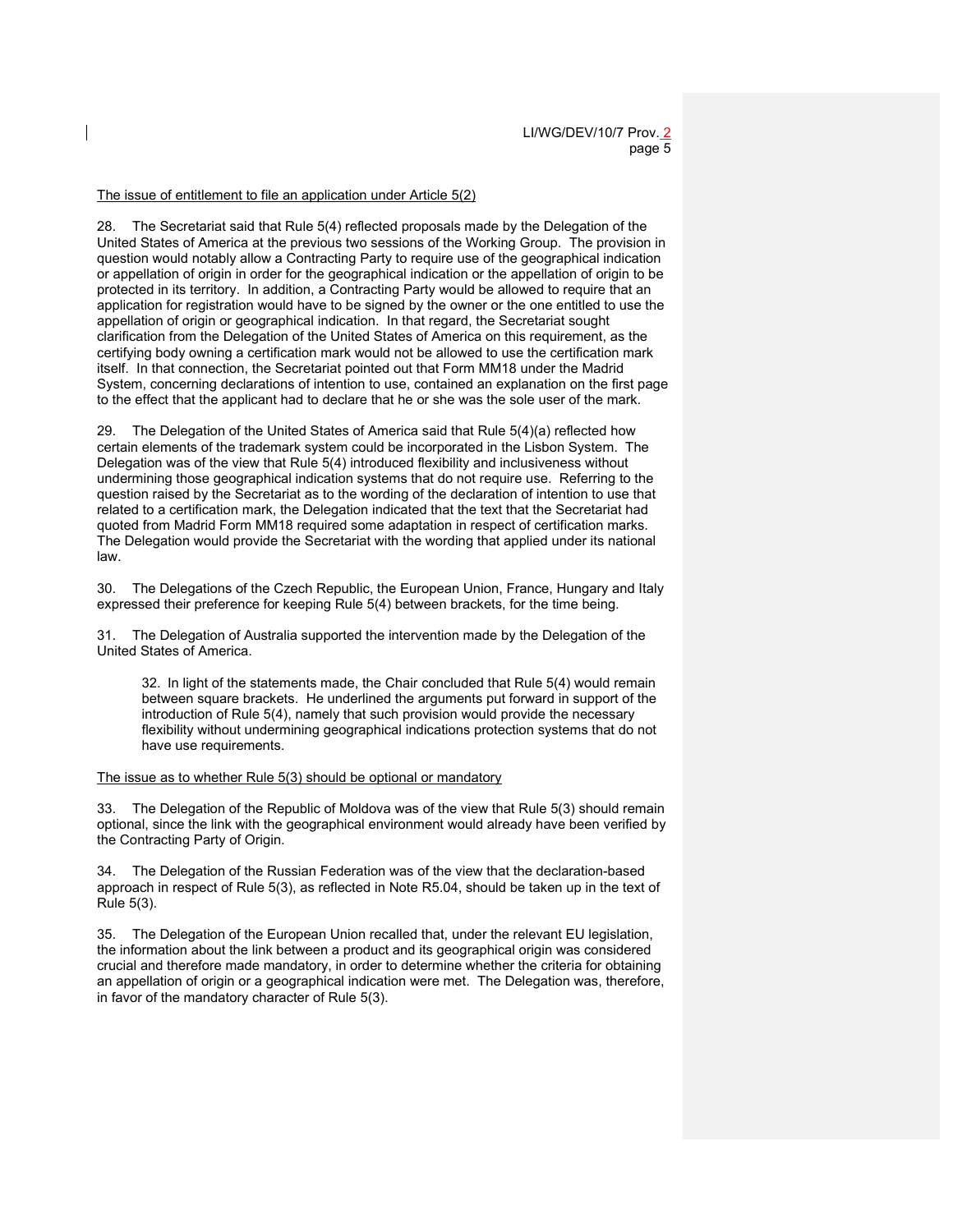The issue of entitlement to file an application under Article 5(2)

28. The Secretariat said that Rule 5(4) reflected proposals made by the Delegation of the United States of America at the previous two sessions of the Working Group. The provision in question would notably allow a Contracting Party to require use of the geographical indication or appellation of origin in order for the geographical indication or the appellation of origin to be protected in its territory. In addition, a Contracting Party would be allowed to require that an application for registration would have to be signed by the owner or the one entitled to use the appellation of origin or geographical indication. In that regard, the Secretariat sought clarification from the Delegation of the United States of America on this requirement, as the certifying body owning a certification mark would not be allowed to use the certification mark itself. In that connection, the Secretariat pointed out that Form MM18 under the Madrid System, concerning declarations of intention to use, contained an explanation on the first page to the effect that the applicant had to declare that he or she was the sole user of the mark.

29. The Delegation of the United States of America said that Rule 5(4)(a) reflected how certain elements of the trademark system could be incorporated in the Lisbon System. The Delegation was of the view that Rule 5(4) introduced flexibility and inclusiveness without undermining those geographical indication systems that do not require use. Referring to the question raised by the Secretariat as to the wording of the declaration of intention to use that related to a certification mark, the Delegation indicated that the text that the Secretariat had quoted from Madrid Form MM18 required some adaptation in respect of certification marks. The Delegation would provide the Secretariat with the wording that applied under its national law.

30. The Delegations of the Czech Republic, the European Union, France, Hungary and Italy expressed their preference for keeping Rule 5(4) between brackets, for the time being.

31. The Delegation of Australia supported the intervention made by the Delegation of the United States of America.

> 32. In light of the statements made, the Chair concluded that Rule 5(4) would remain between square brackets. He underlined the arguments put forward in support of the introduction of Rule 5(4), namely that such provision would provide the necessary flexibility without undermining geographical indications protection systems that do not have use requirements.

The issue as to whether Rule 5(3) should be optional or mandatory

33. The Delegation of the Republic of Moldova was of the view that Rule 5(3) should remain optional, since the link with the geographical environment would already have been verified by the Contracting Party of Origin.

34. The Delegation of the Russian Federation was of the view that the declaration-based approach in respect of Rule 5(3), as reflected in Note R5.04, should be taken up in the text of Rule 5(3).

35. The Delegation of the European Union recalled that, under the relevant EU legislation, the information about the link between a product and its geographical origin was considered crucial and therefore made mandatory, in order to determine whether the criteria for obtaining an appellation of origin or a geographical indication were met. The Delegation was, therefore, in favor of the mandatory character of Rule 5(3).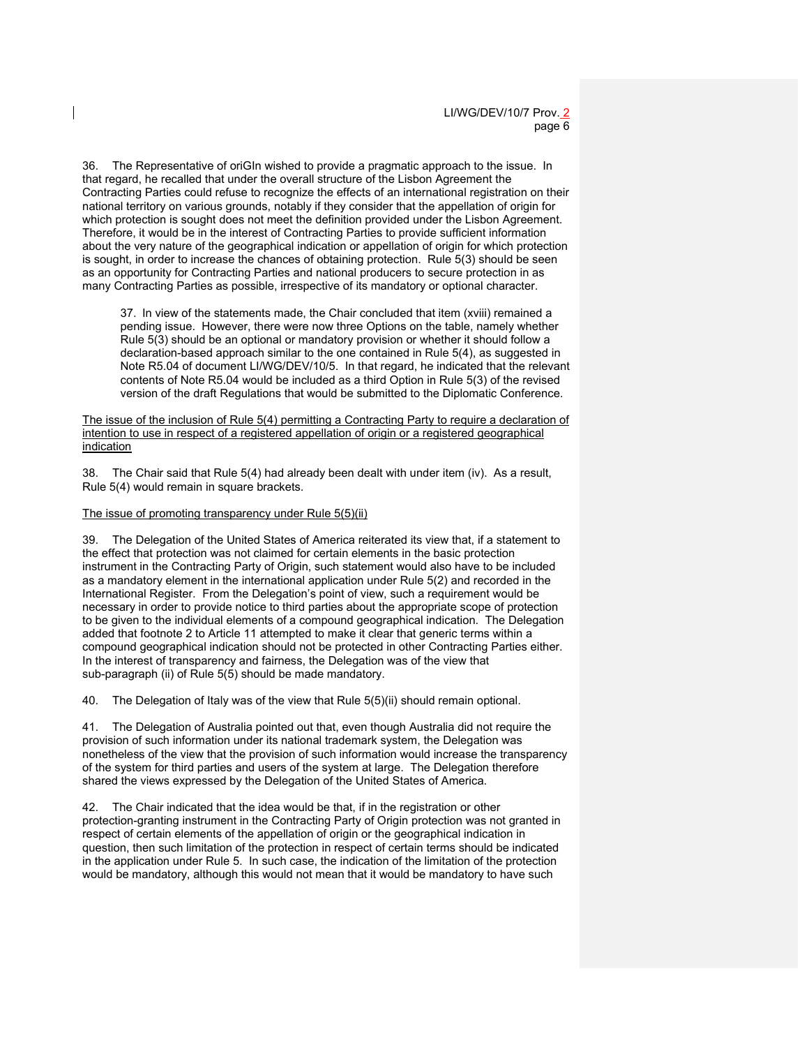36. The Representative of oriGIn wished to provide a pragmatic approach to the issue. In that regard, he recalled that under the overall structure of the Lisbon Agreement the Contracting Parties could refuse to recognize the effects of an international registration on their national territory on various grounds, notably if they consider that the appellation of origin for which protection is sought does not meet the definition provided under the Lisbon Agreement. Therefore, it would be in the interest of Contracting Parties to provide sufficient information about the very nature of the geographical indication or appellation of origin for which protection is sought, in order to increase the chances of obtaining protection. Rule 5(3) should be seen as an opportunity for Contracting Parties and national producers to secure protection in as many Contracting Parties as possible, irrespective of its mandatory or optional character.

> 37. In view of the statements made, the Chair concluded that item (xviii) remained a pending issue. However, there were now three Options on the table, namely whether Rule 5(3) should be an optional or mandatory provision or whether it should follow a declaration-based approach similar to the one contained in Rule 5(4), as suggested in Note R5.04 of document LI/WG/DEV/10/5. In that regard, he indicated that the relevant contents of Note R5.04 would be included as a third Option in Rule 5(3) of the revised version of the draft Regulations that would be submitted to the Diplomatic Conference.

<u>The issue of the inclusion of Rule 5(4) permitting a Contracting Party to require a declaration of intention to use in respect of a registered appellation of origin or a registered geographical indication</u>

38. The Chair said that Rule 5(4) had already been dealt with under item (iv). As a result, Rule 5(4) would remain in square brackets.

<u>The issue of promoting transparency under Rule 5(5)(ii)</u>

39. The Delegation of the United States of America reiterated its view that, if a statement to the effect that protection was not claimed for certain elements in the basic protection instrument in the Contracting Party of Origin, such statement would also have to be included as a mandatory element in the international application under Rule 5(2) and recorded in the International Register. From the Delegation's point of view, such a requirement would be necessary in order to provide notice to third parties about the appropriate scope of protection to be given to the individual elements of a compound geographical indication. The Delegation added that footnote 2 to Article 11 attempted to make it clear that generic terms within a compound geographical indication should not be protected in other Contracting Parties either. In the interest of transparency and fairness, the Delegation was of the view that sub-paragraph (ii) of Rule 5(5) should be made mandatory.

40. The Delegation of Italy was of the view that Rule 5(5)(ii) should remain optional.

41. The Delegation of Australia pointed out that, even though Australia did not require the provision of such information under its national trademark system, the Delegation was nonetheless of the view that the provision of such information would increase the transparency of the system for third parties and users of the system at large. The Delegation therefore shared the views expressed by the Delegation of the United States of America.

42. The Chair indicated that the idea would be that, if in the registration or other protection-granting instrument in the Contracting Party of Origin protection was not granted in respect of certain elements of the appellation of origin or the geographical indication in question, then such limitation of the protection in respect of certain terms should be indicated in the application under Rule 5. In such case, the indication of the limitation of the protection would be mandatory, although this would not mean that it would be mandatory to have such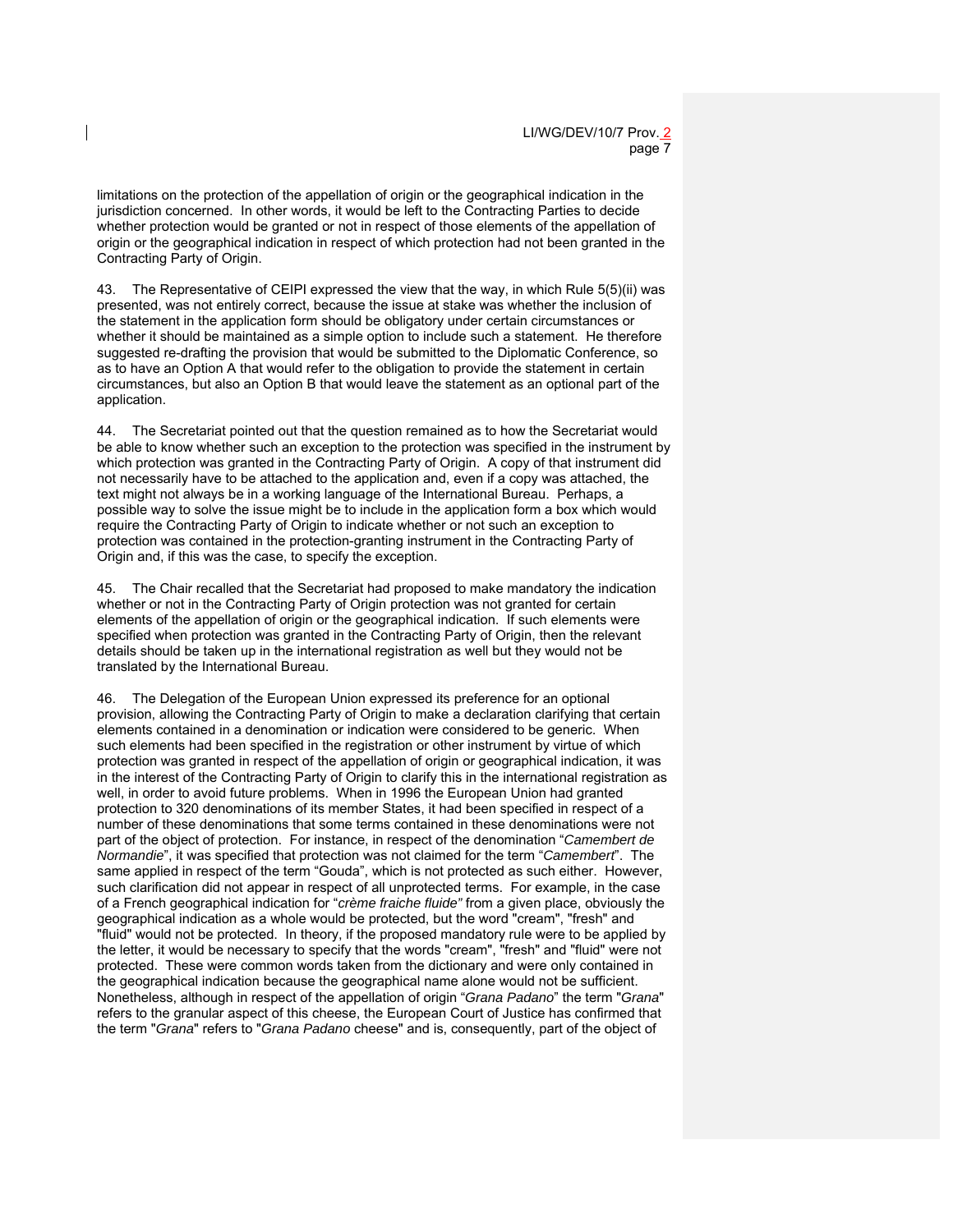limitations on the protection of the appellation of origin or the geographical indication in the jurisdiction concerned. In other words, it would be left to the Contracting Parties to decide whether protection would be granted or not in respect of those elements of the appellation of origin or the geographical indication in respect of which protection had not been granted in the Contracting Party of Origin.

43. The Representative of CEIPI expressed the view that the way, in which Rule 5(5)(ii) was presented, was not entirely correct, because the issue at stake was whether the inclusion of the statement in the application form should be obligatory under certain circumstances or whether it should be maintained as a simple option to include such a statement. He therefore suggested re-drafting the provision that would be submitted to the Diplomatic Conference, so as to have an Option A that would refer to the obligation to provide the statement in certain circumstances, but also an Option B that would leave the statement as an optional part of the application.

44. The Secretariat pointed out that the question remained as to how the Secretariat would be able to know whether such an exception to the protection was specified in the instrument by which protection was granted in the Contracting Party of Origin. A copy of that instrument did not necessarily have to be attached to the application and, even if a copy was attached, the text might not always be in a working language of the International Bureau. Perhaps, a possible way to solve the issue might be to include in the application form a box which would require the Contracting Party of Origin to indicate whether or not such an exception to protection was contained in the protection-granting instrument in the Contracting Party of Origin and, if this was the case, to specify the exception.

45. The Chair recalled that the Secretariat had proposed to make mandatory the indication whether or not in the Contracting Party of Origin protection was not granted for certain elements of the appellation of origin or the geographical indication. If such elements were specified when protection was granted in the Contracting Party of Origin, then the relevant details should be taken up in the international registration as well but they would not be translated by the International Bureau.

46. The Delegation of the European Union expressed its preference for an optional provision, allowing the Contracting Party of Origin to make a declaration clarifying that certain elements contained in a denomination or indication were considered to be generic. When such elements had been specified in the registration or other instrument by virtue of which protection was granted in respect of the appellation of origin or geographical indication, it was in the interest of the Contracting Party of Origin to clarify this in the international registration as well, in order to avoid future problems. When in 1996 the European Union had granted protection to 320 denominations of its member States, it had been specified in respect of a number of these denominations that some terms contained in these denominations were not part of the object of protection. For instance, in respect of the denomination "*Camembert de Normandie*", it was specified that protection was not claimed for the term "*Camembert*". The same applied in respect of the term "Gouda", which is not protected as such either. However, such clarification did not appear in respect of all unprotected terms. For example, in the case of a French geographical indication for "*crème fraiche fluide"* from a given place, obviously the geographical indication as a whole would be protected, but the word "cream", "fresh" and "fluid" would not be protected. In theory, if the proposed mandatory rule were to be applied by the letter, it would be necessary to specify that the words "cream", "fresh" and "fluid" were not protected. These were common words taken from the dictionary and were only contained in the geographical indication because the geographical name alone would not be sufficient. Nonetheless, although in respect of the appellation of origin "*Grana Padano*" the term "*Grana*" refers to the granular aspect of this cheese, the European Court of Justice has confirmed that the term "*Grana*" refers to "*Grana Padano* cheese" and is, consequently, part of the object of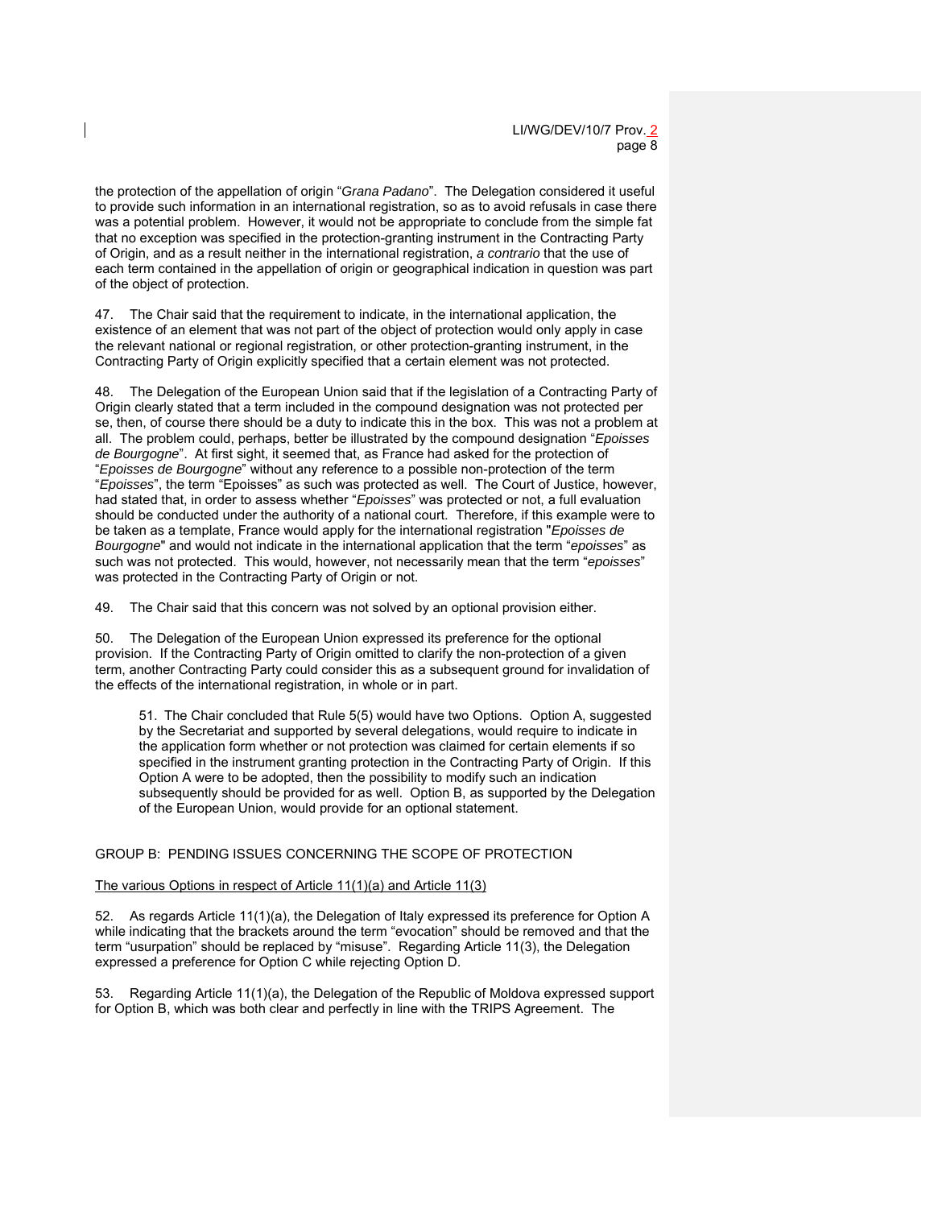the protection of the appellation of origin "*Grana Padano*". The Delegation considered it useful to provide such information in an international registration, so as to avoid refusals in case there was a potential problem. However, it would not be appropriate to conclude from the simple fat that no exception was specified in the protection-granting instrument in the Contracting Party of Origin, and as a result neither in the international registration, *a contrario* that the use of each term contained in the appellation of origin or geographical indication in question was part of the object of protection.

47. The Chair said that the requirement to indicate, in the international application, the existence of an element that was not part of the object of protection would only apply in case the relevant national or regional registration, or other protection-granting instrument, in the Contracting Party of Origin explicitly specified that a certain element was not protected.

48. The Delegation of the European Union said that if the legislation of a Contracting Party of Origin clearly stated that a term included in the compound designation was not protected per se, then, of course there should be a duty to indicate this in the box. This was not a problem at all. The problem could, perhaps, better be illustrated by the compound designation "*Epoisses de Bourgogne*". At first sight, it seemed that, as France had asked for the protection of "*Epoisses de Bourgogne*" without any reference to a possible non-protection of the term "*Epoisses*", the term "Epoisses" as such was protected as well. The Court of Justice, however, had stated that, in order to assess whether "*Epoisses*" was protected or not, a full evaluation should be conducted under the authority of a national court. Therefore, if this example were to be taken as a template, France would apply for the international registration "*Epoisses de Bourgogne*" and would not indicate in the international application that the term "*epoisses*" as such was not protected. This would, however, not necessarily mean that the term "*epoisses*" was protected in the Contracting Party of Origin or not.

49. The Chair said that this concern was not solved by an optional provision either.

50. The Delegation of the European Union expressed its preference for the optional provision. If the Contracting Party of Origin omitted to clarify the non-protection of a given term, another Contracting Party could consider this as a subsequent ground for invalidation of the effects of the international registration, in whole or in part.

> 51. The Chair concluded that Rule 5(5) would have two Options. Option A, suggested by the Secretariat and supported by several delegations, would require to indicate in the application form whether or not protection was claimed for certain elements if so specified in the instrument granting protection in the Contracting Party of Origin. If this Option A were to be adopted, then the possibility to modify such an indication subsequently should be provided for as well. Option B, as supported by the Delegation of the European Union, would provide for an optional statement.

## GROUP B: PENDING ISSUES CONCERNING THE SCOPE OF PROTECTION

### The various Options in respect of Article 11(1)(a) and Article 11(3)

52. As regards Article 11(1)(a), the Delegation of Italy expressed its preference for Option A while indicating that the brackets around the term "evocation" should be removed and that the term "usurpation" should be replaced by "misuse". Regarding Article 11(3), the Delegation expressed a preference for Option C while rejecting Option D.

53. Regarding Article 11(1)(a), the Delegation of the Republic of Moldova expressed support for Option B, which was both clear and perfectly in line with the TRIPS Agreement. The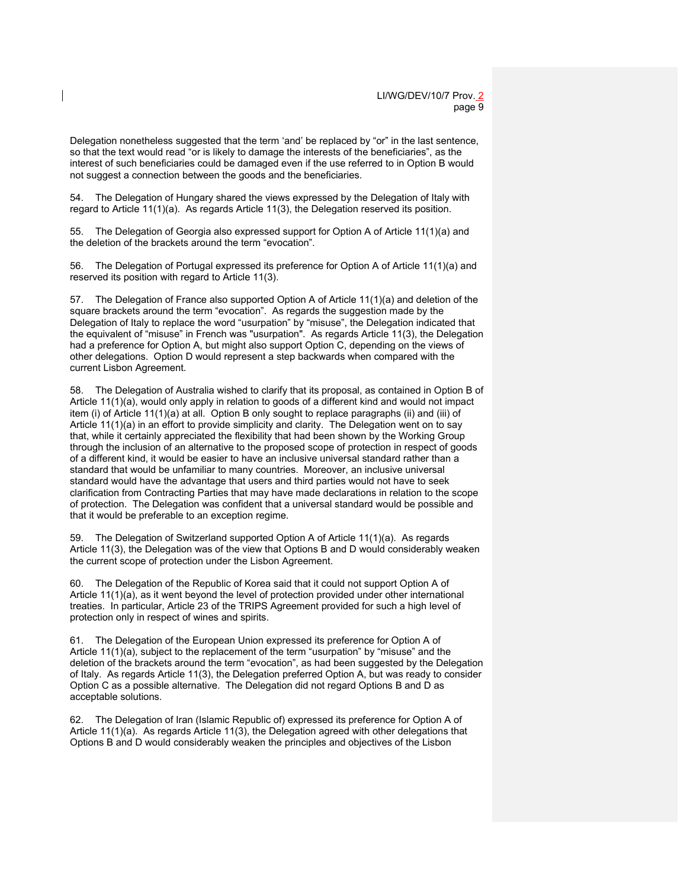Delegation nonetheless suggested that the term 'and' be replaced by "or" in the last sentence, so that the text would read "or is likely to damage the interests of the beneficiaries", as the interest of such beneficiaries could be damaged even if the use referred to in Option B would not suggest a connection between the goods and the beneficiaries.

54. The Delegation of Hungary shared the views expressed by the Delegation of Italy with regard to Article 11(1)(a). As regards Article 11(3), the Delegation reserved its position.

55. The Delegation of Georgia also expressed support for Option A of Article 11(1)(a) and the deletion of the brackets around the term "evocation".

56. The Delegation of Portugal expressed its preference for Option A of Article 11(1)(a) and reserved its position with regard to Article 11(3).

57. The Delegation of France also supported Option A of Article 11(1)(a) and deletion of the square brackets around the term "evocation". As regards the suggestion made by the Delegation of Italy to replace the word "usurpation" by "misuse", the Delegation indicated that the equivalent of "misuse" in French was "usurpation". As regards Article 11(3), the Delegation had a preference for Option A, but might also support Option C, depending on the views of other delegations. Option D would represent a step backwards when compared with the current Lisbon Agreement.

58. The Delegation of Australia wished to clarify that its proposal, as contained in Option B of Article 11(1)(a), would only apply in relation to goods of a different kind and would not impact item (i) of Article 11(1)(a) at all. Option B only sought to replace paragraphs (ii) and (iii) of Article 11(1)(a) in an effort to provide simplicity and clarity. The Delegation went on to say that, while it certainly appreciated the flexibility that had been shown by the Working Group through the inclusion of an alternative to the proposed scope of protection in respect of goods of a different kind, it would be easier to have an inclusive universal standard rather than a standard that would be unfamiliar to many countries. Moreover, an inclusive universal standard would have the advantage that users and third parties would not have to seek clarification from Contracting Parties that may have made declarations in relation to the scope of protection. The Delegation was confident that a universal standard would be possible and that it would be preferable to an exception regime.

59. The Delegation of Switzerland supported Option A of Article 11(1)(a). As regards Article 11(3), the Delegation was of the view that Options B and D would considerably weaken the current scope of protection under the Lisbon Agreement.

60. The Delegation of the Republic of Korea said that it could not support Option A of Article 11(1)(a), as it went beyond the level of protection provided under other international treaties. In particular, Article 23 of the TRIPS Agreement provided for such a high level of protection only in respect of wines and spirits.

61. The Delegation of the European Union expressed its preference for Option A of Article 11(1)(a), subject to the replacement of the term "usurpation" by "misuse" and the deletion of the brackets around the term "evocation", as had been suggested by the Delegation of Italy. As regards Article 11(3), the Delegation preferred Option A, but was ready to consider Option C as a possible alternative. The Delegation did not regard Options B and D as acceptable solutions.

62. The Delegation of Iran (Islamic Republic of) expressed its preference for Option A of Article 11(1)(a). As regards Article 11(3), the Delegation agreed with other delegations that Options B and D would considerably weaken the principles and objectives of the Lisbon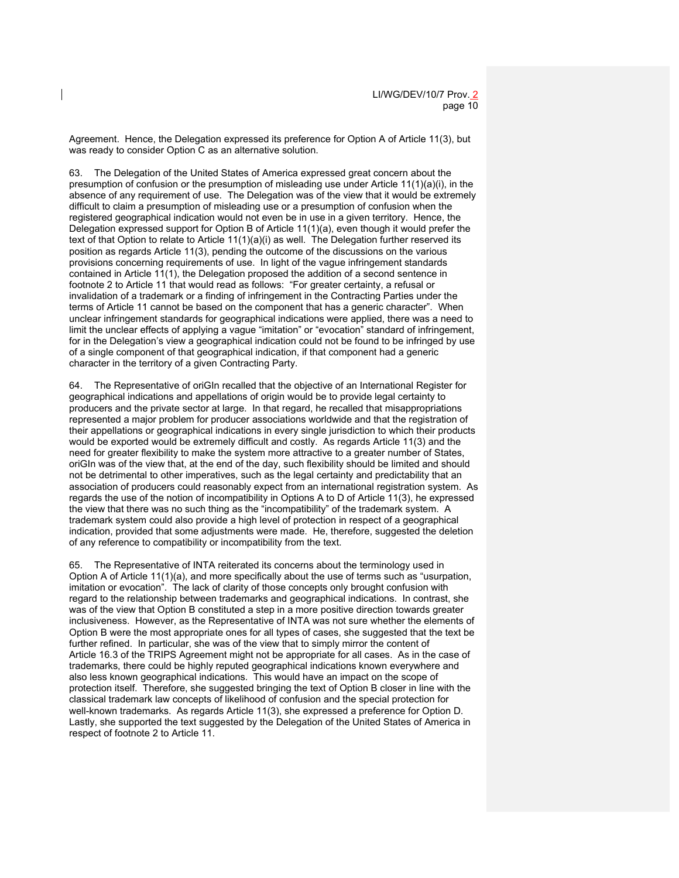Agreement. Hence, the Delegation expressed its preference for Option A of Article 11(3), but was ready to consider Option C as an alternative solution.

63. The Delegation of the United States of America expressed great concern about the presumption of confusion or the presumption of misleading use under Article 11(1)(a)(i), in the absence of any requirement of use. The Delegation was of the view that it would be extremely difficult to claim a presumption of misleading use or a presumption of confusion when the registered geographical indication would not even be in use in a given territory. Hence, the Delegation expressed support for Option B of Article 11(1)(a), even though it would prefer the text of that Option to relate to Article 11(1)(a)(i) as well. The Delegation further reserved its position as regards Article 11(3), pending the outcome of the discussions on the various provisions concerning requirements of use. In light of the vague infringement standards contained in Article 11(1), the Delegation proposed the addition of a second sentence in footnote 2 to Article 11 that would read as follows: "For greater certainty, a refusal or invalidation of a trademark or a finding of infringement in the Contracting Parties under the terms of Article 11 cannot be based on the component that has a generic character". When unclear infringement standards for geographical indications were applied, there was a need to limit the unclear effects of applying a vague "imitation" or "evocation" standard of infringement, for in the Delegation's view a geographical indication could not be found to be infringed by use of a single component of that geographical indication, if that component had a generic character in the territory of a given Contracting Party.

64. The Representative of oriGIn recalled that the objective of an International Register for geographical indications and appellations of origin would be to provide legal certainty to producers and the private sector at large. In that regard, he recalled that misappropriations represented a major problem for producer associations worldwide and that the registration of their appellations or geographical indications in every single jurisdiction to which their products would be exported would be extremely difficult and costly. As regards Article 11(3) and the need for greater flexibility to make the system more attractive to a greater number of States, oriGIn was of the view that, at the end of the day, such flexibility should be limited and should not be detrimental to other imperatives, such as the legal certainty and predictability that an association of producers could reasonably expect from an international registration system. As regards the use of the notion of incompatibility in Options A to D of Article 11(3), he expressed the view that there was no such thing as the "incompatibility" of the trademark system. A trademark system could also provide a high level of protection in respect of a geographical indication, provided that some adjustments were made. He, therefore, suggested the deletion of any reference to compatibility or incompatibility from the text.

65. The Representative of INTA reiterated its concerns about the terminology used in Option A of Article 11(1)(a), and more specifically about the use of terms such as "usurpation, imitation or evocation". The lack of clarity of those concepts only brought confusion with regard to the relationship between trademarks and geographical indications. In contrast, she was of the view that Option B constituted a step in a more positive direction towards greater inclusiveness. However, as the Representative of INTA was not sure whether the elements of Option B were the most appropriate ones for all types of cases, she suggested that the text be further refined. In particular, she was of the view that to simply mirror the content of Article 16.3 of the TRIPS Agreement might not be appropriate for all cases. As in the case of trademarks, there could be highly reputed geographical indications known everywhere and also less known geographical indications. This would have an impact on the scope of protection itself. Therefore, she suggested bringing the text of Option B closer in line with the classical trademark law concepts of likelihood of confusion and the special protection for well-known trademarks. As regards Article 11(3), she expressed a preference for Option D. Lastly, she supported the text suggested by the Delegation of the United States of America in respect of footnote 2 to Article 11.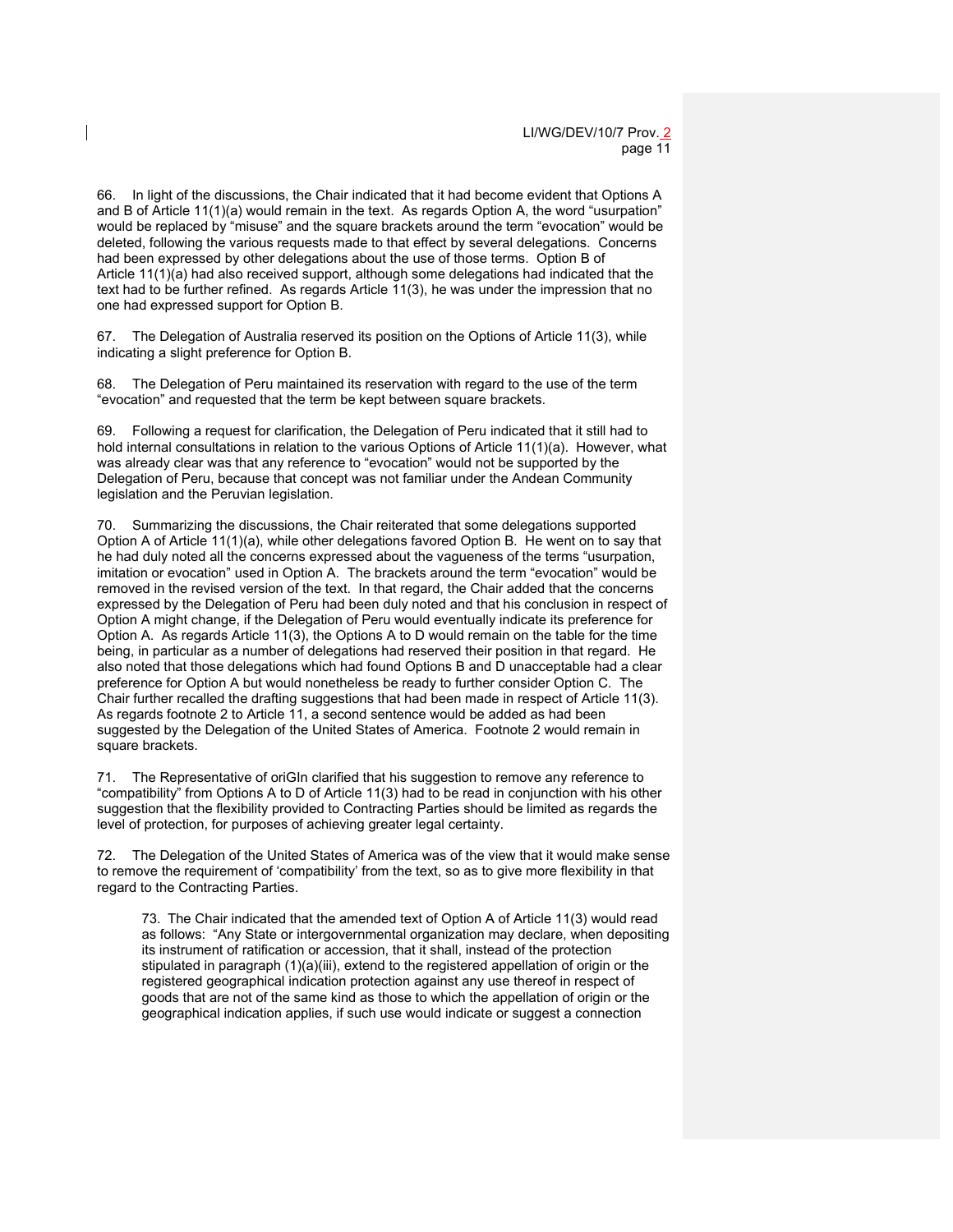66. In light of the discussions, the Chair indicated that it had become evident that Options A and B of Article 11(1)(a) would remain in the text. As regards Option A, the word "usurpation" would be replaced by "misuse" and the square brackets around the term "evocation" would be deleted, following the various requests made to that effect by several delegations. Concerns had been expressed by other delegations about the use of those terms. Option B of Article 11(1)(a) had also received support, although some delegations had indicated that the text had to be further refined. As regards Article 11(3), he was under the impression that no one had expressed support for Option B.

67. The Delegation of Australia reserved its position on the Options of Article 11(3), while indicating a slight preference for Option B.

68. The Delegation of Peru maintained its reservation with regard to the use of the term "evocation" and requested that the term be kept between square brackets.

69. Following a request for clarification, the Delegation of Peru indicated that it still had to hold internal consultations in relation to the various Options of Article 11(1)(a). However, what was already clear was that any reference to "evocation" would not be supported by the Delegation of Peru, because that concept was not familiar under the Andean Community legislation and the Peruvian legislation.

70. Summarizing the discussions, the Chair reiterated that some delegations supported Option A of Article 11(1)(a), while other delegations favored Option B. He went on to say that he had duly noted all the concerns expressed about the vagueness of the terms "usurpation, imitation or evocation" used in Option A. The brackets around the term "evocation" would be removed in the revised version of the text. In that regard, the Chair added that the concerns expressed by the Delegation of Peru had been duly noted and that his conclusion in respect of Option A might change, if the Delegation of Peru would eventually indicate its preference for Option A. As regards Article 11(3), the Options A to D would remain on the table for the time being, in particular as a number of delegations had reserved their position in that regard. He also noted that those delegations which had found Options B and D unacceptable had a clear preference for Option A but would nonetheless be ready to further consider Option C. The Chair further recalled the drafting suggestions that had been made in respect of Article 11(3). As regards footnote 2 to Article 11, a second sentence would be added as had been suggested by the Delegation of the United States of America. Footnote 2 would remain in square brackets.

71. The Representative of oriGIn clarified that his suggestion to remove any reference to "compatibility" from Options A to D of Article 11(3) had to be read in conjunction with his other suggestion that the flexibility provided to Contracting Parties should be limited as regards the level of protection, for purposes of achieving greater legal certainty.

72. The Delegation of the United States of America was of the view that it would make sense to remove the requirement of 'compatibility' from the text, so as to give more flexibility in that regard to the Contracting Parties.

> 73. The Chair indicated that the amended text of Option A of Article 11(3) would read as follows: "Any State or intergovernmental organization may declare, when depositing its instrument of ratification or accession, that it shall, instead of the protection stipulated in paragraph (1)(a)(iii), extend to the registered appellation of origin or the registered geographical indication protection against any use thereof in respect of goods that are not of the same kind as those to which the appellation of origin or the geographical indication applies, if such use would indicate or suggest a connection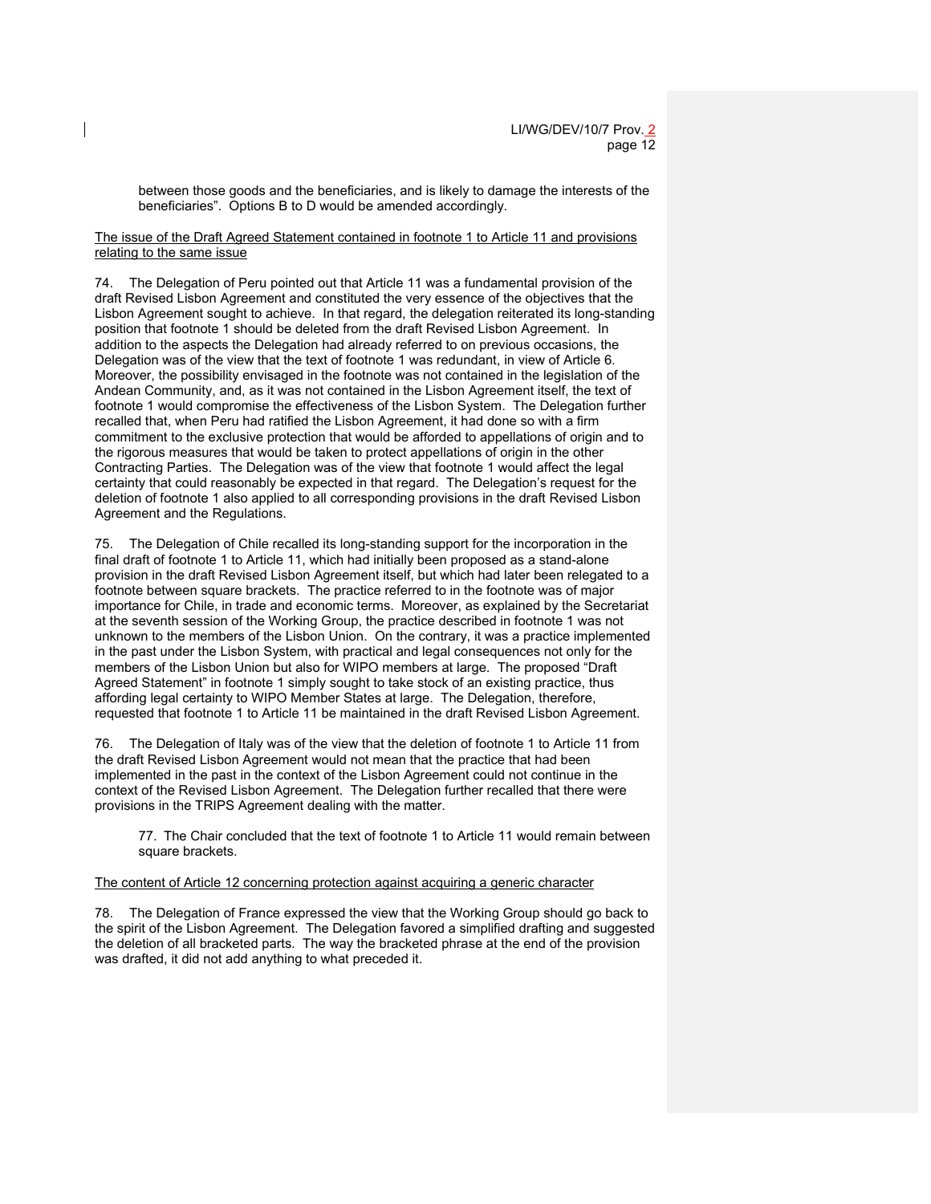between those goods and the beneficiaries, and is likely to damage the interests of the beneficiaries". Options B to D would be amended accordingly.

The issue of the Draft Agreed Statement contained in footnote 1 to Article 11 and provisions relating to the same issue

74. The Delegation of Peru pointed out that Article 11 was a fundamental provision of the draft Revised Lisbon Agreement and constituted the very essence of the objectives that the Lisbon Agreement sought to achieve. In that regard, the delegation reiterated its long-standing position that footnote 1 should be deleted from the draft Revised Lisbon Agreement. In addition to the aspects the Delegation had already referred to on previous occasions, the Delegation was of the view that the text of footnote 1 was redundant, in view of Article 6. Moreover, the possibility envisaged in the footnote was not contained in the legislation of the Andean Community, and, as it was not contained in the Lisbon Agreement itself, the text of footnote 1 would compromise the effectiveness of the Lisbon System. The Delegation further recalled that, when Peru had ratified the Lisbon Agreement, it had done so with a firm commitment to the exclusive protection that would be afforded to appellations of origin and to the rigorous measures that would be taken to protect appellations of origin in the other Contracting Parties. The Delegation was of the view that footnote 1 would affect the legal certainty that could reasonably be expected in that regard. The Delegation's request for the deletion of footnote 1 also applied to all corresponding provisions in the draft Revised Lisbon Agreement and the Regulations.

75. The Delegation of Chile recalled its long-standing support for the incorporation in the final draft of footnote 1 to Article 11, which had initially been proposed as a stand-alone provision in the draft Revised Lisbon Agreement itself, but which had later been relegated to a footnote between square brackets. The practice referred to in the footnote was of major importance for Chile, in trade and economic terms. Moreover, as explained by the Secretariat at the seventh session of the Working Group, the practice described in footnote 1 was not unknown to the members of the Lisbon Union. On the contrary, it was a practice implemented in the past under the Lisbon System, with practical and legal consequences not only for the members of the Lisbon Union but also for WIPO members at large. The proposed "Draft Agreed Statement" in footnote 1 simply sought to take stock of an existing practice, thus affording legal certainty to WIPO Member States at large. The Delegation, therefore, requested that footnote 1 to Article 11 be maintained in the draft Revised Lisbon Agreement.

76. The Delegation of Italy was of the view that the deletion of footnote 1 to Article 11 from the draft Revised Lisbon Agreement would not mean that the practice that had been implemented in the past in the context of the Lisbon Agreement could not continue in the context of the Revised Lisbon Agreement. The Delegation further recalled that there were provisions in the TRIPS Agreement dealing with the matter.

> 77. The Chair concluded that the text of footnote 1 to Article 11 would remain between square brackets.

The content of Article 12 concerning protection against acquiring a generic character

78. The Delegation of France expressed the view that the Working Group should go back to the spirit of the Lisbon Agreement. The Delegation favored a simplified drafting and suggested the deletion of all bracketed parts. The way the bracketed phrase at the end of the provision was drafted, it did not add anything to what preceded it.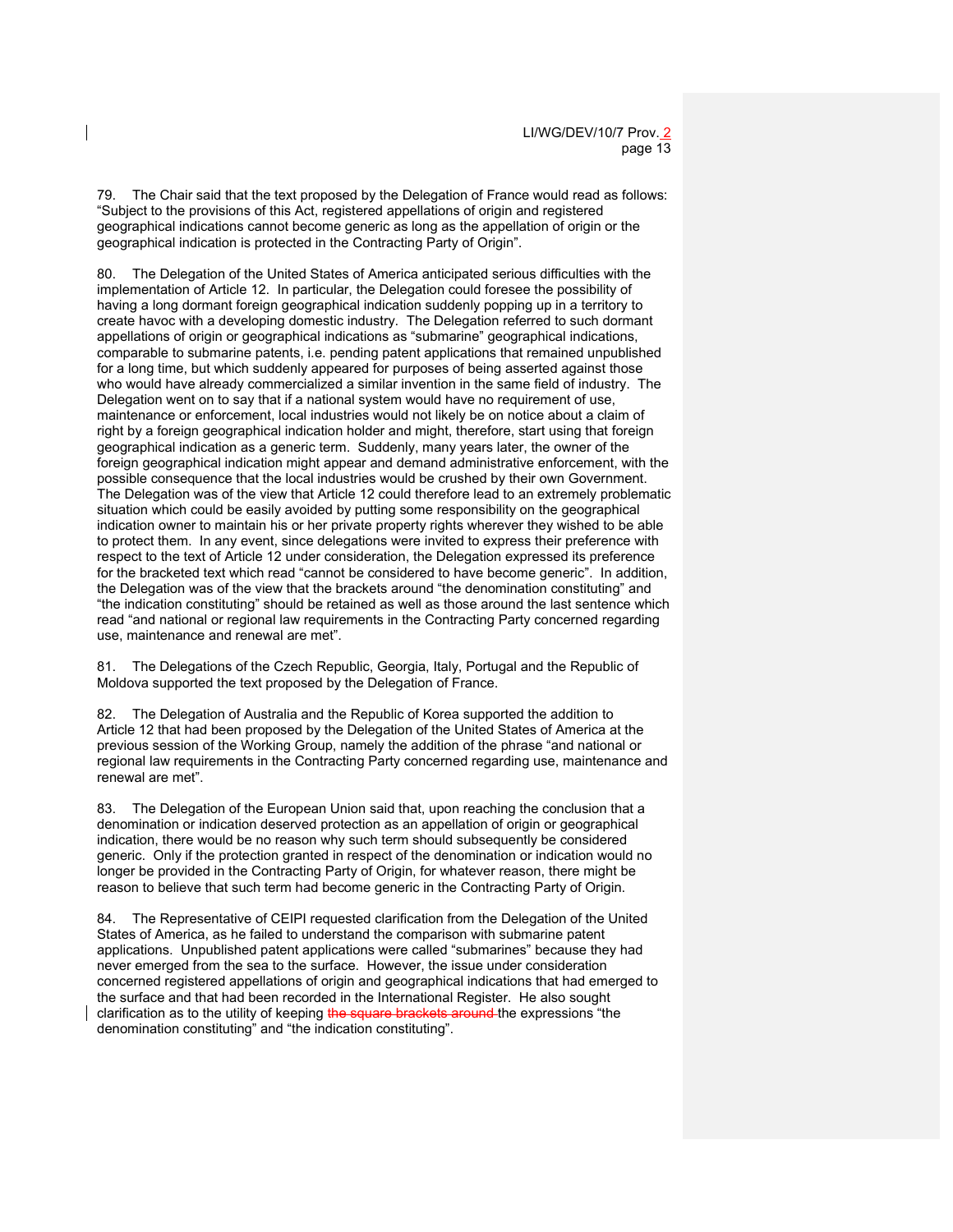79. The Chair said that the text proposed by the Delegation of France would read as follows: "Subject to the provisions of this Act, registered appellations of origin and registered geographical indications cannot become generic as long as the appellation of origin or the geographical indication is protected in the Contracting Party of Origin".

80. The Delegation of the United States of America anticipated serious difficulties with the implementation of Article 12. In particular, the Delegation could foresee the possibility of having a long dormant foreign geographical indication suddenly popping up in a territory to create havoc with a developing domestic industry. The Delegation referred to such dormant appellations of origin or geographical indications as "submarine" geographical indications, comparable to submarine patents, i.e. pending patent applications that remained unpublished for a long time, but which suddenly appeared for purposes of being asserted against those who would have already commercialized a similar invention in the same field of industry. The Delegation went on to say that if a national system would have no requirement of use, maintenance or enforcement, local industries would not likely be on notice about a claim of right by a foreign geographical indication holder and might, therefore, start using that foreign geographical indication as a generic term. Suddenly, many years later, the owner of the foreign geographical indication might appear and demand administrative enforcement, with the possible consequence that the local industries would be crushed by their own Government. The Delegation was of the view that Article 12 could therefore lead to an extremely problematic situation which could be easily avoided by putting some responsibility on the geographical indication owner to maintain his or her private property rights wherever they wished to be able to protect them. In any event, since delegations were invited to express their preference with respect to the text of Article 12 under consideration, the Delegation expressed its preference for the bracketed text which read "cannot be considered to have become generic". In addition, the Delegation was of the view that the brackets around "the denomination constituting" and "the indication constituting" should be retained as well as those around the last sentence which read "and national or regional law requirements in the Contracting Party concerned regarding use, maintenance and renewal are met".

81. The Delegations of the Czech Republic, Georgia, Italy, Portugal and the Republic of Moldova supported the text proposed by the Delegation of France.

82. The Delegation of Australia and the Republic of Korea supported the addition to Article 12 that had been proposed by the Delegation of the United States of America at the previous session of the Working Group, namely the addition of the phrase "and national or regional law requirements in the Contracting Party concerned regarding use, maintenance and renewal are met".

83. The Delegation of the European Union said that, upon reaching the conclusion that a denomination or indication deserved protection as an appellation of origin or geographical indication, there would be no reason why such term should subsequently be considered generic. Only if the protection granted in respect of the denomination or indication would no longer be provided in the Contracting Party of Origin, for whatever reason, there might be reason to believe that such term had become generic in the Contracting Party of Origin.

84. The Representative of CEIPI requested clarification from the Delegation of the United States of America, as he failed to understand the comparison with submarine patent applications. Unpublished patent applications were called "submarines" because they had never emerged from the sea to the surface. However, the issue under consideration concerned registered appellations of origin and geographical indications that had emerged to the surface and that had been recorded in the International Register. He also sought clarification as to the utility of keeping ~~the square brackets around~~ the expressions "the denomination constituting" and "the indication constituting".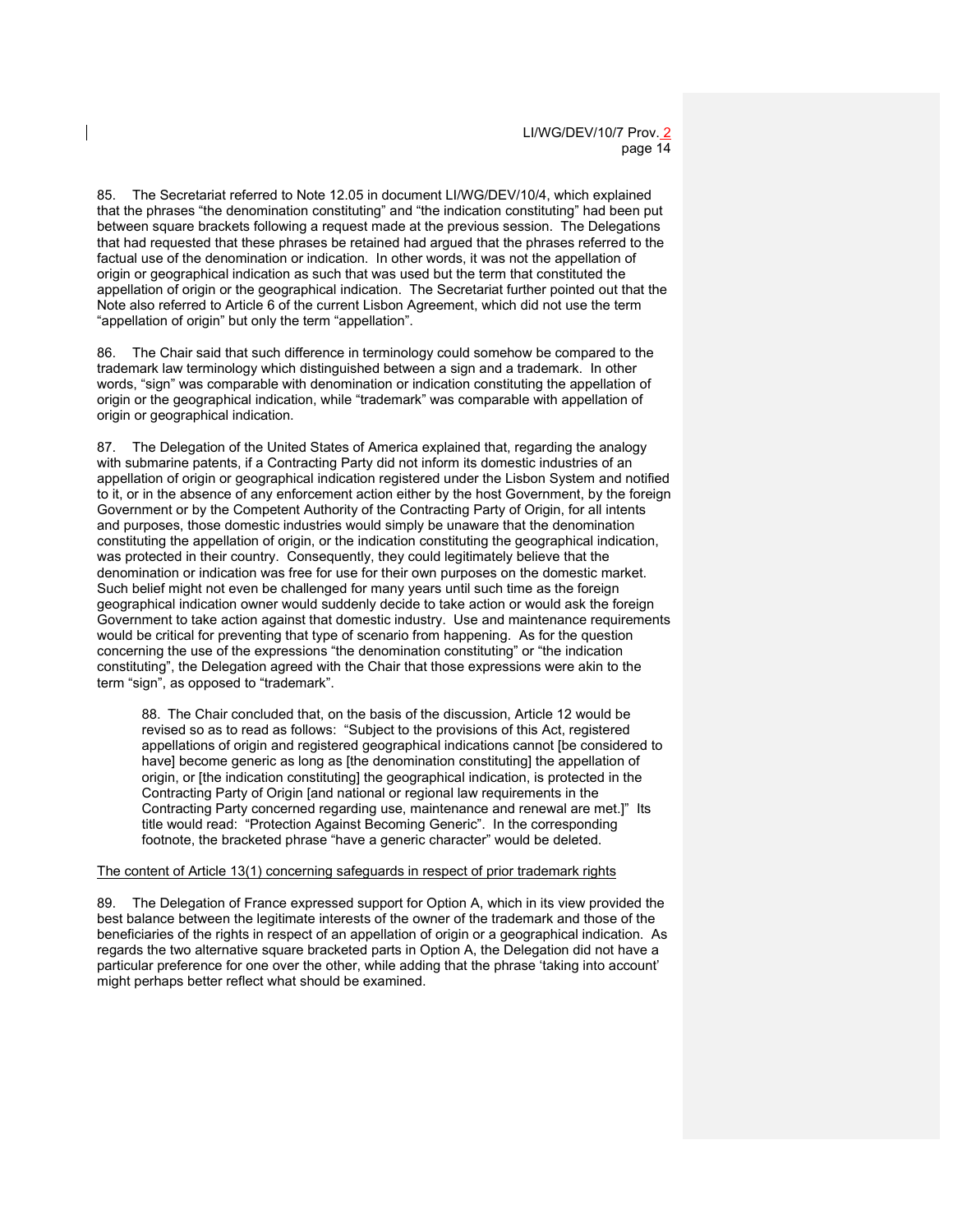85. The Secretariat referred to Note 12.05 in document LI/WG/DEV/10/4, which explained that the phrases "the denomination constituting" and "the indication constituting" had been put between square brackets following a request made at the previous session. The Delegations that had requested that these phrases be retained had argued that the phrases referred to the factual use of the denomination or indication. In other words, it was not the appellation of origin or geographical indication as such that was used but the term that constituted the appellation of origin or the geographical indication. The Secretariat further pointed out that the Note also referred to Article 6 of the current Lisbon Agreement, which did not use the term "appellation of origin" but only the term "appellation".

86. The Chair said that such difference in terminology could somehow be compared to the trademark law terminology which distinguished between a sign and a trademark. In other words, "sign" was comparable with denomination or indication constituting the appellation of origin or the geographical indication, while "trademark" was comparable with appellation of origin or geographical indication.

87. The Delegation of the United States of America explained that, regarding the analogy with submarine patents, if a Contracting Party did not inform its domestic industries of an appellation of origin or geographical indication registered under the Lisbon System and notified to it, or in the absence of any enforcement action either by the host Government, by the foreign Government or by the Competent Authority of the Contracting Party of Origin, for all intents and purposes, those domestic industries would simply be unaware that the denomination constituting the appellation of origin, or the indication constituting the geographical indication, was protected in their country. Consequently, they could legitimately believe that the denomination or indication was free for use for their own purposes on the domestic market. Such belief might not even be challenged for many years until such time as the foreign geographical indication owner would suddenly decide to take action or would ask the foreign Government to take action against that domestic industry. Use and maintenance requirements would be critical for preventing that type of scenario from happening. As for the question concerning the use of the expressions "the denomination constituting" or "the indication constituting", the Delegation agreed with the Chair that those expressions were akin to the term "sign", as opposed to "trademark".

> 88. The Chair concluded that, on the basis of the discussion, Article 12 would be revised so as to read as follows: "Subject to the provisions of this Act, registered appellations of origin and registered geographical indications cannot [be considered to have] become generic as long as [the denomination constituting] the appellation of origin, or [the indication constituting] the geographical indication, is protected in the Contracting Party of Origin [and national or regional law requirements in the Contracting Party concerned regarding use, maintenance and renewal are met.]" Its title would read: "Protection Against Becoming Generic". In the corresponding footnote, the bracketed phrase "have a generic character" would be deleted.

<u>The content of Article 13(1) concerning safeguards in respect of prior trademark rights</u>

89. The Delegation of France expressed support for Option A, which in its view provided the best balance between the legitimate interests of the owner of the trademark and those of the beneficiaries of the rights in respect of an appellation of origin or a geographical indication. As regards the two alternative square bracketed parts in Option A, the Delegation did not have a particular preference for one over the other, while adding that the phrase 'taking into account' might perhaps better reflect what should be examined.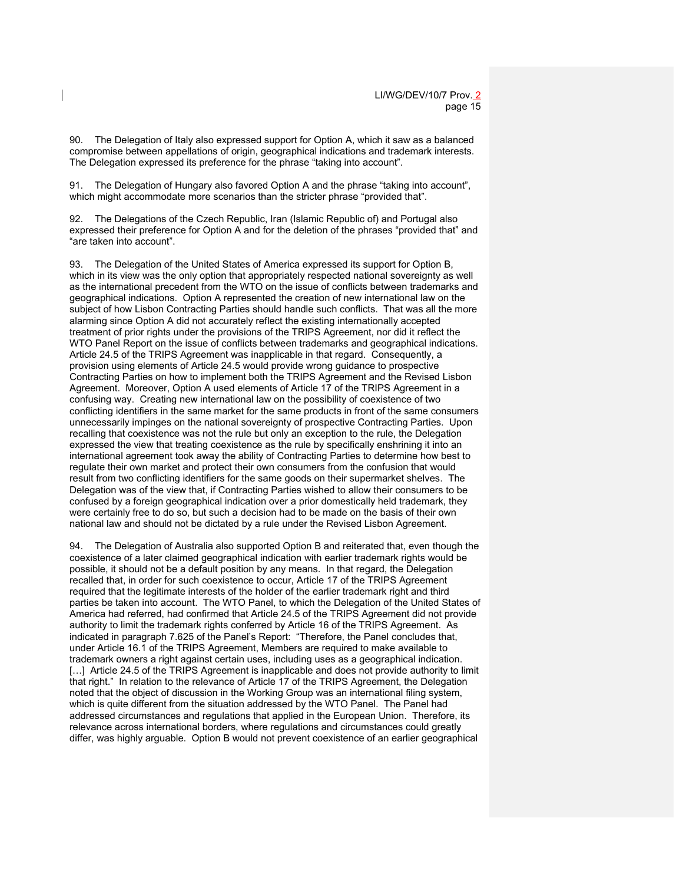90. The Delegation of Italy also expressed support for Option A, which it saw as a balanced compromise between appellations of origin, geographical indications and trademark interests. The Delegation expressed its preference for the phrase "taking into account".

91. The Delegation of Hungary also favored Option A and the phrase "taking into account", which might accommodate more scenarios than the stricter phrase "provided that".

92. The Delegations of the Czech Republic, Iran (Islamic Republic of) and Portugal also expressed their preference for Option A and for the deletion of the phrases "provided that" and "are taken into account".

93. The Delegation of the United States of America expressed its support for Option B, which in its view was the only option that appropriately respected national sovereignty as well as the international precedent from the WTO on the issue of conflicts between trademarks and geographical indications. Option A represented the creation of new international law on the subject of how Lisbon Contracting Parties should handle such conflicts. That was all the more alarming since Option A did not accurately reflect the existing internationally accepted treatment of prior rights under the provisions of the TRIPS Agreement, nor did it reflect the WTO Panel Report on the issue of conflicts between trademarks and geographical indications. Article 24.5 of the TRIPS Agreement was inapplicable in that regard. Consequently, a provision using elements of Article 24.5 would provide wrong guidance to prospective Contracting Parties on how to implement both the TRIPS Agreement and the Revised Lisbon Agreement. Moreover, Option A used elements of Article 17 of the TRIPS Agreement in a confusing way. Creating new international law on the possibility of coexistence of two conflicting identifiers in the same market for the same products in front of the same consumers unnecessarily impinges on the national sovereignty of prospective Contracting Parties. Upon recalling that coexistence was not the rule but only an exception to the rule, the Delegation expressed the view that treating coexistence as the rule by specifically enshrining it into an international agreement took away the ability of Contracting Parties to determine how best to regulate their own market and protect their own consumers from the confusion that would result from two conflicting identifiers for the same goods on their supermarket shelves. The Delegation was of the view that, if Contracting Parties wished to allow their consumers to be confused by a foreign geographical indication over a prior domestically held trademark, they were certainly free to do so, but such a decision had to be made on the basis of their own national law and should not be dictated by a rule under the Revised Lisbon Agreement.

94. The Delegation of Australia also supported Option B and reiterated that, even though the coexistence of a later claimed geographical indication with earlier trademark rights would be possible, it should not be a default position by any means. In that regard, the Delegation recalled that, in order for such coexistence to occur, Article 17 of the TRIPS Agreement required that the legitimate interests of the holder of the earlier trademark right and third parties be taken into account. The WTO Panel, to which the Delegation of the United States of America had referred, had confirmed that Article 24.5 of the TRIPS Agreement did not provide authority to limit the trademark rights conferred by Article 16 of the TRIPS Agreement. As indicated in paragraph 7.625 of the Panel's Report: "Therefore, the Panel concludes that, under Article 16.1 of the TRIPS Agreement, Members are required to make available to trademark owners a right against certain uses, including uses as a geographical indication. […] Article 24.5 of the TRIPS Agreement is inapplicable and does not provide authority to limit that right." In relation to the relevance of Article 17 of the TRIPS Agreement, the Delegation noted that the object of discussion in the Working Group was an international filing system, which is quite different from the situation addressed by the WTO Panel. The Panel had addressed circumstances and regulations that applied in the European Union. Therefore, its relevance across international borders, where regulations and circumstances could greatly differ, was highly arguable. Option B would not prevent coexistence of an earlier geographical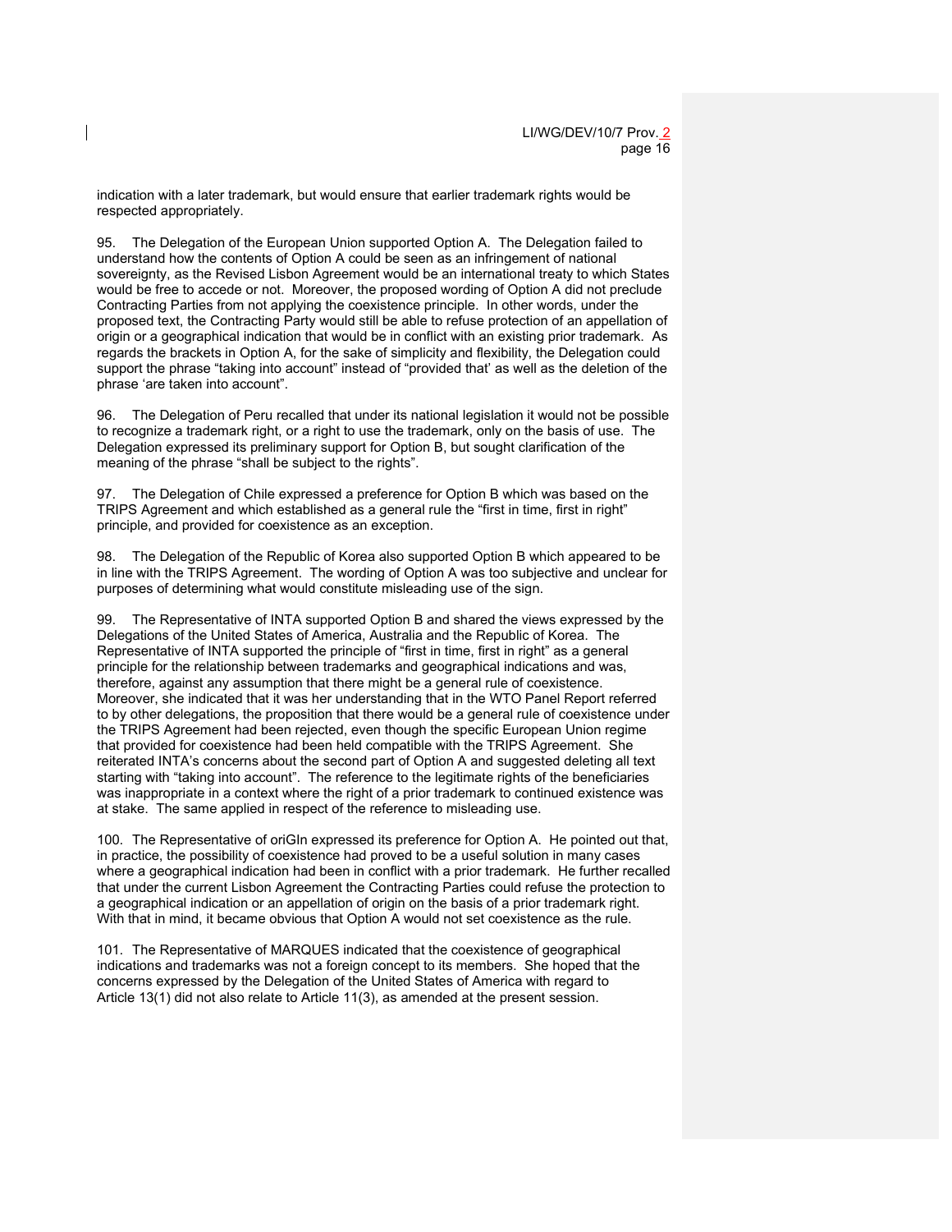indication with a later trademark, but would ensure that earlier trademark rights would be respected appropriately.

95. The Delegation of the European Union supported Option A. The Delegation failed to understand how the contents of Option A could be seen as an infringement of national sovereignty, as the Revised Lisbon Agreement would be an international treaty to which States would be free to accede or not. Moreover, the proposed wording of Option A did not preclude Contracting Parties from not applying the coexistence principle. In other words, under the proposed text, the Contracting Party would still be able to refuse protection of an appellation of origin or a geographical indication that would be in conflict with an existing prior trademark. As regards the brackets in Option A, for the sake of simplicity and flexibility, the Delegation could support the phrase "taking into account" instead of "provided that' as well as the deletion of the phrase 'are taken into account".

96. The Delegation of Peru recalled that under its national legislation it would not be possible to recognize a trademark right, or a right to use the trademark, only on the basis of use. The Delegation expressed its preliminary support for Option B, but sought clarification of the meaning of the phrase "shall be subject to the rights".

97. The Delegation of Chile expressed a preference for Option B which was based on the TRIPS Agreement and which established as a general rule the "first in time, first in right" principle, and provided for coexistence as an exception.

98. The Delegation of the Republic of Korea also supported Option B which appeared to be in line with the TRIPS Agreement. The wording of Option A was too subjective and unclear for purposes of determining what would constitute misleading use of the sign.

99. The Representative of INTA supported Option B and shared the views expressed by the Delegations of the United States of America, Australia and the Republic of Korea. The Representative of INTA supported the principle of "first in time, first in right" as a general principle for the relationship between trademarks and geographical indications and was, therefore, against any assumption that there might be a general rule of coexistence. Moreover, she indicated that it was her understanding that in the WTO Panel Report referred to by other delegations, the proposition that there would be a general rule of coexistence under the TRIPS Agreement had been rejected, even though the specific European Union regime that provided for coexistence had been held compatible with the TRIPS Agreement. She reiterated INTA's concerns about the second part of Option A and suggested deleting all text starting with "taking into account". The reference to the legitimate rights of the beneficiaries was inappropriate in a context where the right of a prior trademark to continued existence was at stake. The same applied in respect of the reference to misleading use.

100. The Representative of oriGIn expressed its preference for Option A. He pointed out that, in practice, the possibility of coexistence had proved to be a useful solution in many cases where a geographical indication had been in conflict with a prior trademark. He further recalled that under the current Lisbon Agreement the Contracting Parties could refuse the protection to a geographical indication or an appellation of origin on the basis of a prior trademark right. With that in mind, it became obvious that Option A would not set coexistence as the rule.

101. The Representative of MARQUES indicated that the coexistence of geographical indications and trademarks was not a foreign concept to its members. She hoped that the concerns expressed by the Delegation of the United States of America with regard to Article 13(1) did not also relate to Article 11(3), as amended at the present session.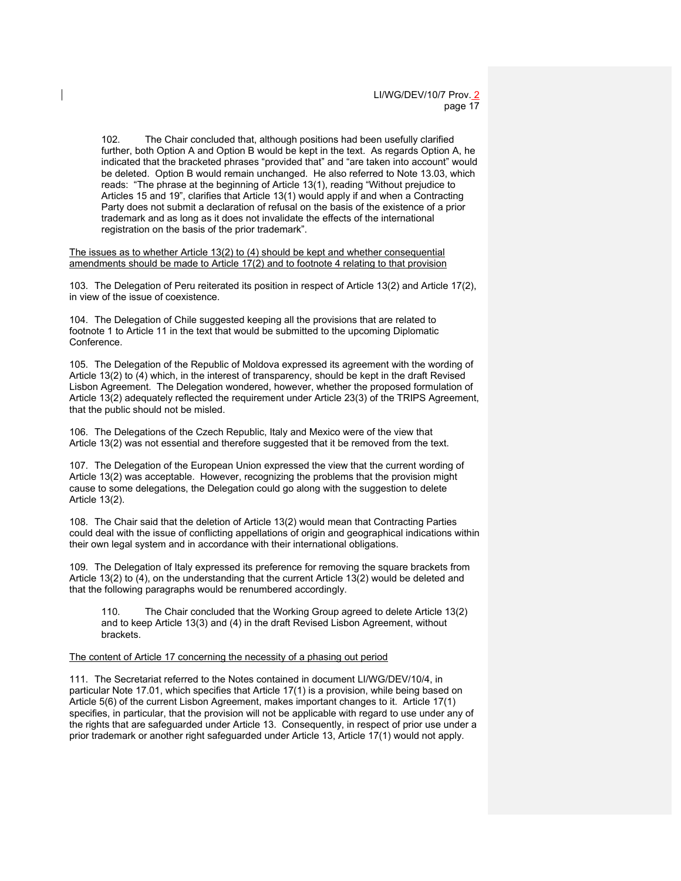102. The Chair concluded that, although positions had been usefully clarified further, both Option A and Option B would be kept in the text. As regards Option A, he indicated that the bracketed phrases "provided that" and "are taken into account" would be deleted. Option B would remain unchanged. He also referred to Note 13.03, which reads: "The phrase at the beginning of Article 13(1), reading "Without prejudice to Articles 15 and 19", clarifies that Article 13(1) would apply if and when a Contracting Party does not submit a declaration of refusal on the basis of the existence of a prior trademark and as long as it does not invalidate the effects of the international registration on the basis of the prior trademark".

<u>The issues as to whether Article 13(2) to (4) should be kept and whether consequential amendments should be made to Article 17(2) and to footnote 4 relating to that provision</u>

103. The Delegation of Peru reiterated its position in respect of Article 13(2) and Article 17(2), in view of the issue of coexistence.

104. The Delegation of Chile suggested keeping all the provisions that are related to footnote 1 to Article 11 in the text that would be submitted to the upcoming Diplomatic Conference.

105. The Delegation of the Republic of Moldova expressed its agreement with the wording of Article 13(2) to (4) which, in the interest of transparency, should be kept in the draft Revised Lisbon Agreement. The Delegation wondered, however, whether the proposed formulation of Article 13(2) adequately reflected the requirement under Article 23(3) of the TRIPS Agreement, that the public should not be misled.

106. The Delegations of the Czech Republic, Italy and Mexico were of the view that Article 13(2) was not essential and therefore suggested that it be removed from the text.

107. The Delegation of the European Union expressed the view that the current wording of Article 13(2) was acceptable. However, recognizing the problems that the provision might cause to some delegations, the Delegation could go along with the suggestion to delete Article 13(2).

108. The Chair said that the deletion of Article 13(2) would mean that Contracting Parties could deal with the issue of conflicting appellations of origin and geographical indications within their own legal system and in accordance with their international obligations.

109. The Delegation of Italy expressed its preference for removing the square brackets from Article 13(2) to (4), on the understanding that the current Article 13(2) would be deleted and that the following paragraphs would be renumbered accordingly.

110. The Chair concluded that the Working Group agreed to delete Article 13(2) and to keep Article 13(3) and (4) in the draft Revised Lisbon Agreement, without brackets.

<u>The content of Article 17 concerning the necessity of a phasing out period</u>

111. The Secretariat referred to the Notes contained in document LI/WG/DEV/10/4, in particular Note 17.01, which specifies that Article 17(1) is a provision, while being based on Article 5(6) of the current Lisbon Agreement, makes important changes to it. Article 17(1) specifies, in particular, that the provision will not be applicable with regard to use under any of the rights that are safeguarded under Article 13. Consequently, in respect of prior use under a prior trademark or another right safeguarded under Article 13, Article 17(1) would not apply.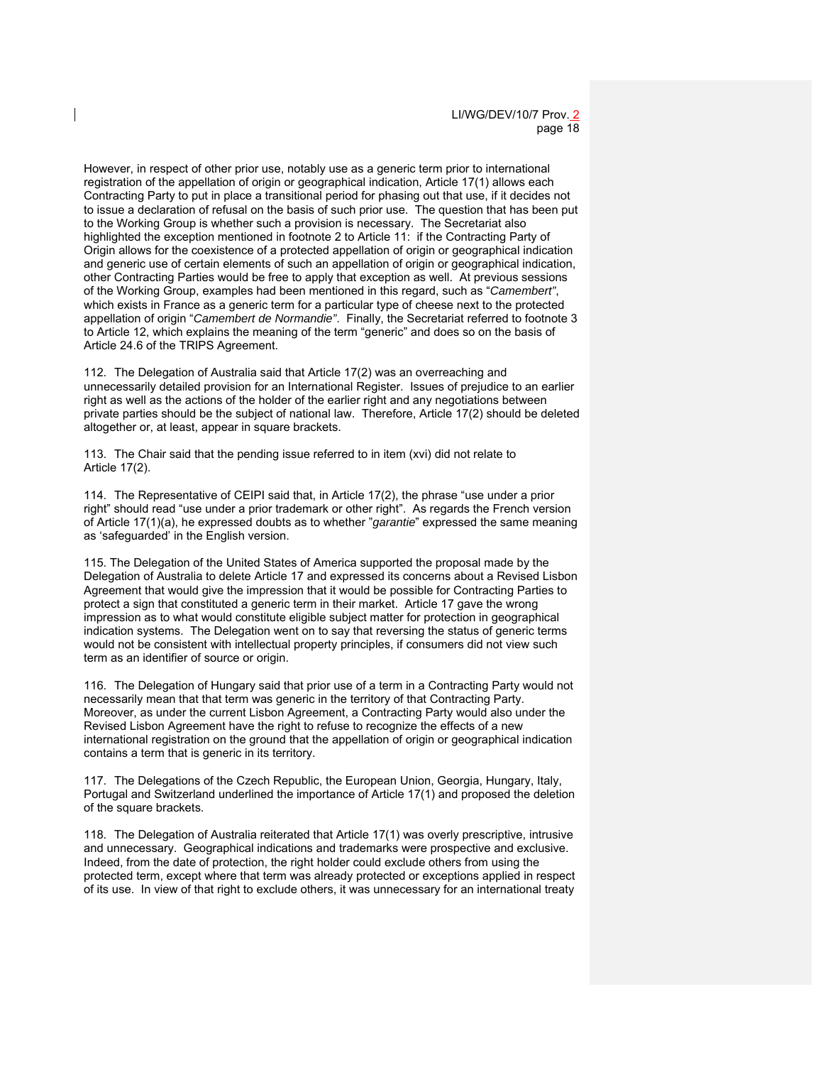However, in respect of other prior use, notably use as a generic term prior to international registration of the appellation of origin or geographical indication, Article 17(1) allows each Contracting Party to put in place a transitional period for phasing out that use, if it decides not to issue a declaration of refusal on the basis of such prior use. The question that has been put to the Working Group is whether such a provision is necessary. The Secretariat also highlighted the exception mentioned in footnote 2 to Article 11: if the Contracting Party of Origin allows for the coexistence of a protected appellation of origin or geographical indication and generic use of certain elements of such an appellation of origin or geographical indication, other Contracting Parties would be free to apply that exception as well. At previous sessions of the Working Group, examples had been mentioned in this regard, such as "*Camembert*", which exists in France as a generic term for a particular type of cheese next to the protected appellation of origin "*Camembert de Normandie*". Finally, the Secretariat referred to footnote 3 to Article 12, which explains the meaning of the term "generic" and does so on the basis of Article 24.6 of the TRIPS Agreement.

112. The Delegation of Australia said that Article 17(2) was an overreaching and unnecessarily detailed provision for an International Register. Issues of prejudice to an earlier right as well as the actions of the holder of the earlier right and any negotiations between private parties should be the subject of national law. Therefore, Article 17(2) should be deleted altogether or, at least, appear in square brackets.

113. The Chair said that the pending issue referred to in item (xvi) did not relate to Article 17(2).

114. The Representative of CEIPI said that, in Article 17(2), the phrase "use under a prior right" should read "use under a prior trademark or other right". As regards the French version of Article 17(1)(a), he expressed doubts as to whether "*garantie*" expressed the same meaning as 'safeguarded' in the English version.

115. The Delegation of the United States of America supported the proposal made by the Delegation of Australia to delete Article 17 and expressed its concerns about a Revised Lisbon Agreement that would give the impression that it would be possible for Contracting Parties to protect a sign that constituted a generic term in their market. Article 17 gave the wrong impression as to what would constitute eligible subject matter for protection in geographical indication systems. The Delegation went on to say that reversing the status of generic terms would not be consistent with intellectual property principles, if consumers did not view such term as an identifier of source or origin.

116. The Delegation of Hungary said that prior use of a term in a Contracting Party would not necessarily mean that that term was generic in the territory of that Contracting Party. Moreover, as under the current Lisbon Agreement, a Contracting Party would also under the Revised Lisbon Agreement have the right to refuse to recognize the effects of a new international registration on the ground that the appellation of origin or geographical indication contains a term that is generic in its territory.

117. The Delegations of the Czech Republic, the European Union, Georgia, Hungary, Italy, Portugal and Switzerland underlined the importance of Article 17(1) and proposed the deletion of the square brackets.

118. The Delegation of Australia reiterated that Article 17(1) was overly prescriptive, intrusive and unnecessary. Geographical indications and trademarks were prospective and exclusive. Indeed, from the date of protection, the right holder could exclude others from using the protected term, except where that term was already protected or exceptions applied in respect of its use. In view of that right to exclude others, it was unnecessary for an international treaty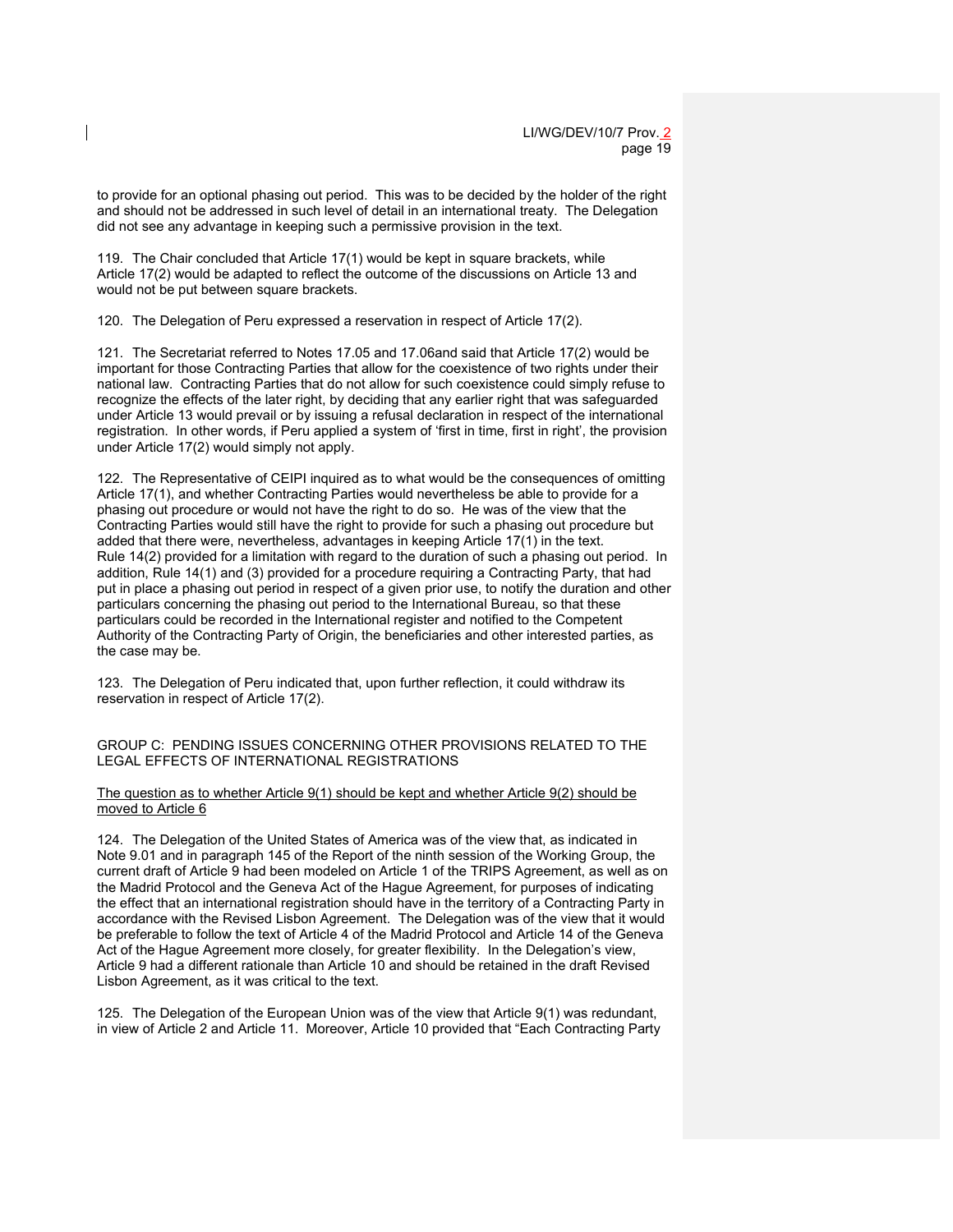to provide for an optional phasing out period. This was to be decided by the holder of the right and should not be addressed in such level of detail in an international treaty. The Delegation did not see any advantage in keeping such a permissive provision in the text.

119. The Chair concluded that Article 17(1) would be kept in square brackets, while Article 17(2) would be adapted to reflect the outcome of the discussions on Article 13 and would not be put between square brackets.

120. The Delegation of Peru expressed a reservation in respect of Article 17(2).

121. The Secretariat referred to Notes 17.05 and 17.06and said that Article 17(2) would be important for those Contracting Parties that allow for the coexistence of two rights under their national law. Contracting Parties that do not allow for such coexistence could simply refuse to recognize the effects of the later right, by deciding that any earlier right that was safeguarded under Article 13 would prevail or by issuing a refusal declaration in respect of the international registration. In other words, if Peru applied a system of 'first in time, first in right', the provision under Article 17(2) would simply not apply.

122. The Representative of CEIPI inquired as to what would be the consequences of omitting Article 17(1), and whether Contracting Parties would nevertheless be able to provide for a phasing out procedure or would not have the right to do so. He was of the view that the Contracting Parties would still have the right to provide for such a phasing out procedure but added that there were, nevertheless, advantages in keeping Article 17(1) in the text. Rule 14(2) provided for a limitation with regard to the duration of such a phasing out period. In addition, Rule 14(1) and (3) provided for a procedure requiring a Contracting Party, that had put in place a phasing out period in respect of a given prior use, to notify the duration and other particulars concerning the phasing out period to the International Bureau, so that these particulars could be recorded in the International register and notified to the Competent Authority of the Contracting Party of Origin, the beneficiaries and other interested parties, as the case may be.

123. The Delegation of Peru indicated that, upon further reflection, it could withdraw its reservation in respect of Article 17(2).

## GROUP C: PENDING ISSUES CONCERNING OTHER PROVISIONS RELATED TO THE LEGAL EFFECTS OF INTERNATIONAL REGISTRATIONS

The question as to whether Article 9(1) should be kept and whether Article 9(2) should be moved to Article 6

124. The Delegation of the United States of America was of the view that, as indicated in Note 9.01 and in paragraph 145 of the Report of the ninth session of the Working Group, the current draft of Article 9 had been modeled on Article 1 of the TRIPS Agreement, as well as on the Madrid Protocol and the Geneva Act of the Hague Agreement, for purposes of indicating the effect that an international registration should have in the territory of a Contracting Party in accordance with the Revised Lisbon Agreement. The Delegation was of the view that it would be preferable to follow the text of Article 4 of the Madrid Protocol and Article 14 of the Geneva Act of the Hague Agreement more closely, for greater flexibility. In the Delegation's view, Article 9 had a different rationale than Article 10 and should be retained in the draft Revised Lisbon Agreement, as it was critical to the text.

125. The Delegation of the European Union was of the view that Article 9(1) was redundant, in view of Article 2 and Article 11. Moreover, Article 10 provided that "Each Contracting Party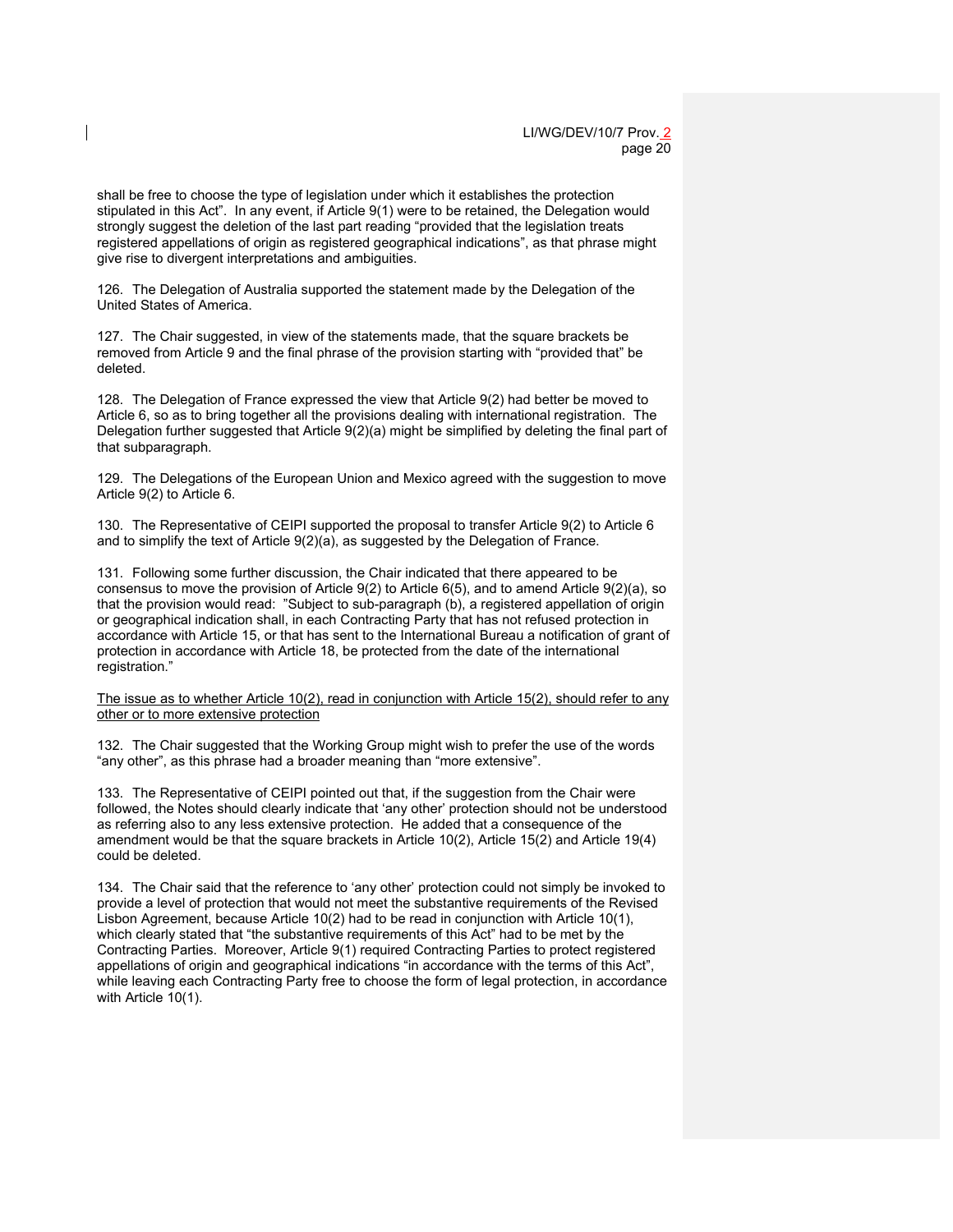shall be free to choose the type of legislation under which it establishes the protection stipulated in this Act". In any event, if Article 9(1) were to be retained, the Delegation would strongly suggest the deletion of the last part reading "provided that the legislation treats registered appellations of origin as registered geographical indications", as that phrase might give rise to divergent interpretations and ambiguities.

126. The Delegation of Australia supported the statement made by the Delegation of the United States of America.

127. The Chair suggested, in view of the statements made, that the square brackets be removed from Article 9 and the final phrase of the provision starting with "provided that" be deleted.

128. The Delegation of France expressed the view that Article 9(2) had better be moved to Article 6, so as to bring together all the provisions dealing with international registration. The Delegation further suggested that Article 9(2)(a) might be simplified by deleting the final part of that subparagraph.

129. The Delegations of the European Union and Mexico agreed with the suggestion to move Article 9(2) to Article 6.

130. The Representative of CEIPI supported the proposal to transfer Article 9(2) to Article 6 and to simplify the text of Article 9(2)(a), as suggested by the Delegation of France.

131. Following some further discussion, the Chair indicated that there appeared to be consensus to move the provision of Article 9(2) to Article 6(5), and to amend Article 9(2)(a), so that the provision would read: "Subject to sub-paragraph (b), a registered appellation of origin or geographical indication shall, in each Contracting Party that has not refused protection in accordance with Article 15, or that has sent to the International Bureau a notification of grant of protection in accordance with Article 18, be protected from the date of the international registration."

<u>The issue as to whether Article 10(2), read in conjunction with Article 15(2), should refer to any other or to more extensive protection</u>

132. The Chair suggested that the Working Group might wish to prefer the use of the words "any other", as this phrase had a broader meaning than "more extensive".

133. The Representative of CEIPI pointed out that, if the suggestion from the Chair were followed, the Notes should clearly indicate that 'any other' protection should not be understood as referring also to any less extensive protection. He added that a consequence of the amendment would be that the square brackets in Article 10(2), Article 15(2) and Article 19(4) could be deleted.

134. The Chair said that the reference to 'any other' protection could not simply be invoked to provide a level of protection that would not meet the substantive requirements of the Revised Lisbon Agreement, because Article 10(2) had to be read in conjunction with Article 10(1), which clearly stated that "the substantive requirements of this Act" had to be met by the Contracting Parties. Moreover, Article 9(1) required Contracting Parties to protect registered appellations of origin and geographical indications "in accordance with the terms of this Act", while leaving each Contracting Party free to choose the form of legal protection, in accordance with Article 10(1).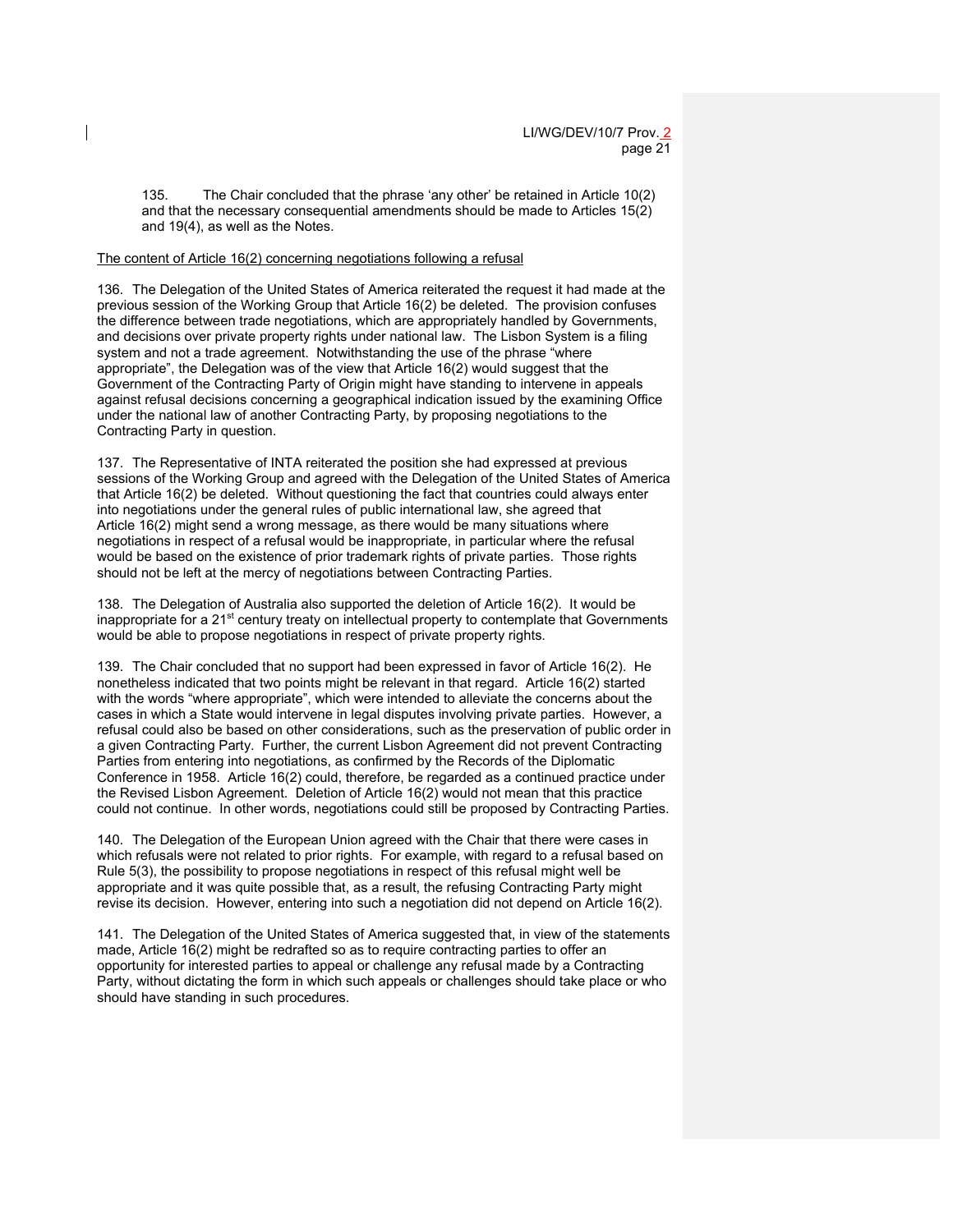135. The Chair concluded that the phrase 'any other' be retained in Article 10(2) and that the necessary consequential amendments should be made to Articles 15(2) and 19(4), as well as the Notes.

The content of Article 16(2) concerning negotiations following a refusal

136. The Delegation of the United States of America reiterated the request it had made at the previous session of the Working Group that Article 16(2) be deleted. The provision confuses the difference between trade negotiations, which are appropriately handled by Governments, and decisions over private property rights under national law. The Lisbon System is a filing system and not a trade agreement. Notwithstanding the use of the phrase "where appropriate", the Delegation was of the view that Article 16(2) would suggest that the Government of the Contracting Party of Origin might have standing to intervene in appeals against refusal decisions concerning a geographical indication issued by the examining Office under the national law of another Contracting Party, by proposing negotiations to the Contracting Party in question.

137. The Representative of INTA reiterated the position she had expressed at previous sessions of the Working Group and agreed with the Delegation of the United States of America that Article 16(2) be deleted. Without questioning the fact that countries could always enter into negotiations under the general rules of public international law, she agreed that Article 16(2) might send a wrong message, as there would be many situations where negotiations in respect of a refusal would be inappropriate, in particular where the refusal would be based on the existence of prior trademark rights of private parties. Those rights should not be left at the mercy of negotiations between Contracting Parties.

138. The Delegation of Australia also supported the deletion of Article 16(2). It would be inappropriate for a 21st century treaty on intellectual property to contemplate that Governments would be able to propose negotiations in respect of private property rights.

139. The Chair concluded that no support had been expressed in favor of Article 16(2). He nonetheless indicated that two points might be relevant in that regard. Article 16(2) started with the words "where appropriate", which were intended to alleviate the concerns about the cases in which a State would intervene in legal disputes involving private parties. However, a refusal could also be based on other considerations, such as the preservation of public order in a given Contracting Party. Further, the current Lisbon Agreement did not prevent Contracting Parties from entering into negotiations, as confirmed by the Records of the Diplomatic Conference in 1958. Article 16(2) could, therefore, be regarded as a continued practice under the Revised Lisbon Agreement. Deletion of Article 16(2) would not mean that this practice could not continue. In other words, negotiations could still be proposed by Contracting Parties.

140. The Delegation of the European Union agreed with the Chair that there were cases in which refusals were not related to prior rights. For example, with regard to a refusal based on Rule 5(3), the possibility to propose negotiations in respect of this refusal might well be appropriate and it was quite possible that, as a result, the refusing Contracting Party might revise its decision. However, entering into such a negotiation did not depend on Article 16(2).

141. The Delegation of the United States of America suggested that, in view of the statements made, Article 16(2) might be redrafted so as to require contracting parties to offer an opportunity for interested parties to appeal or challenge any refusal made by a Contracting Party, without dictating the form in which such appeals or challenges should take place or who should have standing in such procedures.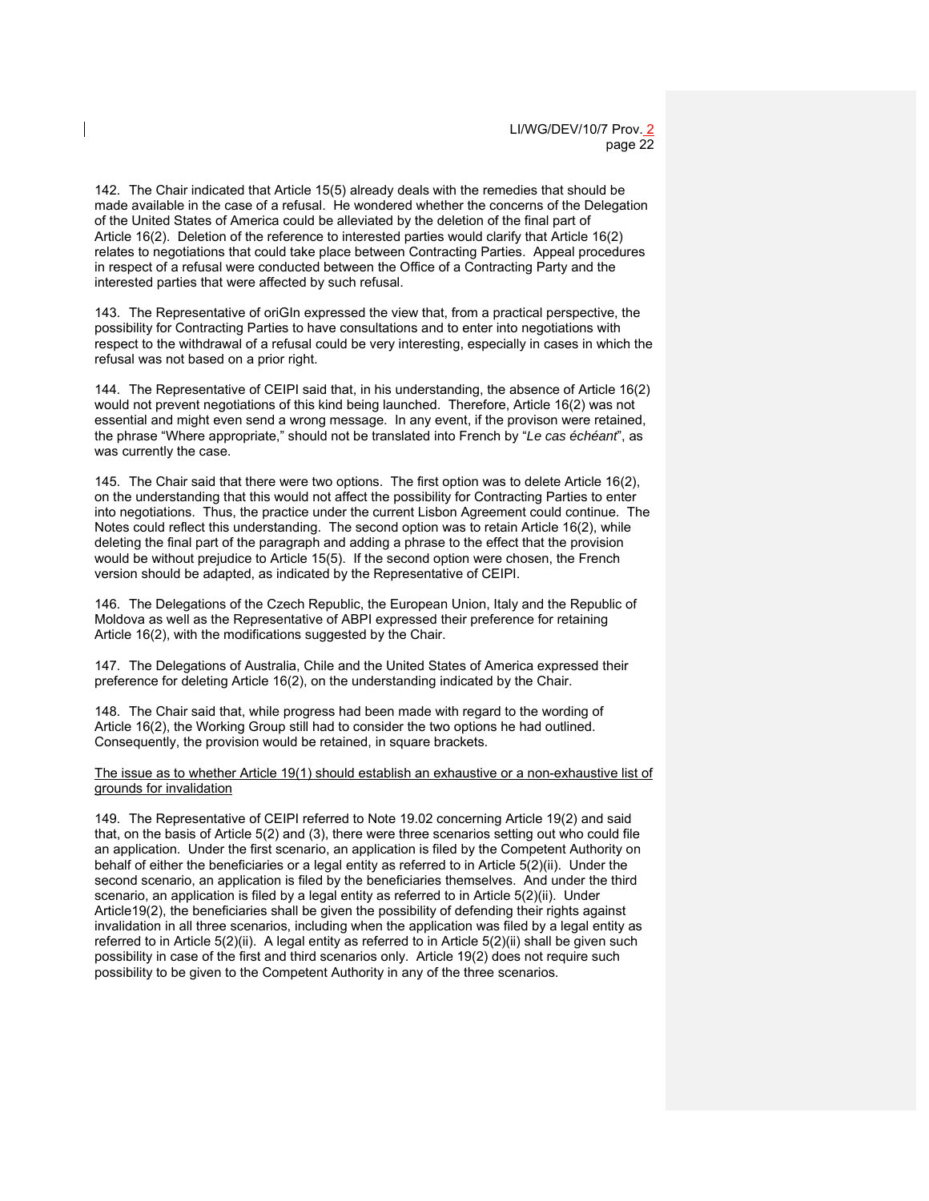142. The Chair indicated that Article 15(5) already deals with the remedies that should be made available in the case of a refusal. He wondered whether the concerns of the Delegation of the United States of America could be alleviated by the deletion of the final part of Article 16(2). Deletion of the reference to interested parties would clarify that Article 16(2) relates to negotiations that could take place between Contracting Parties. Appeal procedures in respect of a refusal were conducted between the Office of a Contracting Party and the interested parties that were affected by such refusal.

143. The Representative of oriGIn expressed the view that, from a practical perspective, the possibility for Contracting Parties to have consultations and to enter into negotiations with respect to the withdrawal of a refusal could be very interesting, especially in cases in which the refusal was not based on a prior right.

144. The Representative of CEIPI said that, in his understanding, the absence of Article 16(2) would not prevent negotiations of this kind being launched. Therefore, Article 16(2) was not essential and might even send a wrong message. In any event, if the provison were retained, the phrase "Where appropriate," should not be translated into French by "*Le cas échéant*", as was currently the case.

145. The Chair said that there were two options. The first option was to delete Article 16(2), on the understanding that this would not affect the possibility for Contracting Parties to enter into negotiations. Thus, the practice under the current Lisbon Agreement could continue. The Notes could reflect this understanding. The second option was to retain Article 16(2), while deleting the final part of the paragraph and adding a phrase to the effect that the provision would be without prejudice to Article 15(5). If the second option were chosen, the French version should be adapted, as indicated by the Representative of CEIPI.

146. The Delegations of the Czech Republic, the European Union, Italy and the Republic of Moldova as well as the Representative of ABPI expressed their preference for retaining Article 16(2), with the modifications suggested by the Chair.

147. The Delegations of Australia, Chile and the United States of America expressed their preference for deleting Article 16(2), on the understanding indicated by the Chair.

148. The Chair said that, while progress had been made with regard to the wording of Article 16(2), the Working Group still had to consider the two options he had outlined. Consequently, the provision would be retained, in square brackets.

The issue as to whether Article 19(1) should establish an exhaustive or a non-exhaustive list of grounds for invalidation

149. The Representative of CEIPI referred to Note 19.02 concerning Article 19(2) and said that, on the basis of Article 5(2) and (3), there were three scenarios setting out who could file an application. Under the first scenario, an application is filed by the Competent Authority on behalf of either the beneficiaries or a legal entity as referred to in Article 5(2)(ii). Under the second scenario, an application is filed by the beneficiaries themselves. And under the third scenario, an application is filed by a legal entity as referred to in Article 5(2)(ii). Under Article19(2), the beneficiaries shall be given the possibility of defending their rights against invalidation in all three scenarios, including when the application was filed by a legal entity as referred to in Article 5(2)(ii). A legal entity as referred to in Article 5(2)(ii) shall be given such possibility in case of the first and third scenarios only. Article 19(2) does not require such possibility to be given to the Competent Authority in any of the three scenarios.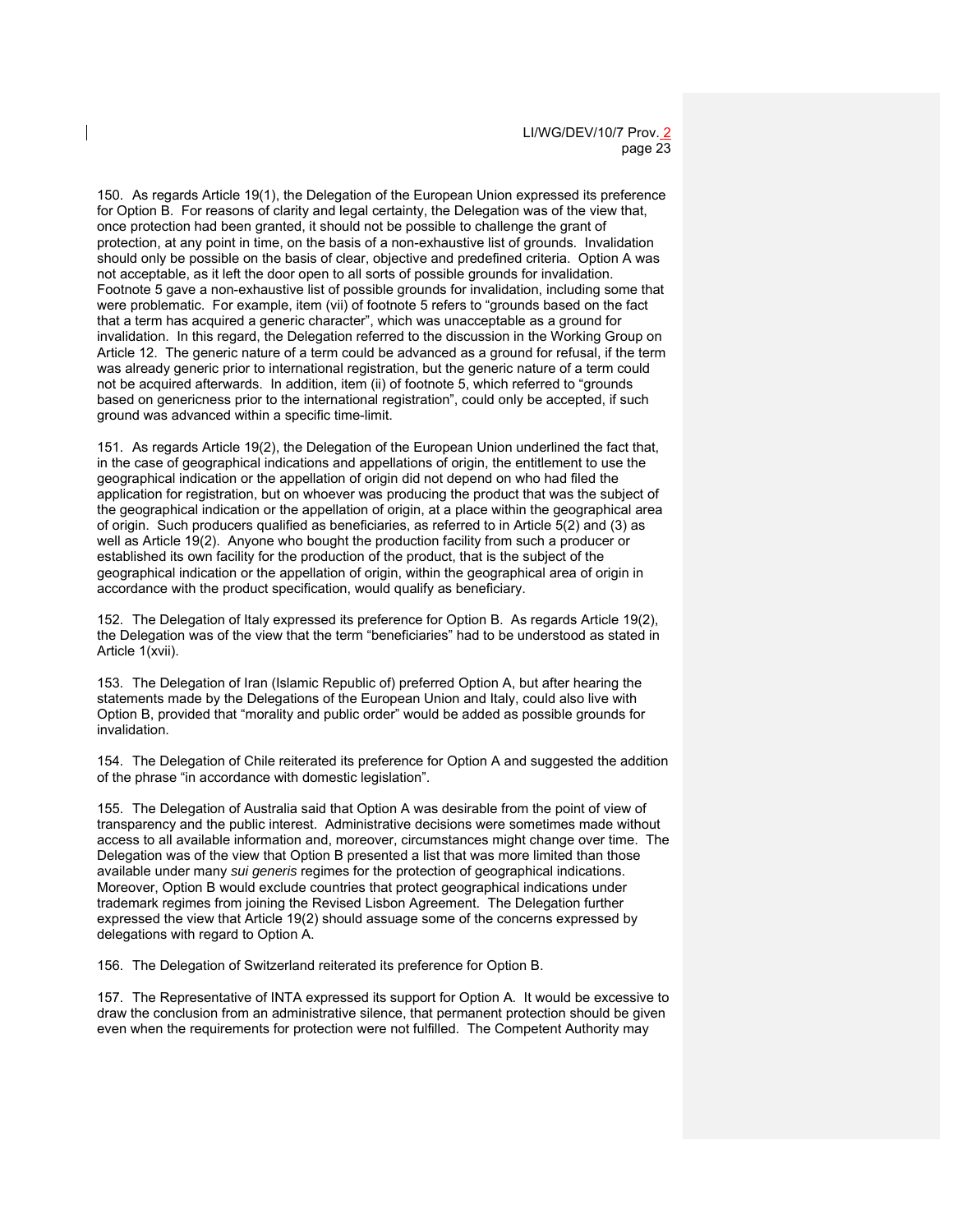150. As regards Article 19(1), the Delegation of the European Union expressed its preference for Option B. For reasons of clarity and legal certainty, the Delegation was of the view that, once protection had been granted, it should not be possible to challenge the grant of protection, at any point in time, on the basis of a non-exhaustive list of grounds. Invalidation should only be possible on the basis of clear, objective and predefined criteria. Option A was not acceptable, as it left the door open to all sorts of possible grounds for invalidation. Footnote 5 gave a non-exhaustive list of possible grounds for invalidation, including some that were problematic. For example, item (vii) of footnote 5 refers to "grounds based on the fact that a term has acquired a generic character", which was unacceptable as a ground for invalidation. In this regard, the Delegation referred to the discussion in the Working Group on Article 12. The generic nature of a term could be advanced as a ground for refusal, if the term was already generic prior to international registration, but the generic nature of a term could not be acquired afterwards. In addition, item (ii) of footnote 5, which referred to "grounds based on genericness prior to the international registration", could only be accepted, if such ground was advanced within a specific time-limit.

151. As regards Article 19(2), the Delegation of the European Union underlined the fact that, in the case of geographical indications and appellations of origin, the entitlement to use the geographical indication or the appellation of origin did not depend on who had filed the application for registration, but on whoever was producing the product that was the subject of the geographical indication or the appellation of origin, at a place within the geographical area of origin. Such producers qualified as beneficiaries, as referred to in Article 5(2) and (3) as well as Article 19(2). Anyone who bought the production facility from such a producer or established its own facility for the production of the product, that is the subject of the geographical indication or the appellation of origin, within the geographical area of origin in accordance with the product specification, would qualify as beneficiary.

152. The Delegation of Italy expressed its preference for Option B. As regards Article 19(2), the Delegation was of the view that the term "beneficiaries" had to be understood as stated in Article 1(xvii).

153. The Delegation of Iran (Islamic Republic of) preferred Option A, but after hearing the statements made by the Delegations of the European Union and Italy, could also live with Option B, provided that "morality and public order" would be added as possible grounds for invalidation.

154. The Delegation of Chile reiterated its preference for Option A and suggested the addition of the phrase "in accordance with domestic legislation".

155. The Delegation of Australia said that Option A was desirable from the point of view of transparency and the public interest. Administrative decisions were sometimes made without access to all available information and, moreover, circumstances might change over time. The Delegation was of the view that Option B presented a list that was more limited than those available under many *sui generis* regimes for the protection of geographical indications. Moreover, Option B would exclude countries that protect geographical indications under trademark regimes from joining the Revised Lisbon Agreement. The Delegation further expressed the view that Article 19(2) should assuage some of the concerns expressed by delegations with regard to Option A.

156. The Delegation of Switzerland reiterated its preference for Option B.

157. The Representative of INTA expressed its support for Option A. It would be excessive to draw the conclusion from an administrative silence, that permanent protection should be given even when the requirements for protection were not fulfilled. The Competent Authority may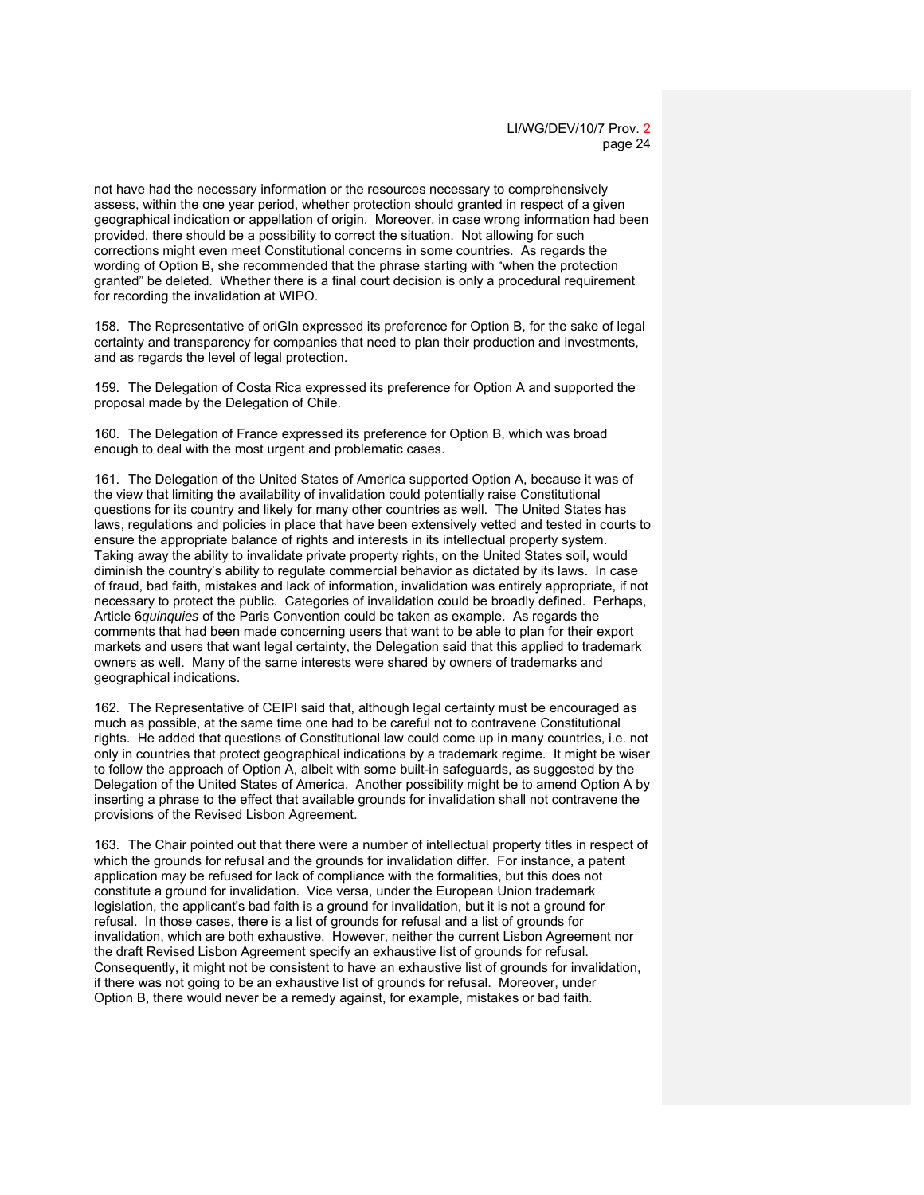not have had the necessary information or the resources necessary to comprehensively assess, within the one year period, whether protection should granted in respect of a given geographical indication or appellation of origin. Moreover, in case wrong information had been provided, there should be a possibility to correct the situation. Not allowing for such corrections might even meet Constitutional concerns in some countries. As regards the wording of Option B, she recommended that the phrase starting with "when the protection granted" be deleted. Whether there is a final court decision is only a procedural requirement for recording the invalidation at WIPO.

158. The Representative of oriGIn expressed its preference for Option B, for the sake of legal certainty and transparency for companies that need to plan their production and investments, and as regards the level of legal protection.

159. The Delegation of Costa Rica expressed its preference for Option A and supported the proposal made by the Delegation of Chile.

160. The Delegation of France expressed its preference for Option B, which was broad enough to deal with the most urgent and problematic cases.

161. The Delegation of the United States of America supported Option A, because it was of the view that limiting the availability of invalidation could potentially raise Constitutional questions for its country and likely for many other countries as well. The United States has laws, regulations and policies in place that have been extensively vetted and tested in courts to ensure the appropriate balance of rights and interests in its intellectual property system. Taking away the ability to invalidate private property rights, on the United States soil, would diminish the country's ability to regulate commercial behavior as dictated by its laws. In case of fraud, bad faith, mistakes and lack of information, invalidation was entirely appropriate, if not necessary to protect the public. Categories of invalidation could be broadly defined. Perhaps, Article 6*quinquies* of the Paris Convention could be taken as example. As regards the comments that had been made concerning users that want to be able to plan for their export markets and users that want legal certainty, the Delegation said that this applied to trademark owners as well. Many of the same interests were shared by owners of trademarks and geographical indications.

162. The Representative of CEIPI said that, although legal certainty must be encouraged as much as possible, at the same time one had to be careful not to contravene Constitutional rights. He added that questions of Constitutional law could come up in many countries, i.e. not only in countries that protect geographical indications by a trademark regime. It might be wiser to follow the approach of Option A, albeit with some built-in safeguards, as suggested by the Delegation of the United States of America. Another possibility might be to amend Option A by inserting a phrase to the effect that available grounds for invalidation shall not contravene the provisions of the Revised Lisbon Agreement.

163. The Chair pointed out that there were a number of intellectual property titles in respect of which the grounds for refusal and the grounds for invalidation differ. For instance, a patent application may be refused for lack of compliance with the formalities, but this does not constitute a ground for invalidation. Vice versa, under the European Union trademark legislation, the applicant's bad faith is a ground for invalidation, but it is not a ground for refusal. In those cases, there is a list of grounds for refusal and a list of grounds for invalidation, which are both exhaustive. However, neither the current Lisbon Agreement nor the draft Revised Lisbon Agreement specify an exhaustive list of grounds for refusal. Consequently, it might not be consistent to have an exhaustive list of grounds for invalidation, if there was not going to be an exhaustive list of grounds for refusal. Moreover, under Option B, there would never be a remedy against, for example, mistakes or bad faith.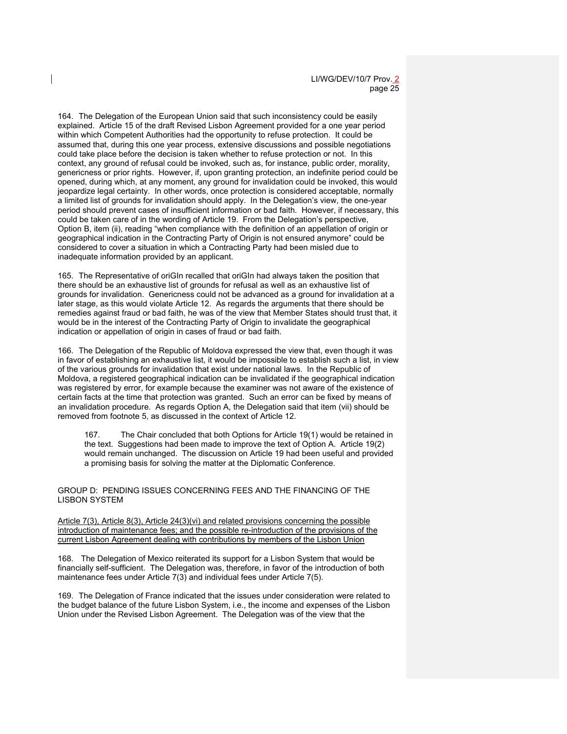164. The Delegation of the European Union said that such inconsistency could be easily explained. Article 15 of the draft Revised Lisbon Agreement provided for a one year period within which Competent Authorities had the opportunity to refuse protection. It could be assumed that, during this one year process, extensive discussions and possible negotiations could take place before the decision is taken whether to refuse protection or not. In this context, any ground of refusal could be invoked, such as, for instance, public order, morality, genericness or prior rights. However, if, upon granting protection, an indefinite period could be opened, during which, at any moment, any ground for invalidation could be invoked, this would jeopardize legal certainty. In other words, once protection is considered acceptable, normally a limited list of grounds for invalidation should apply. In the Delegation's view, the one-year period should prevent cases of insufficient information or bad faith. However, if necessary, this could be taken care of in the wording of Article 19. From the Delegation's perspective, Option B, item (ii), reading "when compliance with the definition of an appellation of origin or geographical indication in the Contracting Party of Origin is not ensured anymore" could be considered to cover a situation in which a Contracting Party had been misled due to inadequate information provided by an applicant.

165. The Representative of oriGIn recalled that oriGIn had always taken the position that there should be an exhaustive list of grounds for refusal as well as an exhaustive list of grounds for invalidation. Genericness could not be advanced as a ground for invalidation at a later stage, as this would violate Article 12. As regards the arguments that there should be remedies against fraud or bad faith, he was of the view that Member States should trust that, it would be in the interest of the Contracting Party of Origin to invalidate the geographical indication or appellation of origin in cases of fraud or bad faith.

166. The Delegation of the Republic of Moldova expressed the view that, even though it was in favor of establishing an exhaustive list, it would be impossible to establish such a list, in view of the various grounds for invalidation that exist under national laws. In the Republic of Moldova, a registered geographical indication can be invalidated if the geographical indication was registered by error, for example because the examiner was not aware of the existence of certain facts at the time that protection was granted. Such an error can be fixed by means of an invalidation procedure. As regards Option A, the Delegation said that item (vii) should be removed from footnote 5, as discussed in the context of Article 12.

> 167. The Chair concluded that both Options for Article 19(1) would be retained in the text. Suggestions had been made to improve the text of Option A. Article 19(2) would remain unchanged. The discussion on Article 19 had been useful and provided a promising basis for solving the matter at the Diplomatic Conference.

## GROUP D: PENDING ISSUES CONCERNING FEES AND THE FINANCING OF THE LISBON SYSTEM

Article 7(3), Article 8(3), Article 24(3)(vi) and related provisions concerning the possible introduction of maintenance fees; and the possible re-introduction of the provisions of the current Lisbon Agreement dealing with contributions by members of the Lisbon Union

168. The Delegation of Mexico reiterated its support for a Lisbon System that would be financially self-sufficient. The Delegation was, therefore, in favor of the introduction of both maintenance fees under Article 7(3) and individual fees under Article 7(5).

169. The Delegation of France indicated that the issues under consideration were related to the budget balance of the future Lisbon System, i.e., the income and expenses of the Lisbon Union under the Revised Lisbon Agreement. The Delegation was of the view that the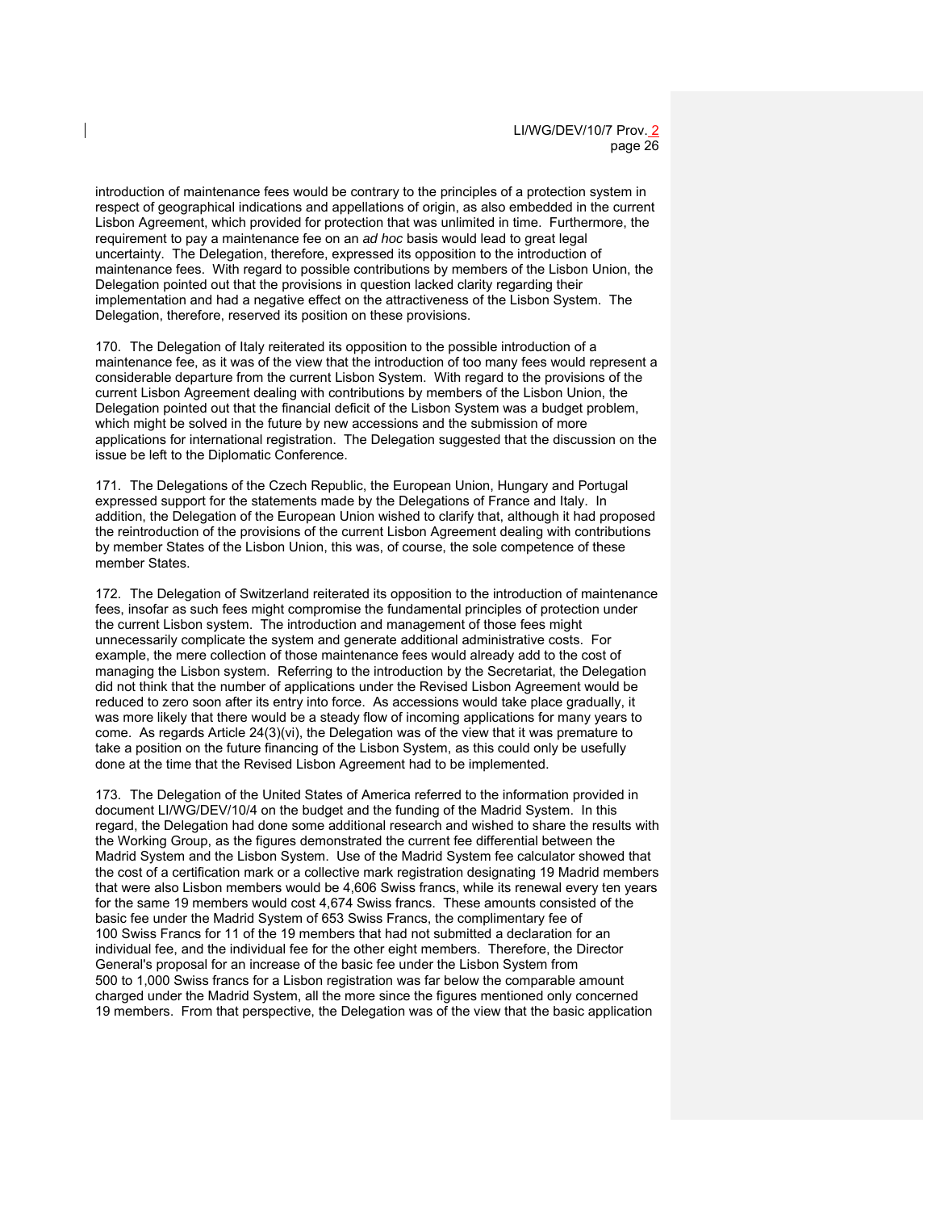introduction of maintenance fees would be contrary to the principles of a protection system in respect of geographical indications and appellations of origin, as also embedded in the current Lisbon Agreement, which provided for protection that was unlimited in time. Furthermore, the requirement to pay a maintenance fee on an *ad hoc* basis would lead to great legal uncertainty. The Delegation, therefore, expressed its opposition to the introduction of maintenance fees. With regard to possible contributions by members of the Lisbon Union, the Delegation pointed out that the provisions in question lacked clarity regarding their implementation and had a negative effect on the attractiveness of the Lisbon System. The Delegation, therefore, reserved its position on these provisions.

170. The Delegation of Italy reiterated its opposition to the possible introduction of a maintenance fee, as it was of the view that the introduction of too many fees would represent a considerable departure from the current Lisbon System. With regard to the provisions of the current Lisbon Agreement dealing with contributions by members of the Lisbon Union, the Delegation pointed out that the financial deficit of the Lisbon System was a budget problem, which might be solved in the future by new accessions and the submission of more applications for international registration. The Delegation suggested that the discussion on the issue be left to the Diplomatic Conference.

171. The Delegations of the Czech Republic, the European Union, Hungary and Portugal expressed support for the statements made by the Delegations of France and Italy. In addition, the Delegation of the European Union wished to clarify that, although it had proposed the reintroduction of the provisions of the current Lisbon Agreement dealing with contributions by member States of the Lisbon Union, this was, of course, the sole competence of these member States.

172. The Delegation of Switzerland reiterated its opposition to the introduction of maintenance fees, insofar as such fees might compromise the fundamental principles of protection under the current Lisbon system. The introduction and management of those fees might unnecessarily complicate the system and generate additional administrative costs. For example, the mere collection of those maintenance fees would already add to the cost of managing the Lisbon system. Referring to the introduction by the Secretariat, the Delegation did not think that the number of applications under the Revised Lisbon Agreement would be reduced to zero soon after its entry into force. As accessions would take place gradually, it was more likely that there would be a steady flow of incoming applications for many years to come. As regards Article 24(3)(vi), the Delegation was of the view that it was premature to take a position on the future financing of the Lisbon System, as this could only be usefully done at the time that the Revised Lisbon Agreement had to be implemented.

173. The Delegation of the United States of America referred to the information provided in document LI/WG/DEV/10/4 on the budget and the funding of the Madrid System. In this regard, the Delegation had done some additional research and wished to share the results with the Working Group, as the figures demonstrated the current fee differential between the Madrid System and the Lisbon System. Use of the Madrid System fee calculator showed that the cost of a certification mark or a collective mark registration designating 19 Madrid members that were also Lisbon members would be 4,606 Swiss francs, while its renewal every ten years for the same 19 members would cost 4,674 Swiss francs. These amounts consisted of the basic fee under the Madrid System of 653 Swiss Francs, the complimentary fee of 100 Swiss Francs for 11 of the 19 members that had not submitted a declaration for an individual fee, and the individual fee for the other eight members. Therefore, the Director General's proposal for an increase of the basic fee under the Lisbon System from 500 to 1,000 Swiss francs for a Lisbon registration was far below the comparable amount charged under the Madrid System, all the more since the figures mentioned only concerned 19 members. From that perspective, the Delegation was of the view that the basic application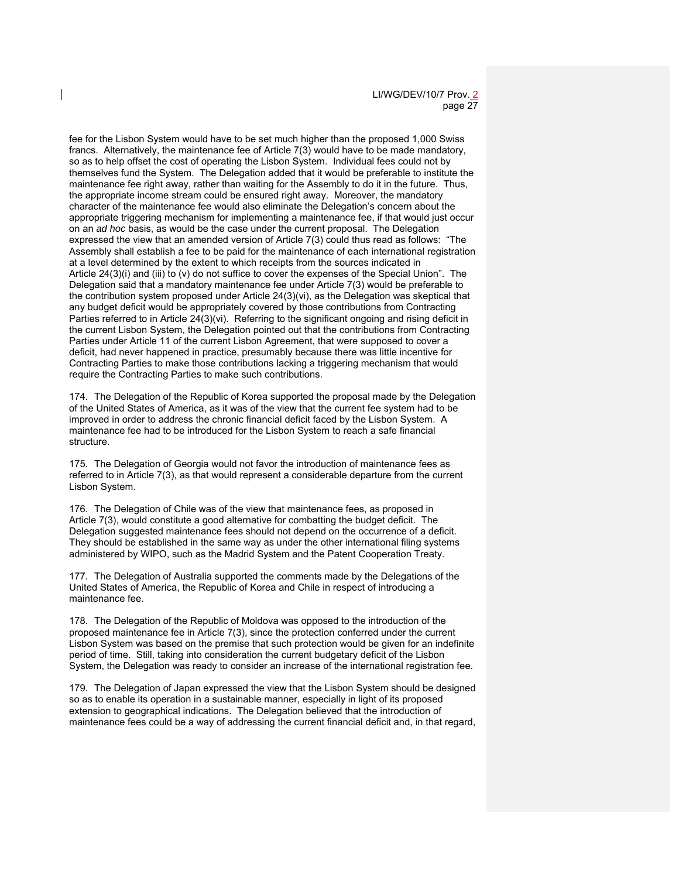fee for the Lisbon System would have to be set much higher than the proposed 1,000 Swiss francs. Alternatively, the maintenance fee of Article 7(3) would have to be made mandatory, so as to help offset the cost of operating the Lisbon System. Individual fees could not by themselves fund the System. The Delegation added that it would be preferable to institute the maintenance fee right away, rather than waiting for the Assembly to do it in the future. Thus, the appropriate income stream could be ensured right away. Moreover, the mandatory character of the maintenance fee would also eliminate the Delegation's concern about the appropriate triggering mechanism for implementing a maintenance fee, if that would just occur on an *ad hoc* basis, as would be the case under the current proposal. The Delegation expressed the view that an amended version of Article 7(3) could thus read as follows: "The Assembly shall establish a fee to be paid for the maintenance of each international registration at a level determined by the extent to which receipts from the sources indicated in Article 24(3)(i) and (iii) to (v) do not suffice to cover the expenses of the Special Union". The Delegation said that a mandatory maintenance fee under Article 7(3) would be preferable to the contribution system proposed under Article 24(3)(vi), as the Delegation was skeptical that any budget deficit would be appropriately covered by those contributions from Contracting Parties referred to in Article 24(3)(vi). Referring to the significant ongoing and rising deficit in the current Lisbon System, the Delegation pointed out that the contributions from Contracting Parties under Article 11 of the current Lisbon Agreement, that were supposed to cover a deficit, had never happened in practice, presumably because there was little incentive for Contracting Parties to make those contributions lacking a triggering mechanism that would require the Contracting Parties to make such contributions.

174. The Delegation of the Republic of Korea supported the proposal made by the Delegation of the United States of America, as it was of the view that the current fee system had to be improved in order to address the chronic financial deficit faced by the Lisbon System. A maintenance fee had to be introduced for the Lisbon System to reach a safe financial structure.

175. The Delegation of Georgia would not favor the introduction of maintenance fees as referred to in Article 7(3), as that would represent a considerable departure from the current Lisbon System.

176. The Delegation of Chile was of the view that maintenance fees, as proposed in Article 7(3), would constitute a good alternative for combatting the budget deficit. The Delegation suggested maintenance fees should not depend on the occurrence of a deficit. They should be established in the same way as under the other international filing systems administered by WIPO, such as the Madrid System and the Patent Cooperation Treaty.

177. The Delegation of Australia supported the comments made by the Delegations of the United States of America, the Republic of Korea and Chile in respect of introducing a maintenance fee.

178. The Delegation of the Republic of Moldova was opposed to the introduction of the proposed maintenance fee in Article 7(3), since the protection conferred under the current Lisbon System was based on the premise that such protection would be given for an indefinite period of time. Still, taking into consideration the current budgetary deficit of the Lisbon System, the Delegation was ready to consider an increase of the international registration fee.

179. The Delegation of Japan expressed the view that the Lisbon System should be designed so as to enable its operation in a sustainable manner, especially in light of its proposed extension to geographical indications. The Delegation believed that the introduction of maintenance fees could be a way of addressing the current financial deficit and, in that regard,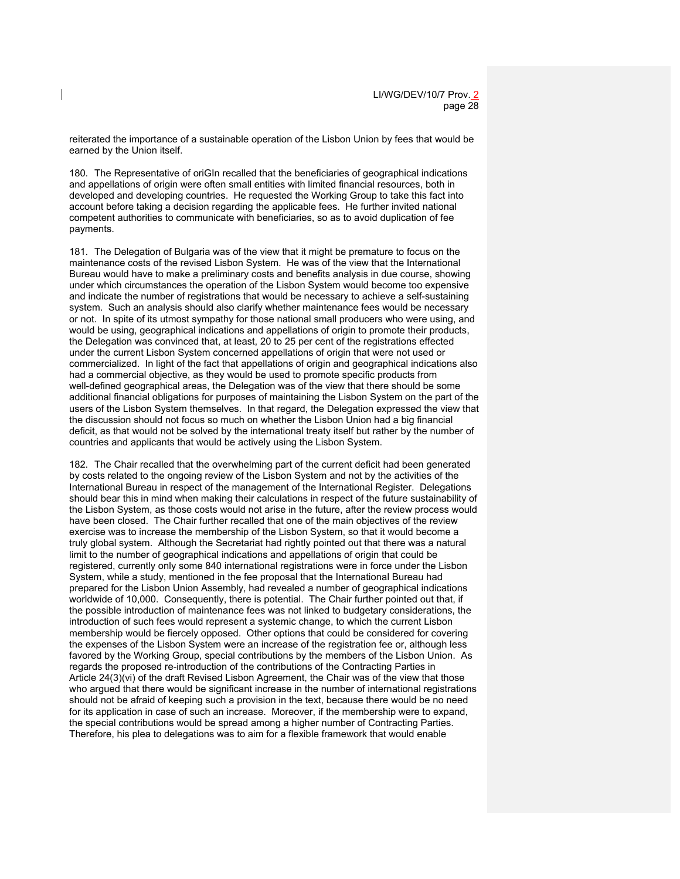reiterated the importance of a sustainable operation of the Lisbon Union by fees that would be earned by the Union itself.

180. The Representative of oriGIn recalled that the beneficiaries of geographical indications and appellations of origin were often small entities with limited financial resources, both in developed and developing countries. He requested the Working Group to take this fact into account before taking a decision regarding the applicable fees. He further invited national competent authorities to communicate with beneficiaries, so as to avoid duplication of fee payments.

181. The Delegation of Bulgaria was of the view that it might be premature to focus on the maintenance costs of the revised Lisbon System. He was of the view that the International Bureau would have to make a preliminary costs and benefits analysis in due course, showing under which circumstances the operation of the Lisbon System would become too expensive and indicate the number of registrations that would be necessary to achieve a self-sustaining system. Such an analysis should also clarify whether maintenance fees would be necessary or not. In spite of its utmost sympathy for those national small producers who were using, and would be using, geographical indications and appellations of origin to promote their products, the Delegation was convinced that, at least, 20 to 25 per cent of the registrations effected under the current Lisbon System concerned appellations of origin that were not used or commercialized. In light of the fact that appellations of origin and geographical indications also had a commercial objective, as they would be used to promote specific products from well-defined geographical areas, the Delegation was of the view that there should be some additional financial obligations for purposes of maintaining the Lisbon System on the part of the users of the Lisbon System themselves. In that regard, the Delegation expressed the view that the discussion should not focus so much on whether the Lisbon Union had a big financial deficit, as that would not be solved by the international treaty itself but rather by the number of countries and applicants that would be actively using the Lisbon System.

182. The Chair recalled that the overwhelming part of the current deficit had been generated by costs related to the ongoing review of the Lisbon System and not by the activities of the International Bureau in respect of the management of the International Register. Delegations should bear this in mind when making their calculations in respect of the future sustainability of the Lisbon System, as those costs would not arise in the future, after the review process would have been closed. The Chair further recalled that one of the main objectives of the review exercise was to increase the membership of the Lisbon System, so that it would become a truly global system. Although the Secretariat had rightly pointed out that there was a natural limit to the number of geographical indications and appellations of origin that could be registered, currently only some 840 international registrations were in force under the Lisbon System, while a study, mentioned in the fee proposal that the International Bureau had prepared for the Lisbon Union Assembly, had revealed a number of geographical indications worldwide of 10,000. Consequently, there is potential. The Chair further pointed out that, if the possible introduction of maintenance fees was not linked to budgetary considerations, the introduction of such fees would represent a systemic change, to which the current Lisbon membership would be fiercely opposed. Other options that could be considered for covering the expenses of the Lisbon System were an increase of the registration fee or, although less favored by the Working Group, special contributions by the members of the Lisbon Union. As regards the proposed re-introduction of the contributions of the Contracting Parties in Article 24(3)(vi) of the draft Revised Lisbon Agreement, the Chair was of the view that those who argued that there would be significant increase in the number of international registrations should not be afraid of keeping such a provision in the text, because there would be no need for its application in case of such an increase. Moreover, if the membership were to expand, the special contributions would be spread among a higher number of Contracting Parties. Therefore, his plea to delegations was to aim for a flexible framework that would enable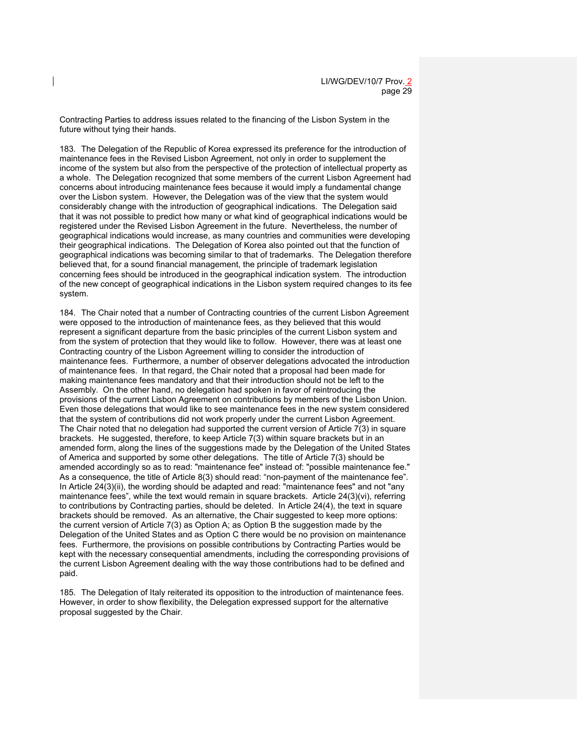Contracting Parties to address issues related to the financing of the Lisbon System in the future without tying their hands.

183. The Delegation of the Republic of Korea expressed its preference for the introduction of maintenance fees in the Revised Lisbon Agreement, not only in order to supplement the income of the system but also from the perspective of the protection of intellectual property as a whole. The Delegation recognized that some members of the current Lisbon Agreement had concerns about introducing maintenance fees because it would imply a fundamental change over the Lisbon system. However, the Delegation was of the view that the system would considerably change with the introduction of geographical indications. The Delegation said that it was not possible to predict how many or what kind of geographical indications would be registered under the Revised Lisbon Agreement in the future. Nevertheless, the number of geographical indications would increase, as many countries and communities were developing their geographical indications. The Delegation of Korea also pointed out that the function of geographical indications was becoming similar to that of trademarks. The Delegation therefore believed that, for a sound financial management, the principle of trademark legislation concerning fees should be introduced in the geographical indication system. The introduction of the new concept of geographical indications in the Lisbon system required changes to its fee system.

184. The Chair noted that a number of Contracting countries of the current Lisbon Agreement were opposed to the introduction of maintenance fees, as they believed that this would represent a significant departure from the basic principles of the current Lisbon system and from the system of protection that they would like to follow. However, there was at least one Contracting country of the Lisbon Agreement willing to consider the introduction of maintenance fees. Furthermore, a number of observer delegations advocated the introduction of maintenance fees. In that regard, the Chair noted that a proposal had been made for making maintenance fees mandatory and that their introduction should not be left to the Assembly. On the other hand, no delegation had spoken in favor of reintroducing the provisions of the current Lisbon Agreement on contributions by members of the Lisbon Union. Even those delegations that would like to see maintenance fees in the new system considered that the system of contributions did not work properly under the current Lisbon Agreement. The Chair noted that no delegation had supported the current version of Article 7(3) in square brackets. He suggested, therefore, to keep Article 7(3) within square brackets but in an amended form, along the lines of the suggestions made by the Delegation of the United States of America and supported by some other delegations. The title of Article 7(3) should be amended accordingly so as to read: "maintenance fee" instead of: "possible maintenance fee." As a consequence, the title of Article 8(3) should read: "non-payment of the maintenance fee". In Article 24(3)(ii), the wording should be adapted and read: "maintenance fees" and not "any maintenance fees", while the text would remain in square brackets. Article 24(3)(vi), referring to contributions by Contracting parties, should be deleted. In Article 24(4), the text in square brackets should be removed. As an alternative, the Chair suggested to keep more options: the current version of Article 7(3) as Option A; as Option B the suggestion made by the Delegation of the United States and as Option C there would be no provision on maintenance fees. Furthermore, the provisions on possible contributions by Contracting Parties would be kept with the necessary consequential amendments, including the corresponding provisions of the current Lisbon Agreement dealing with the way those contributions had to be defined and paid.

185. The Delegation of Italy reiterated its opposition to the introduction of maintenance fees. However, in order to show flexibility, the Delegation expressed support for the alternative proposal suggested by the Chair.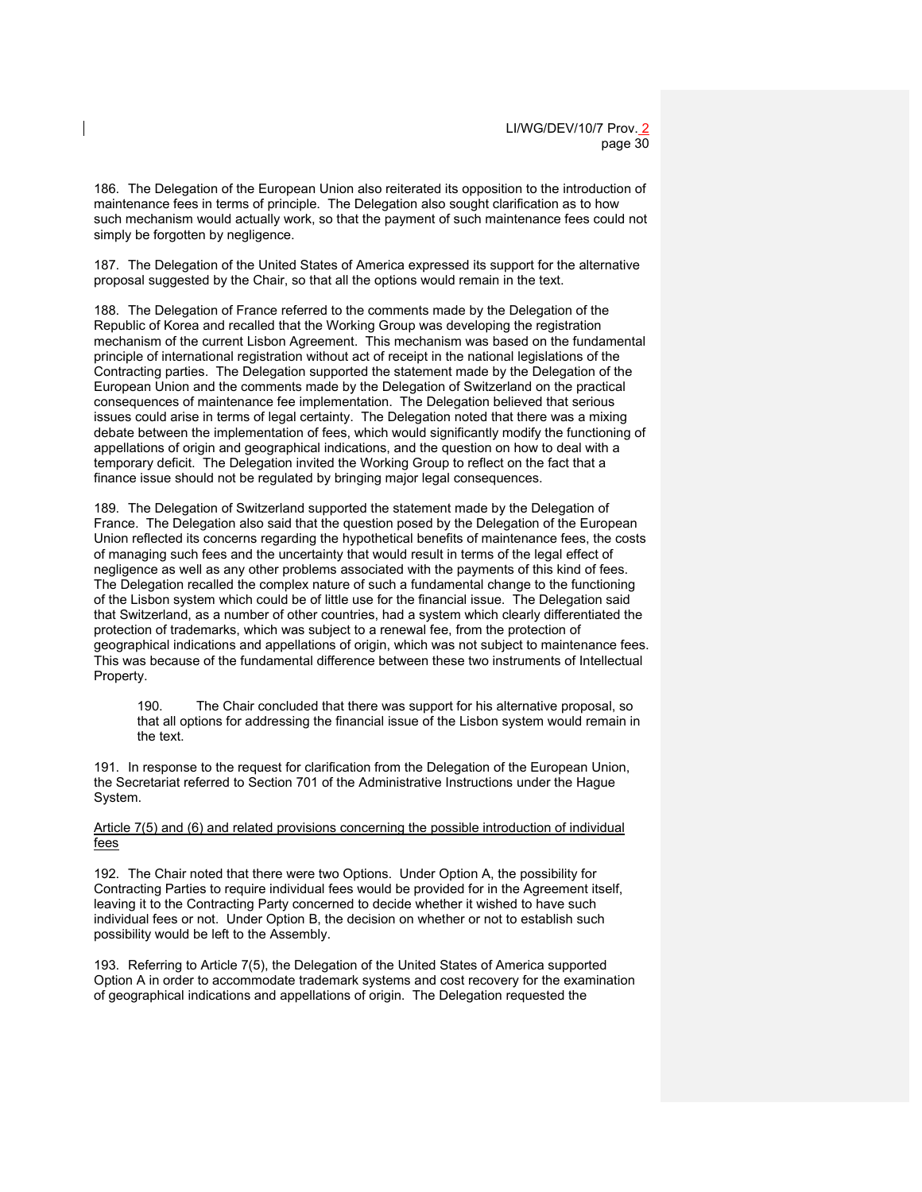186. The Delegation of the European Union also reiterated its opposition to the introduction of maintenance fees in terms of principle. The Delegation also sought clarification as to how such mechanism would actually work, so that the payment of such maintenance fees could not simply be forgotten by negligence.

187. The Delegation of the United States of America expressed its support for the alternative proposal suggested by the Chair, so that all the options would remain in the text.

188. The Delegation of France referred to the comments made by the Delegation of the Republic of Korea and recalled that the Working Group was developing the registration mechanism of the current Lisbon Agreement. This mechanism was based on the fundamental principle of international registration without act of receipt in the national legislations of the Contracting parties. The Delegation supported the statement made by the Delegation of the European Union and the comments made by the Delegation of Switzerland on the practical consequences of maintenance fee implementation. The Delegation believed that serious issues could arise in terms of legal certainty. The Delegation noted that there was a mixing debate between the implementation of fees, which would significantly modify the functioning of appellations of origin and geographical indications, and the question on how to deal with a temporary deficit. The Delegation invited the Working Group to reflect on the fact that a finance issue should not be regulated by bringing major legal consequences.

189. The Delegation of Switzerland supported the statement made by the Delegation of France. The Delegation also said that the question posed by the Delegation of the European Union reflected its concerns regarding the hypothetical benefits of maintenance fees, the costs of managing such fees and the uncertainty that would result in terms of the legal effect of negligence as well as any other problems associated with the payments of this kind of fees. The Delegation recalled the complex nature of such a fundamental change to the functioning of the Lisbon system which could be of little use for the financial issue. The Delegation said that Switzerland, as a number of other countries, had a system which clearly differentiated the protection of trademarks, which was subject to a renewal fee, from the protection of geographical indications and appellations of origin, which was not subject to maintenance fees. This was because of the fundamental difference between these two instruments of Intellectual Property.

> 190. The Chair concluded that there was support for his alternative proposal, so that all options for addressing the financial issue of the Lisbon system would remain in the text.

191. In response to the request for clarification from the Delegation of the European Union, the Secretariat referred to Section 701 of the Administrative Instructions under the Hague System.

Article 7(5) and (6) and related provisions concerning the possible introduction of individual fees

192. The Chair noted that there were two Options. Under Option A, the possibility for Contracting Parties to require individual fees would be provided for in the Agreement itself, leaving it to the Contracting Party concerned to decide whether it wished to have such individual fees or not. Under Option B, the decision on whether or not to establish such possibility would be left to the Assembly.

193. Referring to Article 7(5), the Delegation of the United States of America supported Option A in order to accommodate trademark systems and cost recovery for the examination of geographical indications and appellations of origin. The Delegation requested the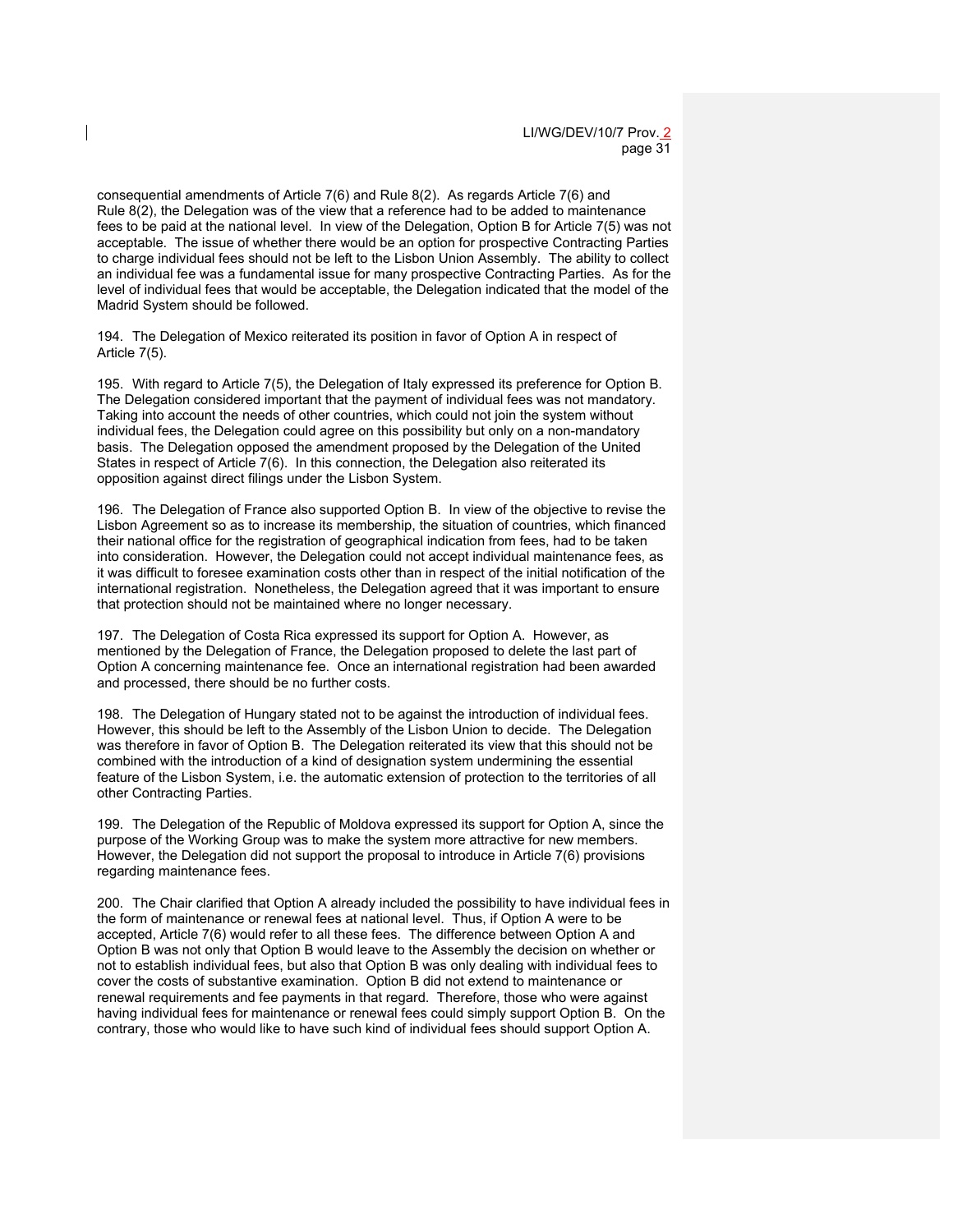consequential amendments of Article 7(6) and Rule 8(2). As regards Article 7(6) and Rule 8(2), the Delegation was of the view that a reference had to be added to maintenance fees to be paid at the national level. In view of the Delegation, Option B for Article 7(5) was not acceptable. The issue of whether there would be an option for prospective Contracting Parties to charge individual fees should not be left to the Lisbon Union Assembly. The ability to collect an individual fee was a fundamental issue for many prospective Contracting Parties. As for the level of individual fees that would be acceptable, the Delegation indicated that the model of the Madrid System should be followed.

194. The Delegation of Mexico reiterated its position in favor of Option A in respect of Article 7(5).

195. With regard to Article 7(5), the Delegation of Italy expressed its preference for Option B. The Delegation considered important that the payment of individual fees was not mandatory. Taking into account the needs of other countries, which could not join the system without individual fees, the Delegation could agree on this possibility but only on a non-mandatory basis. The Delegation opposed the amendment proposed by the Delegation of the United States in respect of Article 7(6). In this connection, the Delegation also reiterated its opposition against direct filings under the Lisbon System.

196. The Delegation of France also supported Option B. In view of the objective to revise the Lisbon Agreement so as to increase its membership, the situation of countries, which financed their national office for the registration of geographical indication from fees, had to be taken into consideration. However, the Delegation could not accept individual maintenance fees, as it was difficult to foresee examination costs other than in respect of the initial notification of the international registration. Nonetheless, the Delegation agreed that it was important to ensure that protection should not be maintained where no longer necessary.

197. The Delegation of Costa Rica expressed its support for Option A. However, as mentioned by the Delegation of France, the Delegation proposed to delete the last part of Option A concerning maintenance fee. Once an international registration had been awarded and processed, there should be no further costs.

198. The Delegation of Hungary stated not to be against the introduction of individual fees. However, this should be left to the Assembly of the Lisbon Union to decide. The Delegation was therefore in favor of Option B. The Delegation reiterated its view that this should not be combined with the introduction of a kind of designation system undermining the essential feature of the Lisbon System, i.e. the automatic extension of protection to the territories of all other Contracting Parties.

199. The Delegation of the Republic of Moldova expressed its support for Option A, since the purpose of the Working Group was to make the system more attractive for new members. However, the Delegation did not support the proposal to introduce in Article 7(6) provisions regarding maintenance fees.

200. The Chair clarified that Option A already included the possibility to have individual fees in the form of maintenance or renewal fees at national level. Thus, if Option A were to be accepted, Article 7(6) would refer to all these fees. The difference between Option A and Option B was not only that Option B would leave to the Assembly the decision on whether or not to establish individual fees, but also that Option B was only dealing with individual fees to cover the costs of substantive examination. Option B did not extend to maintenance or renewal requirements and fee payments in that regard. Therefore, those who were against having individual fees for maintenance or renewal fees could simply support Option B. On the contrary, those who would like to have such kind of individual fees should support Option A.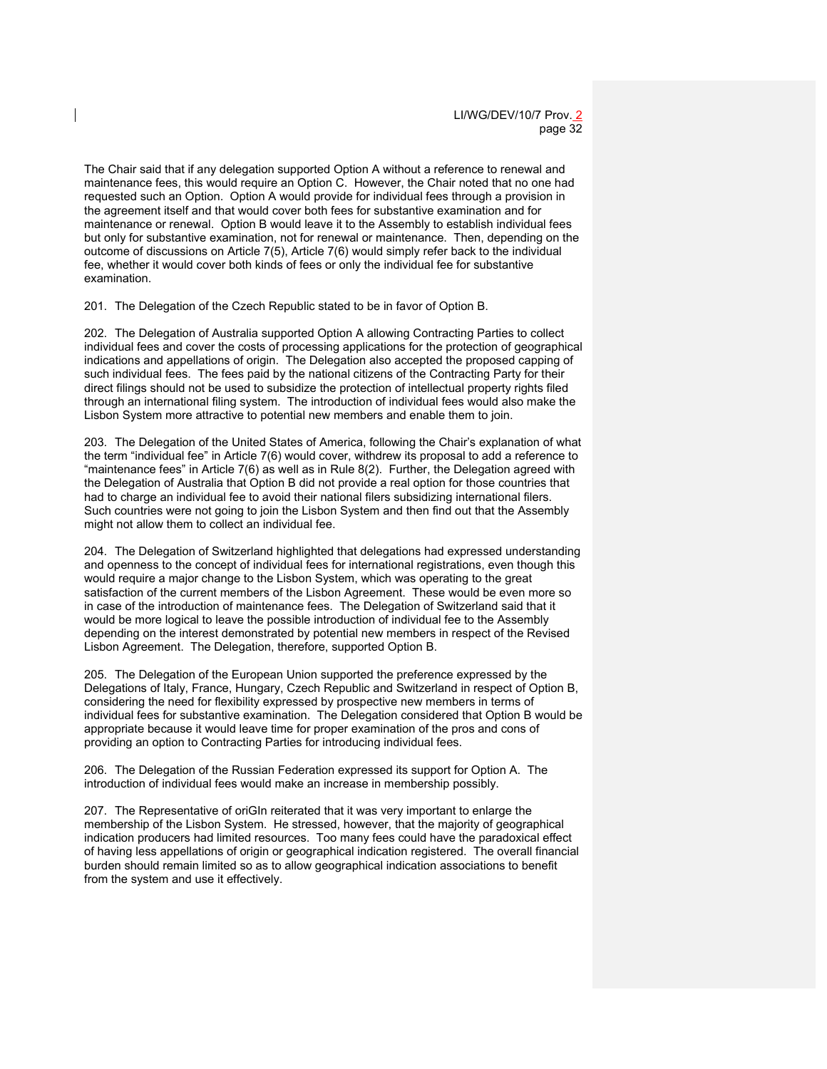The Chair said that if any delegation supported Option A without a reference to renewal and maintenance fees, this would require an Option C. However, the Chair noted that no one had requested such an Option. Option A would provide for individual fees through a provision in the agreement itself and that would cover both fees for substantive examination and for maintenance or renewal. Option B would leave it to the Assembly to establish individual fees but only for substantive examination, not for renewal or maintenance. Then, depending on the outcome of discussions on Article 7(5), Article 7(6) would simply refer back to the individual fee, whether it would cover both kinds of fees or only the individual fee for substantive examination.

201. The Delegation of the Czech Republic stated to be in favor of Option B.

202. The Delegation of Australia supported Option A allowing Contracting Parties to collect individual fees and cover the costs of processing applications for the protection of geographical indications and appellations of origin. The Delegation also accepted the proposed capping of such individual fees. The fees paid by the national citizens of the Contracting Party for their direct filings should not be used to subsidize the protection of intellectual property rights filed through an international filing system. The introduction of individual fees would also make the Lisbon System more attractive to potential new members and enable them to join.

203. The Delegation of the United States of America, following the Chair's explanation of what the term "individual fee" in Article 7(6) would cover, withdrew its proposal to add a reference to "maintenance fees" in Article 7(6) as well as in Rule 8(2). Further, the Delegation agreed with the Delegation of Australia that Option B did not provide a real option for those countries that had to charge an individual fee to avoid their national filers subsidizing international filers. Such countries were not going to join the Lisbon System and then find out that the Assembly might not allow them to collect an individual fee.

204. The Delegation of Switzerland highlighted that delegations had expressed understanding and openness to the concept of individual fees for international registrations, even though this would require a major change to the Lisbon System, which was operating to the great satisfaction of the current members of the Lisbon Agreement. These would be even more so in case of the introduction of maintenance fees. The Delegation of Switzerland said that it would be more logical to leave the possible introduction of individual fee to the Assembly depending on the interest demonstrated by potential new members in respect of the Revised Lisbon Agreement. The Delegation, therefore, supported Option B.

205. The Delegation of the European Union supported the preference expressed by the Delegations of Italy, France, Hungary, Czech Republic and Switzerland in respect of Option B, considering the need for flexibility expressed by prospective new members in terms of individual fees for substantive examination. The Delegation considered that Option B would be appropriate because it would leave time for proper examination of the pros and cons of providing an option to Contracting Parties for introducing individual fees.

206. The Delegation of the Russian Federation expressed its support for Option A. The introduction of individual fees would make an increase in membership possibly.

207. The Representative of oriGIn reiterated that it was very important to enlarge the membership of the Lisbon System. He stressed, however, that the majority of geographical indication producers had limited resources. Too many fees could have the paradoxical effect of having less appellations of origin or geographical indication registered. The overall financial burden should remain limited so as to allow geographical indication associations to benefit from the system and use it effectively.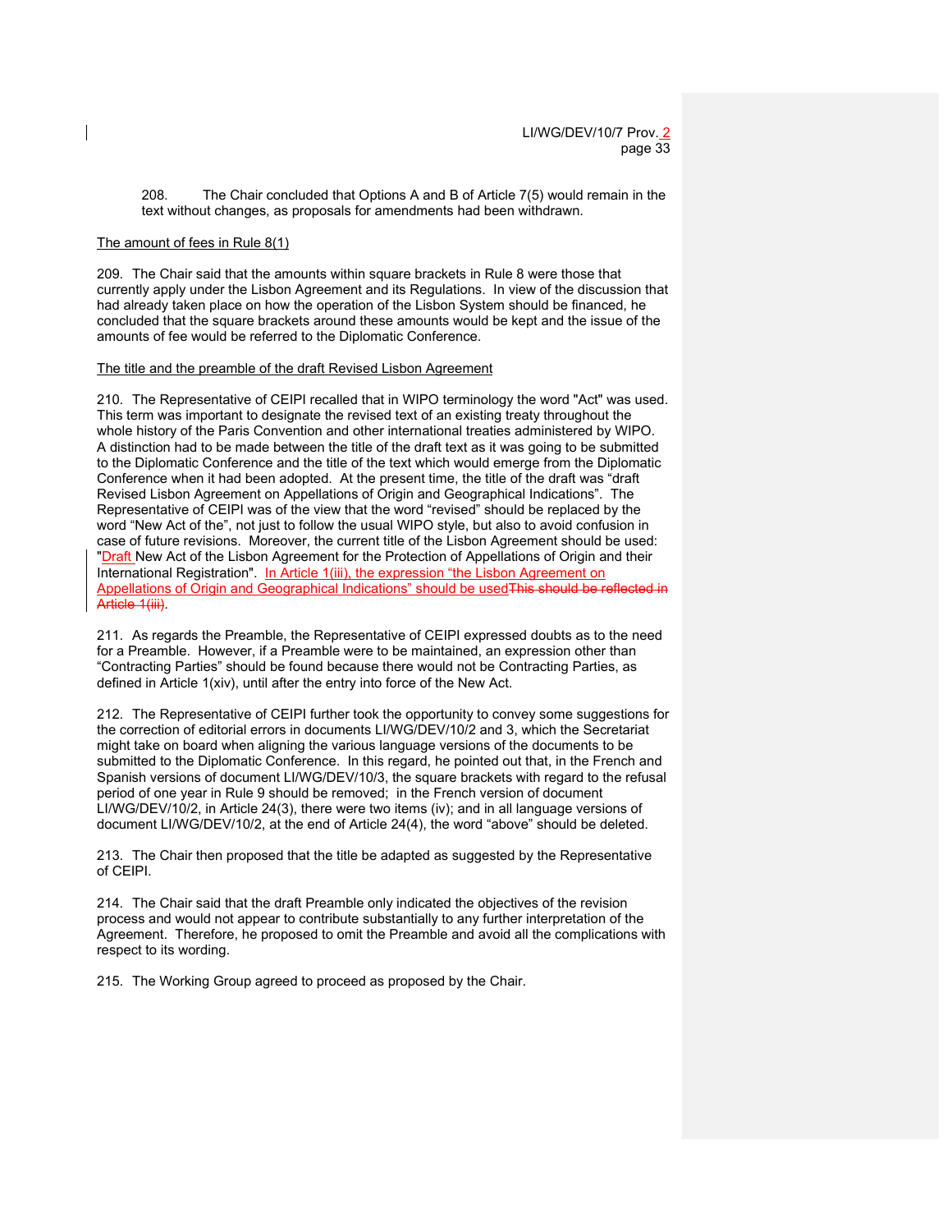208. The Chair concluded that Options A and B of Article 7(5) would remain in the text without changes, as proposals for amendments had been withdrawn.

The amount of fees in Rule 8(1)

209. The Chair said that the amounts within square brackets in Rule 8 were those that currently apply under the Lisbon Agreement and its Regulations. In view of the discussion that had already taken place on how the operation of the Lisbon System should be financed, he concluded that the square brackets around these amounts would be kept and the issue of the amounts of fee would be referred to the Diplomatic Conference.

The title and the preamble of the draft Revised Lisbon Agreement

210. The Representative of CEIPI recalled that in WIPO terminology the word "Act" was used. This term was important to designate the revised text of an existing treaty throughout the whole history of the Paris Convention and other international treaties administered by WIPO. A distinction had to be made between the title of the draft text as it was going to be submitted to the Diplomatic Conference and the title of the text which would emerge from the Diplomatic Conference when it had been adopted. At the present time, the title of the draft was "draft Revised Lisbon Agreement on Appellations of Origin and Geographical Indications". The Representative of CEIPI was of the view that the word "revised" should be replaced by the word "New Act of the", not just to follow the usual WIPO style, but also to avoid confusion in case of future revisions. Moreover, the current title of the Lisbon Agreement should be used: "Draft New Act of the Lisbon Agreement for the Protection of Appellations of Origin and their International Registration". In Article 1(iii), the expression "the Lisbon Agreement on Appellations of Origin and Geographical Indications" should be used~~This should be reflected in Article 1(iii)~~.

211. As regards the Preamble, the Representative of CEIPI expressed doubts as to the need for a Preamble. However, if a Preamble were to be maintained, an expression other than "Contracting Parties" should be found because there would not be Contracting Parties, as defined in Article 1(xiv), until after the entry into force of the New Act.

212. The Representative of CEIPI further took the opportunity to convey some suggestions for the correction of editorial errors in documents LI/WG/DEV/10/2 and 3, which the Secretariat might take on board when aligning the various language versions of the documents to be submitted to the Diplomatic Conference. In this regard, he pointed out that, in the French and Spanish versions of document LI/WG/DEV/10/3, the square brackets with regard to the refusal period of one year in Rule 9 should be removed; in the French version of document LI/WG/DEV/10/2, in Article 24(3), there were two items (iv); and in all language versions of document LI/WG/DEV/10/2, at the end of Article 24(4), the word "above" should be deleted.

213. The Chair then proposed that the title be adapted as suggested by the Representative of CEIPI.

214. The Chair said that the draft Preamble only indicated the objectives of the revision process and would not appear to contribute substantially to any further interpretation of the Agreement. Therefore, he proposed to omit the Preamble and avoid all the complications with respect to its wording.

215. The Working Group agreed to proceed as proposed by the Chair.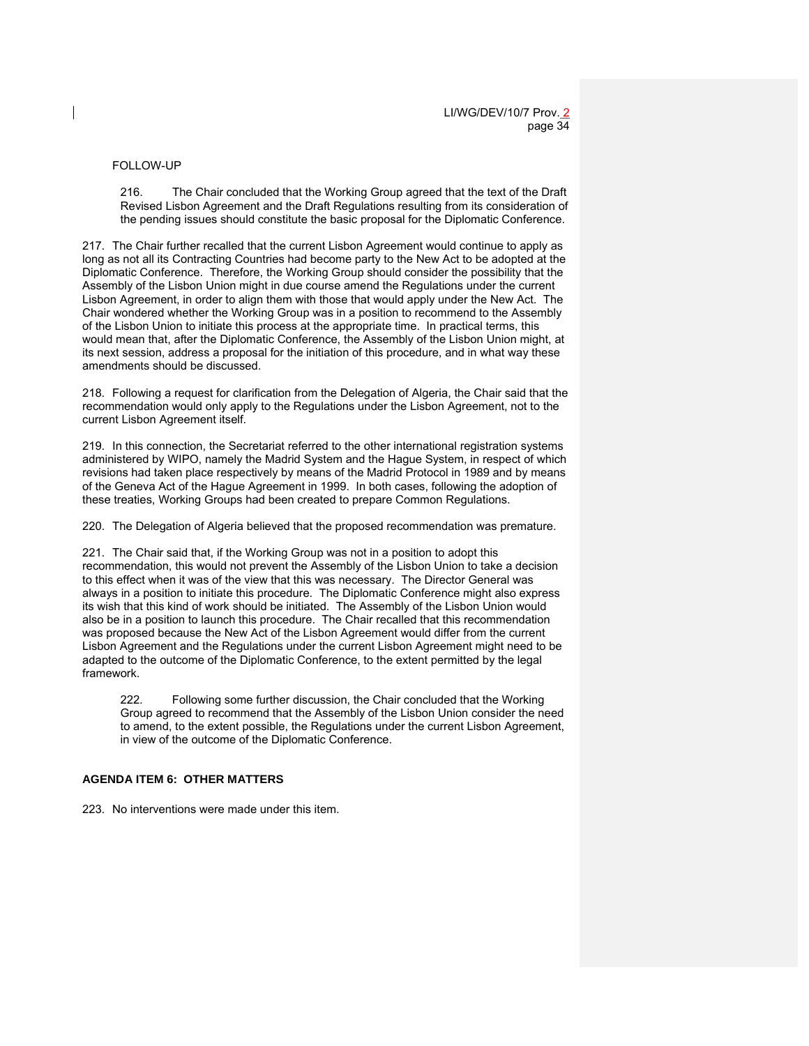FOLLOW-UP

216. The Chair concluded that the Working Group agreed that the text of the Draft Revised Lisbon Agreement and the Draft Regulations resulting from its consideration of the pending issues should constitute the basic proposal for the Diplomatic Conference.

217. The Chair further recalled that the current Lisbon Agreement would continue to apply as long as not all its Contracting Countries had become party to the New Act to be adopted at the Diplomatic Conference. Therefore, the Working Group should consider the possibility that the Assembly of the Lisbon Union might in due course amend the Regulations under the current Lisbon Agreement, in order to align them with those that would apply under the New Act. The Chair wondered whether the Working Group was in a position to recommend to the Assembly of the Lisbon Union to initiate this process at the appropriate time. In practical terms, this would mean that, after the Diplomatic Conference, the Assembly of the Lisbon Union might, at its next session, address a proposal for the initiation of this procedure, and in what way these amendments should be discussed.

218. Following a request for clarification from the Delegation of Algeria, the Chair said that the recommendation would only apply to the Regulations under the Lisbon Agreement, not to the current Lisbon Agreement itself.

219. In this connection, the Secretariat referred to the other international registration systems administered by WIPO, namely the Madrid System and the Hague System, in respect of which revisions had taken place respectively by means of the Madrid Protocol in 1989 and by means of the Geneva Act of the Hague Agreement in 1999. In both cases, following the adoption of these treaties, Working Groups had been created to prepare Common Regulations.

220. The Delegation of Algeria believed that the proposed recommendation was premature.

221. The Chair said that, if the Working Group was not in a position to adopt this recommendation, this would not prevent the Assembly of the Lisbon Union to take a decision to this effect when it was of the view that this was necessary. The Director General was always in a position to initiate this procedure. The Diplomatic Conference might also express its wish that this kind of work should be initiated. The Assembly of the Lisbon Union would also be in a position to launch this procedure. The Chair recalled that this recommendation was proposed because the New Act of the Lisbon Agreement would differ from the current Lisbon Agreement and the Regulations under the current Lisbon Agreement might need to be adapted to the outcome of the Diplomatic Conference, to the extent permitted by the legal framework.

222. Following some further discussion, the Chair concluded that the Working Group agreed to recommend that the Assembly of the Lisbon Union consider the need to amend, to the extent possible, the Regulations under the current Lisbon Agreement, in view of the outcome of the Diplomatic Conference.

## AGENDA ITEM 6: OTHER MATTERS

223. No interventions were made under this item.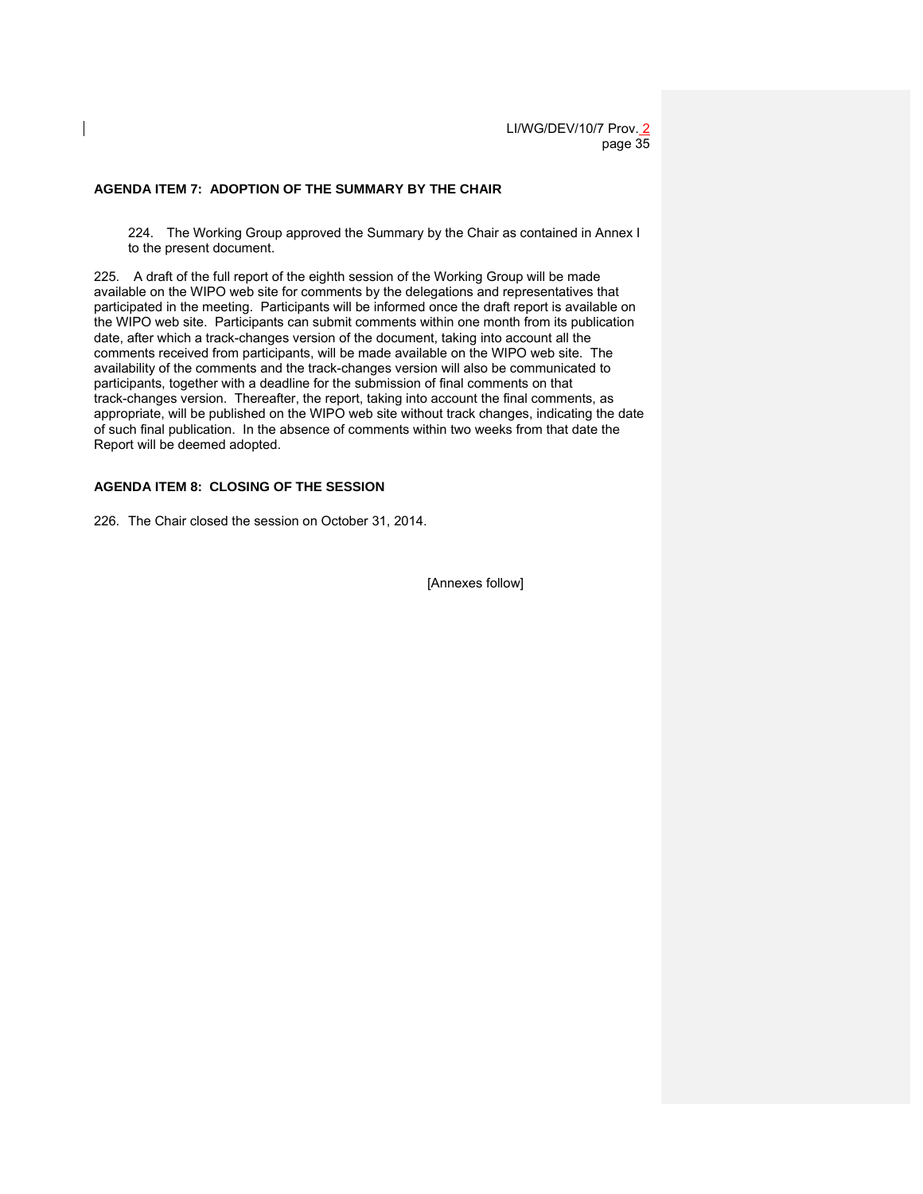## AGENDA ITEM 7: ADOPTION OF THE SUMMARY BY THE CHAIR

224. The Working Group approved the Summary by the Chair as contained in Annex I to the present document.

225. A draft of the full report of the eighth session of the Working Group will be made available on the WIPO web site for comments by the delegations and representatives that participated in the meeting. Participants will be informed once the draft report is available on the WIPO web site. Participants can submit comments within one month from its publication date, after which a track-changes version of the document, taking into account all the comments received from participants, will be made available on the WIPO web site. The availability of the comments and the track-changes version will also be communicated to participants, together with a deadline for the submission of final comments on that track-changes version. Thereafter, the report, taking into account the final comments, as appropriate, will be published on the WIPO web site without track changes, indicating the date of such final publication. In the absence of comments within two weeks from that date the Report will be deemed adopted.

## AGENDA ITEM 8: CLOSING OF THE SESSION

226. The Chair closed the session on October 31, 2014.

[Annexes follow]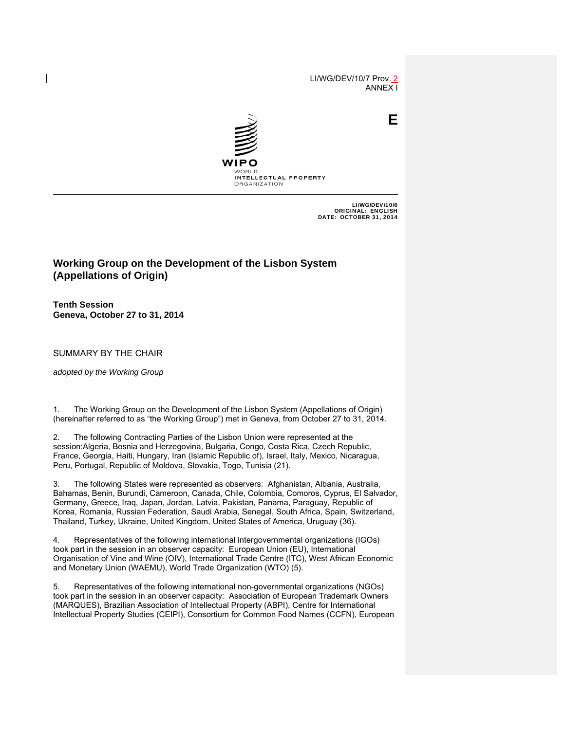LI/WG/DEV/10/7 Prov. 2
ANNEX I

E

WIPO
WORLD
INTELLECTUAL PROPERTY
ORGANIZATION

LI/WG/DEV/10/6
ORIGINAL: ENGLISH
DATE: OCTOBER 31, 2014

# Working Group on the Development of the Lisbon System (Appellations of Origin)

**Tenth Session**
**Geneva, October 27 to 31, 2014**

SUMMARY BY THE CHAIR

*adopted by the Working Group*

1. The Working Group on the Development of the Lisbon System (Appellations of Origin) (hereinafter referred to as "the Working Group") met in Geneva, from October 27 to 31, 2014.

2. The following Contracting Parties of the Lisbon Union were represented at the session:Algeria, Bosnia and Herzegovina, Bulgaria, Congo, Costa Rica, Czech Republic, France, Georgia, Haiti, Hungary, Iran (Islamic Republic of), Israel, Italy, Mexico, Nicaragua, Peru, Portugal, Republic of Moldova, Slovakia, Togo, Tunisia (21).

3. The following States were represented as observers: Afghanistan, Albania, Australia, Bahamas, Benin, Burundi, Cameroon, Canada, Chile, Colombia, Comoros, Cyprus, El Salvador, Germany, Greece, Iraq, Japan, Jordan, Latvia, Pakistan, Panama, Paraguay, Republic of Korea, Romania, Russian Federation, Saudi Arabia, Senegal, South Africa, Spain, Switzerland, Thailand, Turkey, Ukraine, United Kingdom, United States of America, Uruguay (36).

4. Representatives of the following international intergovernmental organizations (IGOs) took part in the session in an observer capacity: European Union (EU), International Organisation of Vine and Wine (OIV), International Trade Centre (ITC), West African Economic and Monetary Union (WAEMU), World Trade Organization (WTO) (5).

5. Representatives of the following international non-governmental organizations (NGOs) took part in the session in an observer capacity: Association of European Trademark Owners (MARQUES), Brazilian Association of Intellectual Property (ABPI), Centre for International Intellectual Property Studies (CEIPI), Consortium for Common Food Names (CCFN), European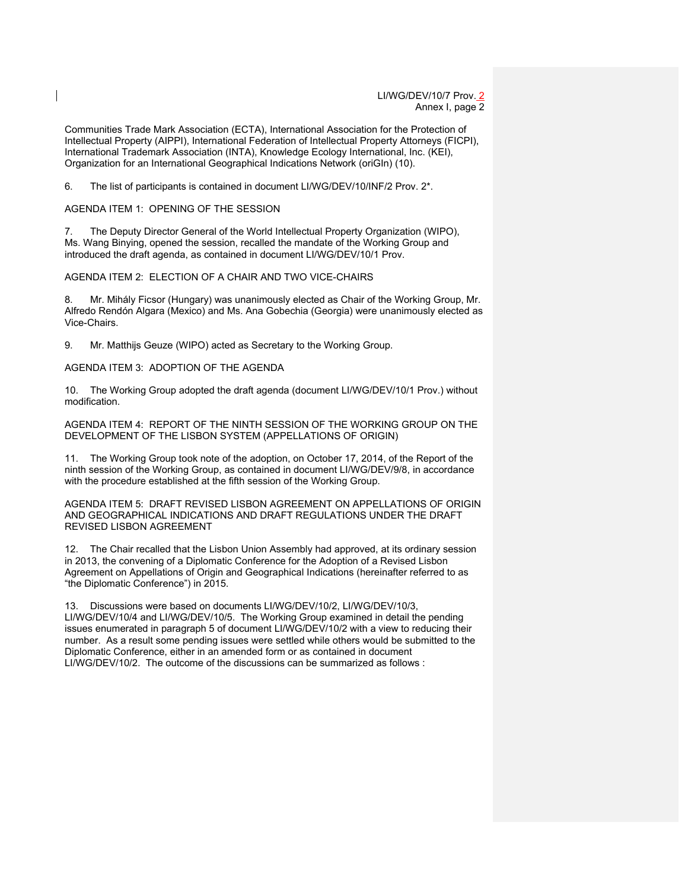Communities Trade Mark Association (ECTA), International Association for the Protection of Intellectual Property (AIPPI), International Federation of Intellectual Property Attorneys (FICPI), International Trademark Association (INTA), Knowledge Ecology International, Inc. (KEI), Organization for an International Geographical Indications Network (oriGIn) (10).

6. The list of participants is contained in document LI/WG/DEV/10/INF/2 Prov. 2*.

AGENDA ITEM 1: OPENING OF THE SESSION

7. The Deputy Director General of the World Intellectual Property Organization (WIPO), Ms. Wang Binying, opened the session, recalled the mandate of the Working Group and introduced the draft agenda, as contained in document LI/WG/DEV/10/1 Prov.

AGENDA ITEM 2: ELECTION OF A CHAIR AND TWO VICE-CHAIRS

8. Mr. Mihály Ficsor (Hungary) was unanimously elected as Chair of the Working Group, Mr. Alfredo Rendón Algara (Mexico) and Ms. Ana Gobechia (Georgia) were unanimously elected as Vice-Chairs.

9. Mr. Matthijs Geuze (WIPO) acted as Secretary to the Working Group.

AGENDA ITEM 3: ADOPTION OF THE AGENDA

10. The Working Group adopted the draft agenda (document LI/WG/DEV/10/1 Prov.) without modification.

AGENDA ITEM 4: REPORT OF THE NINTH SESSION OF THE WORKING GROUP ON THE DEVELOPMENT OF THE LISBON SYSTEM (APPELLATIONS OF ORIGIN)

11. The Working Group took note of the adoption, on October 17, 2014, of the Report of the ninth session of the Working Group, as contained in document LI/WG/DEV/9/8, in accordance with the procedure established at the fifth session of the Working Group.

AGENDA ITEM 5: DRAFT REVISED LISBON AGREEMENT ON APPELLATIONS OF ORIGIN AND GEOGRAPHICAL INDICATIONS AND DRAFT REGULATIONS UNDER THE DRAFT REVISED LISBON AGREEMENT

12. The Chair recalled that the Lisbon Union Assembly had approved, at its ordinary session in 2013, the convening of a Diplomatic Conference for the Adoption of a Revised Lisbon Agreement on Appellations of Origin and Geographical Indications (hereinafter referred to as "the Diplomatic Conference") in 2015.

13. Discussions were based on documents LI/WG/DEV/10/2, LI/WG/DEV/10/3, LI/WG/DEV/10/4 and LI/WG/DEV/10/5. The Working Group examined in detail the pending issues enumerated in paragraph 5 of document LI/WG/DEV/10/2 with a view to reducing their number. As a result some pending issues were settled while others would be submitted to the Diplomatic Conference, either in an amended form or as contained in document LI/WG/DEV/10/2. The outcome of the discussions can be summarized as follows :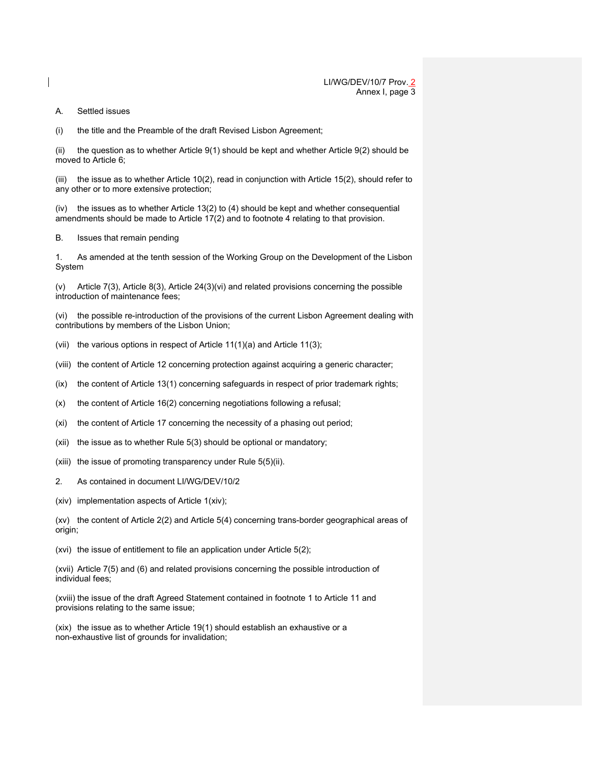A. Settled issues

(i) the title and the Preamble of the draft Revised Lisbon Agreement;

(ii) the question as to whether Article 9(1) should be kept and whether Article 9(2) should be moved to Article 6;

(iii) the issue as to whether Article 10(2), read in conjunction with Article 15(2), should refer to any other or to more extensive protection;

(iv) the issues as to whether Article 13(2) to (4) should be kept and whether consequential amendments should be made to Article 17(2) and to footnote 4 relating to that provision.

B. Issues that remain pending

1. As amended at the tenth session of the Working Group on the Development of the Lisbon System

(v) Article 7(3), Article 8(3), Article 24(3)(vi) and related provisions concerning the possible introduction of maintenance fees;

(vi) the possible re-introduction of the provisions of the current Lisbon Agreement dealing with contributions by members of the Lisbon Union;

(vii) the various options in respect of Article 11(1)(a) and Article 11(3);

(viii) the content of Article 12 concerning protection against acquiring a generic character;

(ix) the content of Article 13(1) concerning safeguards in respect of prior trademark rights;

(x) the content of Article 16(2) concerning negotiations following a refusal;

(xi) the content of Article 17 concerning the necessity of a phasing out period;

(xii) the issue as to whether Rule 5(3) should be optional or mandatory;

(xiii) the issue of promoting transparency under Rule 5(5)(ii).

2. As contained in document LI/WG/DEV/10/2

(xiv) implementation aspects of Article 1(xiv);

(xv) the content of Article 2(2) and Article 5(4) concerning trans-border geographical areas of origin;

(xvi) the issue of entitlement to file an application under Article 5(2);

(xvii) Article 7(5) and (6) and related provisions concerning the possible introduction of individual fees;

(xviii) the issue of the draft Agreed Statement contained in footnote 1 to Article 11 and provisions relating to the same issue;

(xix) the issue as to whether Article 19(1) should establish an exhaustive or a non-exhaustive list of grounds for invalidation;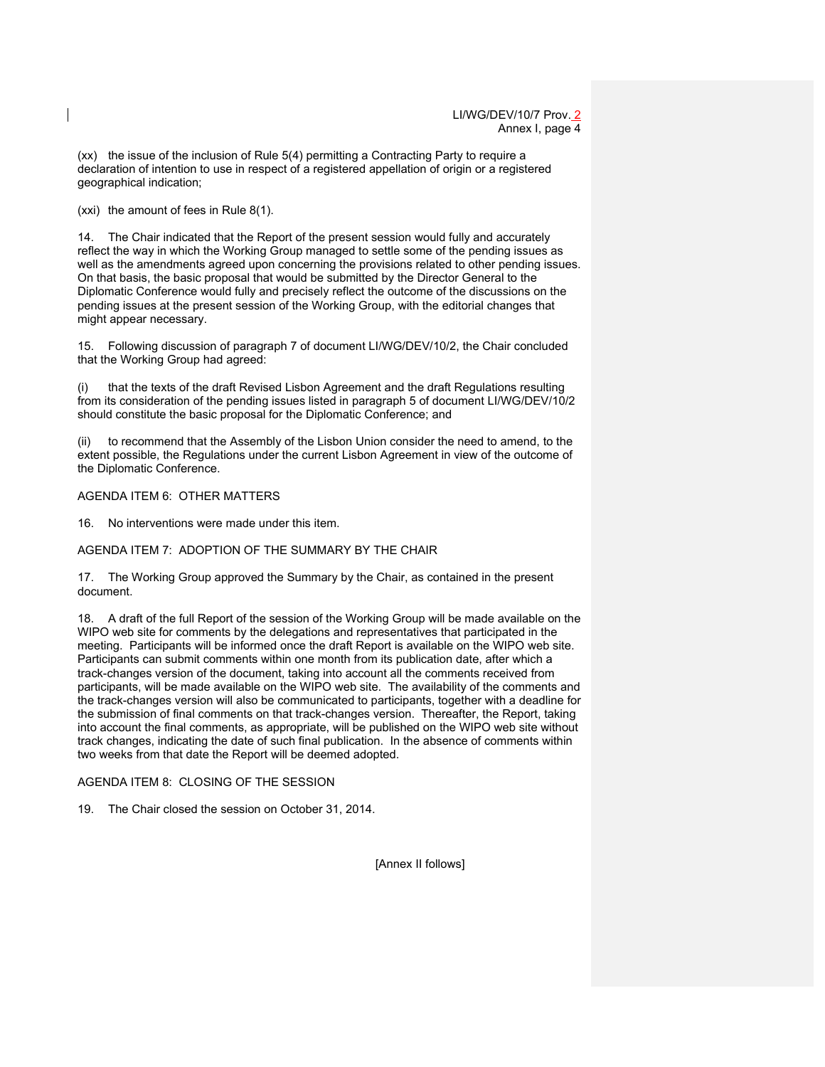(xx) the issue of the inclusion of Rule 5(4) permitting a Contracting Party to require a declaration of intention to use in respect of a registered appellation of origin or a registered geographical indication;

(xxi) the amount of fees in Rule 8(1).

14. The Chair indicated that the Report of the present session would fully and accurately reflect the way in which the Working Group managed to settle some of the pending issues as well as the amendments agreed upon concerning the provisions related to other pending issues. On that basis, the basic proposal that would be submitted by the Director General to the Diplomatic Conference would fully and precisely reflect the outcome of the discussions on the pending issues at the present session of the Working Group, with the editorial changes that might appear necessary.

15. Following discussion of paragraph 7 of document LI/WG/DEV/10/2, the Chair concluded that the Working Group had agreed:

(i) that the texts of the draft Revised Lisbon Agreement and the draft Regulations resulting from its consideration of the pending issues listed in paragraph 5 of document LI/WG/DEV/10/2 should constitute the basic proposal for the Diplomatic Conference; and

(ii) to recommend that the Assembly of the Lisbon Union consider the need to amend, to the extent possible, the Regulations under the current Lisbon Agreement in view of the outcome of the Diplomatic Conference.

AGENDA ITEM 6: OTHER MATTERS

16. No interventions were made under this item.

AGENDA ITEM 7: ADOPTION OF THE SUMMARY BY THE CHAIR

17. The Working Group approved the Summary by the Chair, as contained in the present document.

18. A draft of the full Report of the session of the Working Group will be made available on the WIPO web site for comments by the delegations and representatives that participated in the meeting. Participants will be informed once the draft Report is available on the WIPO web site. Participants can submit comments within one month from its publication date, after which a track-changes version of the document, taking into account all the comments received from participants, will be made available on the WIPO web site. The availability of the comments and the track-changes version will also be communicated to participants, together with a deadline for the submission of final comments on that track-changes version. Thereafter, the Report, taking into account the final comments, as appropriate, will be published on the WIPO web site without track changes, indicating the date of such final publication. In the absence of comments within two weeks from that date the Report will be deemed adopted.

AGENDA ITEM 8: CLOSING OF THE SESSION

19. The Chair closed the session on October 31, 2014.

[Annex II follows]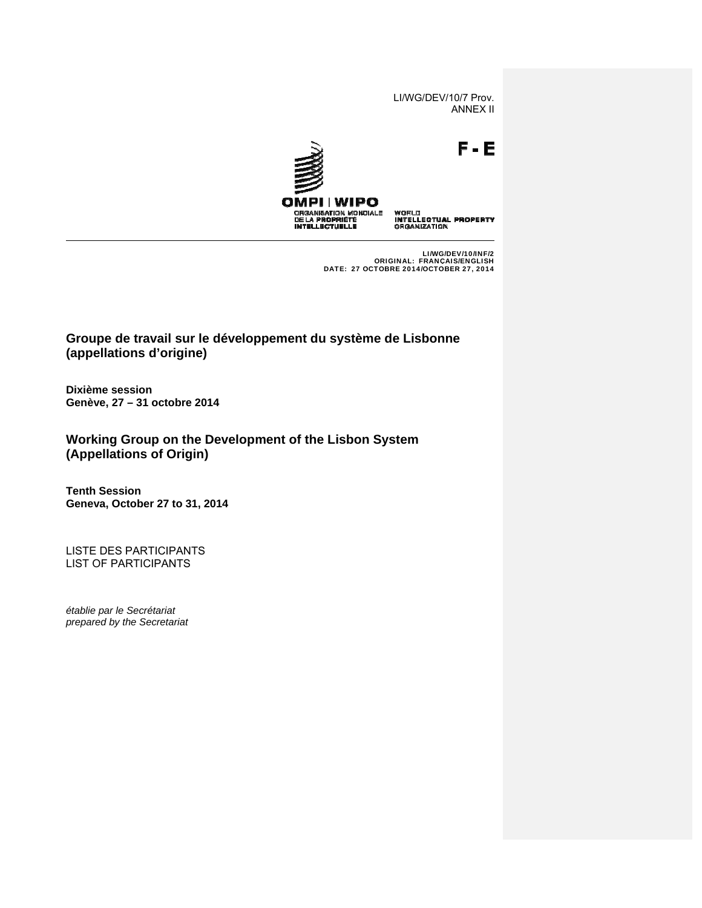LI/WG/DEV/10/7 Prov.
ANNEX II

F - E

OMPI | WIPO

ORGANISATION MONDIALE DE LA PROPRIÉTÉ INTELLECTUELLE

WORLD INTELLECTUAL PROPERTY ORGANIZATION

LI/WG/DEV/10/INF/2
ORIGINAL: FRANÇAIS/ENGLISH
DATE: 27 OCTOBRE 2014/OCTOBER 27, 2014

## Groupe de travail sur le développement du système de Lisbonne (appellations d'origine)

**Dixième session**
**Genève, 27 – 31 octobre 2014**

## Working Group on the Development of the Lisbon System (Appellations of Origin)

**Tenth Session**
**Geneva, October 27 to 31, 2014**

LISTE DES PARTICIPANTS
LIST OF PARTICIPANTS

*établie par le Secrétariat*
*prepared by the Secretariat*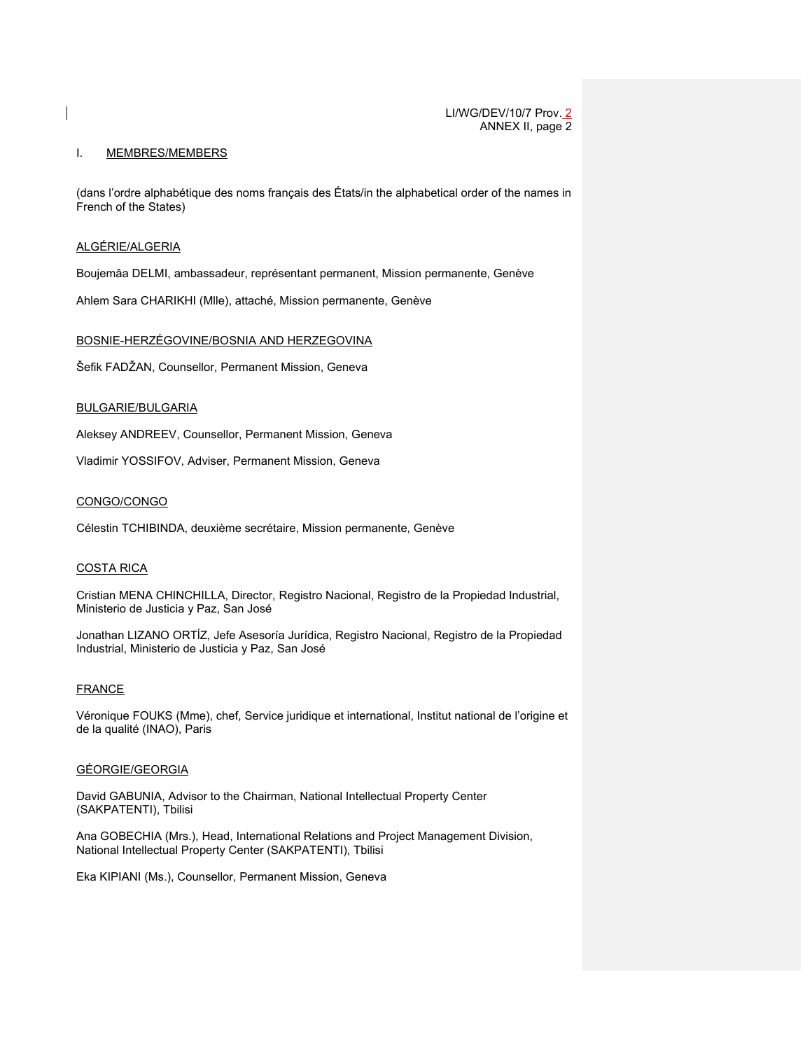## I. MEMBRES/MEMBERS

(dans l'ordre alphabétique des noms français des États/in the alphabetical order of the names in French of the States)

### ALGÉRIE/ALGERIA

Boujemâa DELMI, ambassadeur, représentant permanent, Mission permanente, Genève

Ahlem Sara CHARIKHI (Mlle), attaché, Mission permanente, Genève

### BOSNIE-HERZÉGOVINE/BOSNIA AND HERZEGOVINA

Šefik FADŽAN, Counsellor, Permanent Mission, Geneva

### BULGARIE/BULGARIA

Aleksey ANDREEV, Counsellor, Permanent Mission, Geneva

Vladimir YOSSIFOV, Adviser, Permanent Mission, Geneva

### CONGO/CONGO

Célestin TCHIBINDA, deuxième secrétaire, Mission permanente, Genève

### COSTA RICA

Cristian MENA CHINCHILLA, Director, Registro Nacional, Registro de la Propiedad Industrial, Ministerio de Justicia y Paz, San José

Jonathan LIZANO ORTÍZ, Jefe Asesoría Jurídica, Registro Nacional, Registro de la Propiedad Industrial, Ministerio de Justicia y Paz, San José

### FRANCE

Véronique FOUKS (Mme), chef, Service juridique et international, Institut national de l'origine et de la qualité (INAO), Paris

### GÉORGIE/GEORGIA

David GABUNIA, Advisor to the Chairman, National Intellectual Property Center (SAKPATENTI), Tbilisi

Ana GOBECHIA (Mrs.), Head, International Relations and Project Management Division, National Intellectual Property Center (SAKPATENTI), Tbilisi

Eka KIPIANI (Ms.), Counsellor, Permanent Mission, Geneva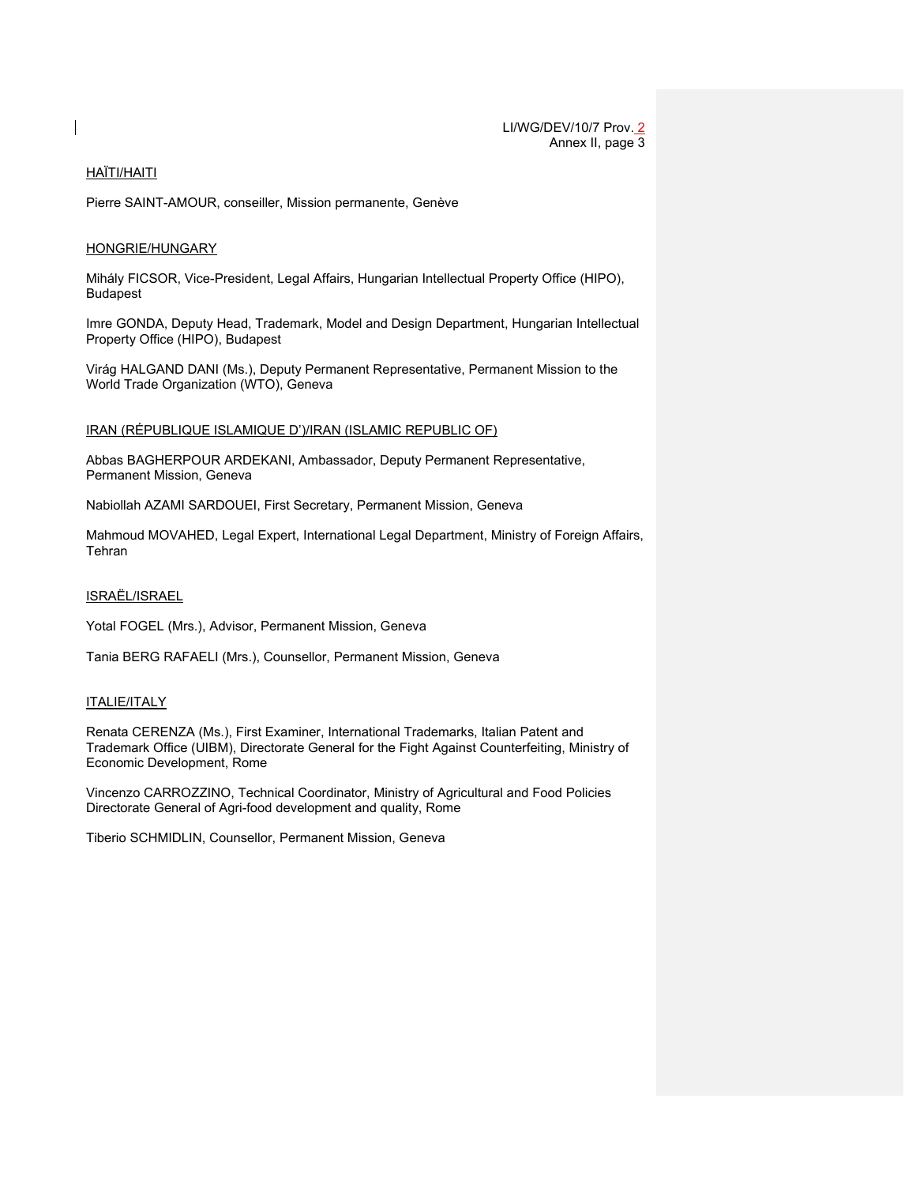HAÏTI/HAITI

Pierre SAINT-AMOUR, conseiller, Mission permanente, Genève

HONGRIE/HUNGARY

Mihály FICSOR, Vice-President, Legal Affairs, Hungarian Intellectual Property Office (HIPO), Budapest

Imre GONDA, Deputy Head, Trademark, Model and Design Department, Hungarian Intellectual Property Office (HIPO), Budapest

Virág HALGAND DANI (Ms.), Deputy Permanent Representative, Permanent Mission to the World Trade Organization (WTO), Geneva

IRAN (RÉPUBLIQUE ISLAMIQUE D')/IRAN (ISLAMIC REPUBLIC OF)

Abbas BAGHERPOUR ARDEKANI, Ambassador, Deputy Permanent Representative, Permanent Mission, Geneva

Nabiollah AZAMI SARDOUEI, First Secretary, Permanent Mission, Geneva

Mahmoud MOVAHED, Legal Expert, International Legal Department, Ministry of Foreign Affairs, Tehran

ISRAËL/ISRAEL

Yotal FOGEL (Mrs.), Advisor, Permanent Mission, Geneva

Tania BERG RAFAELI (Mrs.), Counsellor, Permanent Mission, Geneva

ITALIE/ITALY

Renata CERENZA (Ms.), First Examiner, International Trademarks, Italian Patent and Trademark Office (UIBM), Directorate General for the Fight Against Counterfeiting, Ministry of Economic Development, Rome

Vincenzo CARROZZINO, Technical Coordinator, Ministry of Agricultural and Food Policies Directorate General of Agri-food development and quality, Rome

Tiberio SCHMIDLIN, Counsellor, Permanent Mission, Geneva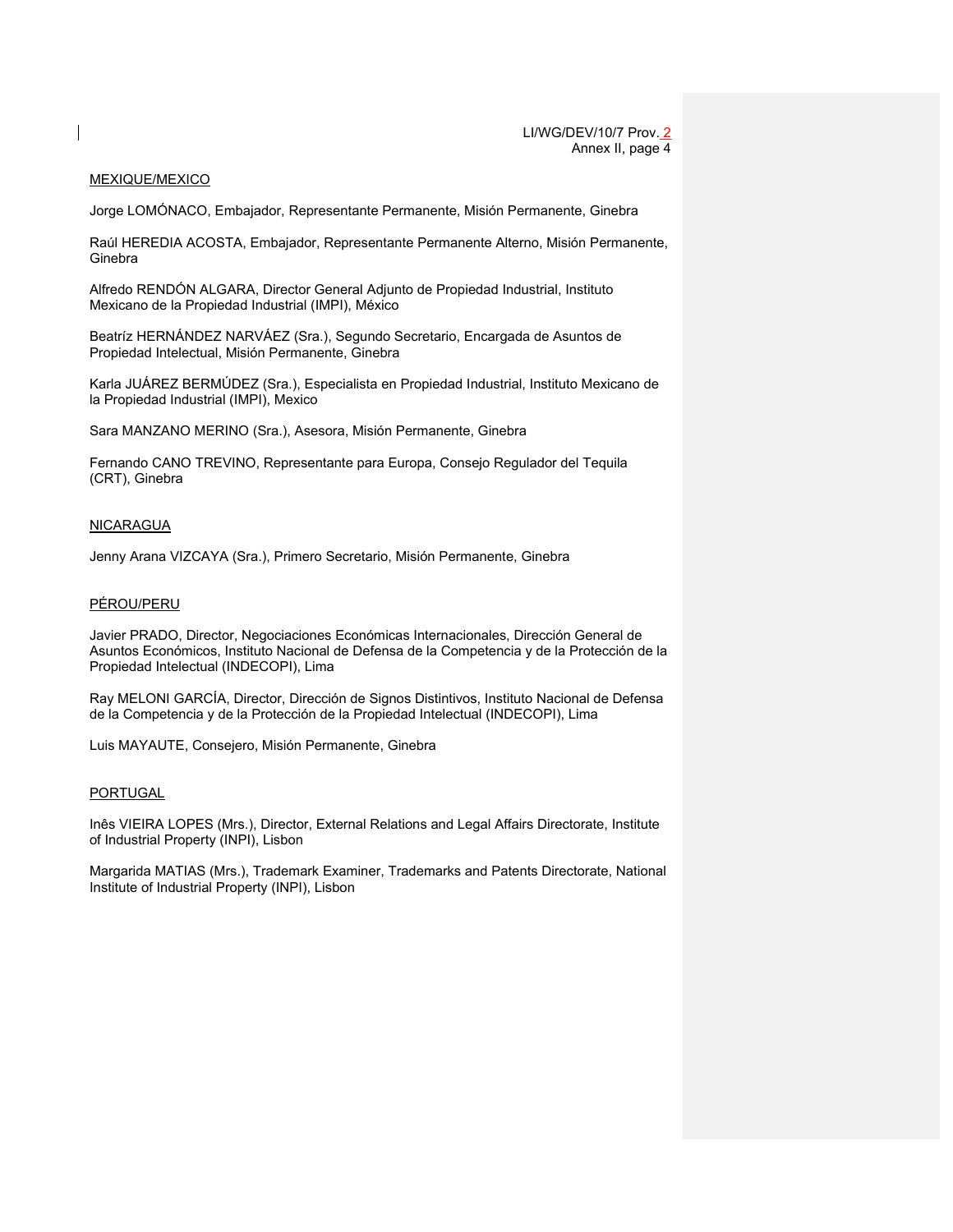<u>MEXIQUE/MEXICO</u>

Jorge LOMÓNACO, Embajador, Representante Permanente, Misión Permanente, Ginebra

Raúl HEREDIA ACOSTA, Embajador, Representante Permanente Alterno, Misión Permanente, Ginebra

Alfredo RENDÓN ALGARA, Director General Adjunto de Propiedad Industrial, Instituto Mexicano de la Propiedad Industrial (IMPI), México

Beatríz HERNÁNDEZ NARVÁEZ (Sra.), Segundo Secretario, Encargada de Asuntos de Propiedad Intelectual, Misión Permanente, Ginebra

Karla JUÁREZ BERMÚDEZ (Sra.), Especialista en Propiedad Industrial, Instituto Mexicano de la Propiedad Industrial (IMPI), Mexico

Sara MANZANO MERINO (Sra.), Asesora, Misión Permanente, Ginebra

Fernando CANO TREVINO, Representante para Europa, Consejo Regulador del Tequila (CRT), Ginebra

<u>NICARAGUA</u>

Jenny Arana VIZCAYA (Sra.), Primero Secretario, Misión Permanente, Ginebra

<u>PÉROU/PERU</u>

Javier PRADO, Director, Negociaciones Económicas Internacionales, Dirección General de Asuntos Económicos, Instituto Nacional de Defensa de la Competencia y de la Protección de la Propiedad Intelectual (INDECOPI), Lima

Ray MELONI GARCÍA, Director, Dirección de Signos Distintivos, Instituto Nacional de Defensa de la Competencia y de la Protección de la Propiedad Intelectual (INDECOPI), Lima

Luis MAYAUTE, Consejero, Misión Permanente, Ginebra

<u>PORTUGAL</u>

Inês VIEIRA LOPES (Mrs.), Director, External Relations and Legal Affairs Directorate, Institute of Industrial Property (INPI), Lisbon

Margarida MATIAS (Mrs.), Trademark Examiner, Trademarks and Patents Directorate, National Institute of Industrial Property (INPI), Lisbon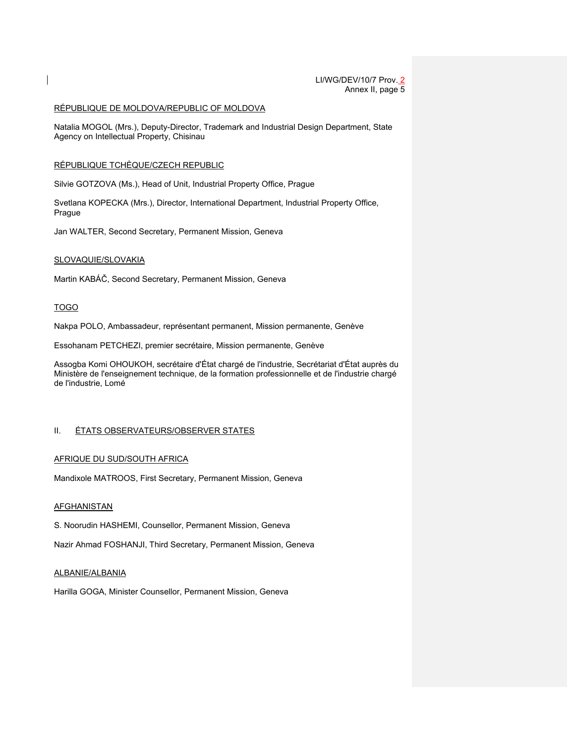RÉPUBLIQUE DE MOLDOVA/REPUBLIC OF MOLDOVA

Natalia MOGOL (Mrs.), Deputy-Director, Trademark and Industrial Design Department, State Agency on Intellectual Property, Chisinau

RÉPUBLIQUE TCHÈQUE/CZECH REPUBLIC

Silvie GOTZOVA (Ms.), Head of Unit, Industrial Property Office, Prague

Svetlana KOPECKA (Mrs.), Director, International Department, Industrial Property Office, Prague

Jan WALTER, Second Secretary, Permanent Mission, Geneva

SLOVAQUIE/SLOVAKIA

Martin KABÁČ, Second Secretary, Permanent Mission, Geneva

TOGO

Nakpa POLO, Ambassadeur, représentant permanent, Mission permanente, Genève

Essohanam PETCHEZI, premier secrétaire, Mission permanente, Genève

Assogba Komi OHOUKOH, secrétaire d'État chargé de l'industrie, Secrétariat d'État auprès du Ministère de l'enseignement technique, de la formation professionnelle et de l'industrie chargé de l'industrie, Lomé

## II. ÉTATS OBSERVATEURS/OBSERVER STATES

AFRIQUE DU SUD/SOUTH AFRICA

Mandixole MATROOS, First Secretary, Permanent Mission, Geneva

AFGHANISTAN

S. Noorudin HASHEMI, Counsellor, Permanent Mission, Geneva

Nazir Ahmad FOSHANJI, Third Secretary, Permanent Mission, Geneva

ALBANIE/ALBANIA

Harilla GOGA, Minister Counsellor, Permanent Mission, Geneva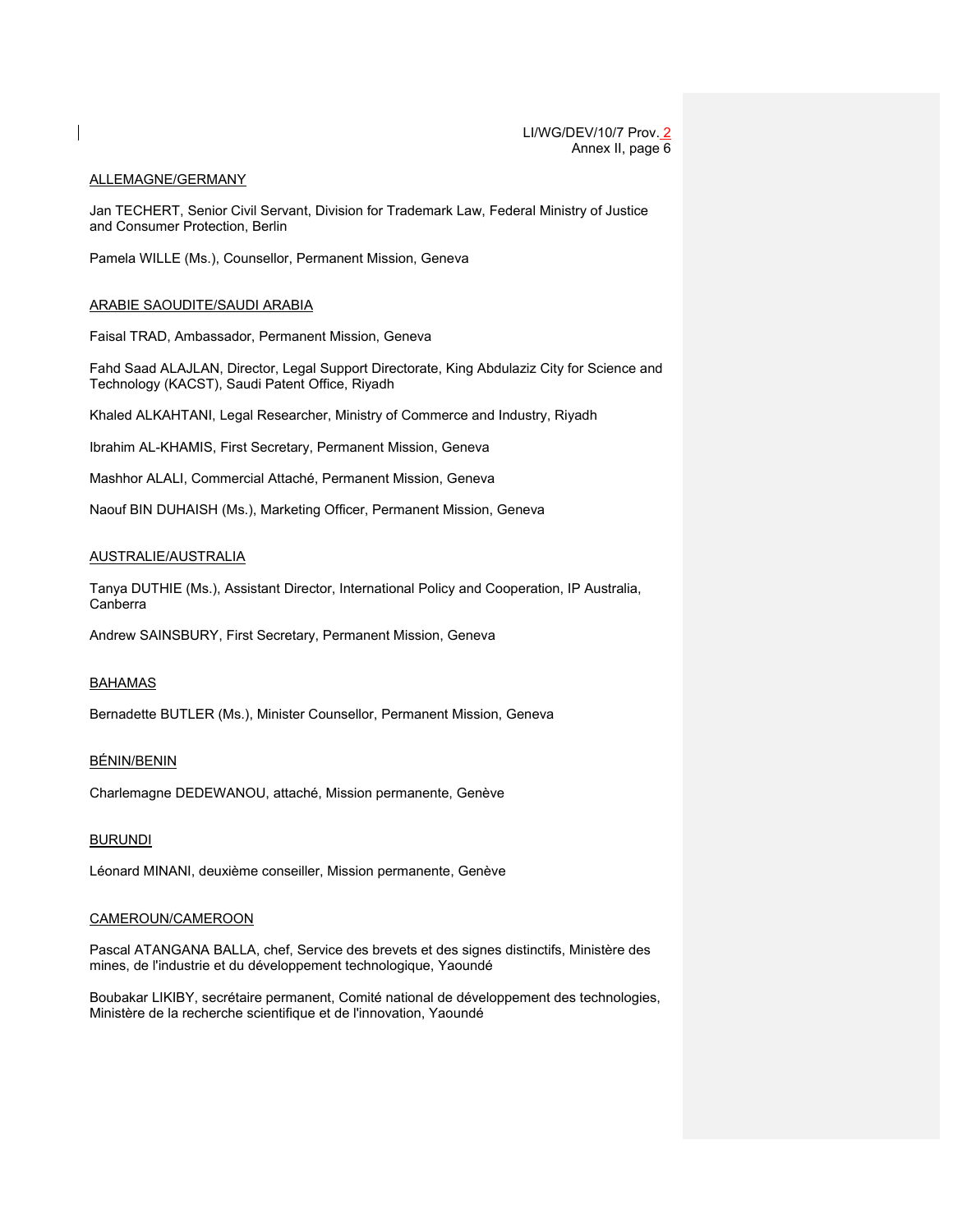ALLEMAGNE/GERMANY

Jan TECHERT, Senior Civil Servant, Division for Trademark Law, Federal Ministry of Justice and Consumer Protection, Berlin

Pamela WILLE (Ms.), Counsellor, Permanent Mission, Geneva

ARABIE SAOUDITE/SAUDI ARABIA

Faisal TRAD, Ambassador, Permanent Mission, Geneva

Fahd Saad ALAJLAN, Director, Legal Support Directorate, King Abdulaziz City for Science and Technology (KACST), Saudi Patent Office, Riyadh

Khaled ALKAHTANI, Legal Researcher, Ministry of Commerce and Industry, Riyadh

Ibrahim AL-KHAMIS, First Secretary, Permanent Mission, Geneva

Mashhor ALALI, Commercial Attaché, Permanent Mission, Geneva

Naouf BIN DUHAISH (Ms.), Marketing Officer, Permanent Mission, Geneva

AUSTRALIE/AUSTRALIA

Tanya DUTHIE (Ms.), Assistant Director, International Policy and Cooperation, IP Australia, Canberra

Andrew SAINSBURY, First Secretary, Permanent Mission, Geneva

BAHAMAS

Bernadette BUTLER (Ms.), Minister Counsellor, Permanent Mission, Geneva

BÉNIN/BENIN

Charlemagne DEDEWANOU, attaché, Mission permanente, Genève

BURUNDI

Léonard MINANI, deuxième conseiller, Mission permanente, Genève

CAMEROUN/CAMEROON

Pascal ATANGANA BALLA, chef, Service des brevets et des signes distinctifs, Ministère des mines, de l'industrie et du développement technologique, Yaoundé

Boubakar LIKIBY, secrétaire permanent, Comité national de développement des technologies, Ministère de la recherche scientifique et de l'innovation, Yaoundé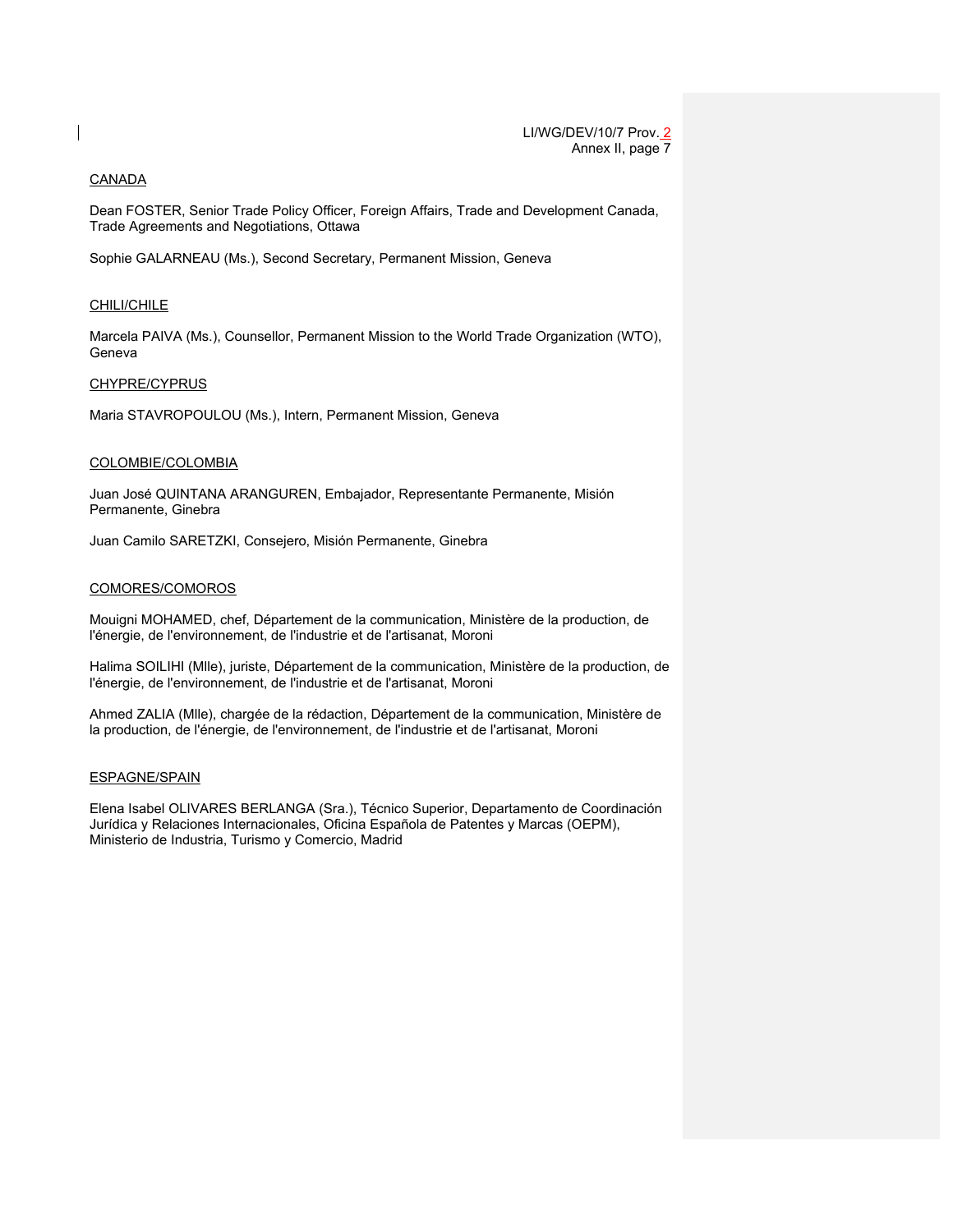CANADA

Dean FOSTER, Senior Trade Policy Officer, Foreign Affairs, Trade and Development Canada, Trade Agreements and Negotiations, Ottawa

Sophie GALARNEAU (Ms.), Second Secretary, Permanent Mission, Geneva

CHILI/CHILE

Marcela PAIVA (Ms.), Counsellor, Permanent Mission to the World Trade Organization (WTO), Geneva

CHYPRE/CYPRUS

Maria STAVROPOULOU (Ms.), Intern, Permanent Mission, Geneva

COLOMBIE/COLOMBIA

Juan José QUINTANA ARANGUREN, Embajador, Representante Permanente, Misión Permanente, Ginebra

Juan Camilo SARETZKI, Consejero, Misión Permanente, Ginebra

COMORES/COMOROS

Mouigni MOHAMED, chef, Département de la communication, Ministère de la production, de l'énergie, de l'environnement, de l'industrie et de l'artisanat, Moroni

Halima SOILIHI (Mlle), juriste, Département de la communication, Ministère de la production, de l'énergie, de l'environnement, de l'industrie et de l'artisanat, Moroni

Ahmed ZALIA (Mlle), chargée de la rédaction, Département de la communication, Ministère de la production, de l'énergie, de l'environnement, de l'industrie et de l'artisanat, Moroni

ESPAGNE/SPAIN

Elena Isabel OLIVARES BERLANGA (Sra.), Técnico Superior, Departamento de Coordinación Jurídica y Relaciones Internacionales, Oficina Española de Patentes y Marcas (OEPM), Ministerio de Industria, Turismo y Comercio, Madrid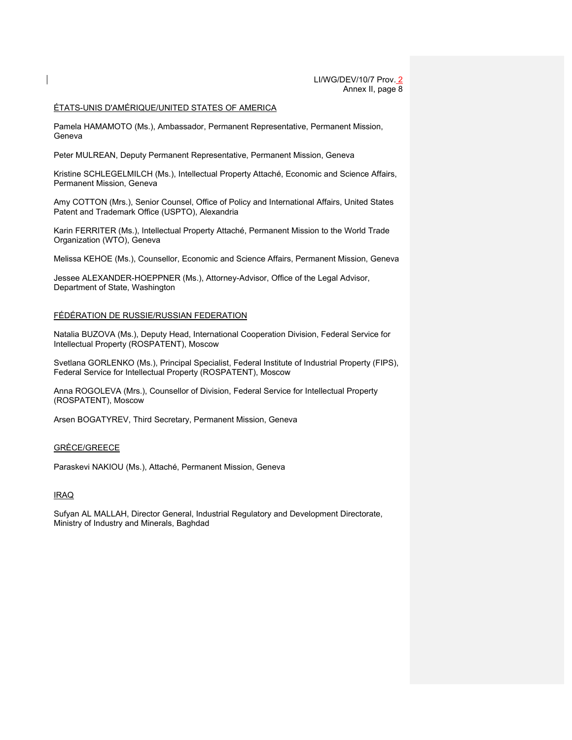ÉTATS-UNIS D'AMÉRIQUE/UNITED STATES OF AMERICA

Pamela HAMAMOTO (Ms.), Ambassador, Permanent Representative, Permanent Mission, Geneva

Peter MULREAN, Deputy Permanent Representative, Permanent Mission, Geneva

Kristine SCHLEGELMILCH (Ms.), Intellectual Property Attaché, Economic and Science Affairs, Permanent Mission, Geneva

Amy COTTON (Mrs.), Senior Counsel, Office of Policy and International Affairs, United States Patent and Trademark Office (USPTO), Alexandria

Karin FERRITER (Ms.), Intellectual Property Attaché, Permanent Mission to the World Trade Organization (WTO), Geneva

Melissa KEHOE (Ms.), Counsellor, Economic and Science Affairs, Permanent Mission, Geneva

Jessee ALEXANDER-HOEPPNER (Ms.), Attorney-Advisor, Office of the Legal Advisor, Department of State, Washington

FÉDÉRATION DE RUSSIE/RUSSIAN FEDERATION

Natalia BUZOVA (Ms.), Deputy Head, International Cooperation Division, Federal Service for Intellectual Property (ROSPATENT), Moscow

Svetlana GORLENKO (Ms.), Principal Specialist, Federal Institute of Industrial Property (FIPS), Federal Service for Intellectual Property (ROSPATENT), Moscow

Anna ROGOLEVA (Mrs.), Counsellor of Division, Federal Service for Intellectual Property (ROSPATENT), Moscow

Arsen BOGATYREV, Third Secretary, Permanent Mission, Geneva

GRÈCE/GREECE

Paraskevi NAKIOU (Ms.), Attaché, Permanent Mission, Geneva

IRAQ

Sufyan AL MALLAH, Director General, Industrial Regulatory and Development Directorate, Ministry of Industry and Minerals, Baghdad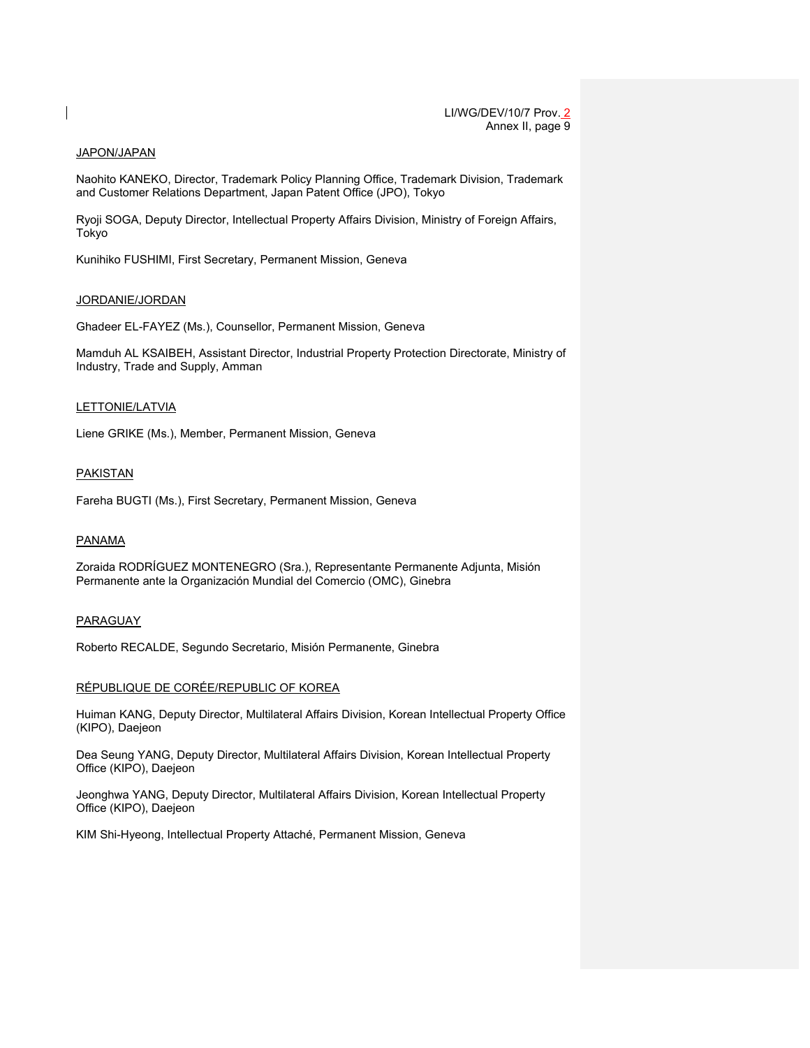<u>JAPON/JAPAN</u>

Naohito KANEKO, Director, Trademark Policy Planning Office, Trademark Division, Trademark and Customer Relations Department, Japan Patent Office (JPO), Tokyo

Ryoji SOGA, Deputy Director, Intellectual Property Affairs Division, Ministry of Foreign Affairs, Tokyo

Kunihiko FUSHIMI, First Secretary, Permanent Mission, Geneva

<u>JORDANIE/JORDAN</u>

Ghadeer EL-FAYEZ (Ms.), Counsellor, Permanent Mission, Geneva

Mamduh AL KSAIBEH, Assistant Director, Industrial Property Protection Directorate, Ministry of Industry, Trade and Supply, Amman

<u>LETTONIE/LATVIA</u>

Liene GRIKE (Ms.), Member, Permanent Mission, Geneva

<u>PAKISTAN</u>

Fareha BUGTI (Ms.), First Secretary, Permanent Mission, Geneva

<u>PANAMA</u>

Zoraida RODRÍGUEZ MONTENEGRO (Sra.), Representante Permanente Adjunta, Misión Permanente ante la Organización Mundial del Comercio (OMC), Ginebra

<u>PARAGUAY</u>

Roberto RECALDE, Segundo Secretario, Misión Permanente, Ginebra

<u>RÉPUBLIQUE DE CORÉE/REPUBLIC OF KOREA</u>

Huiman KANG, Deputy Director, Multilateral Affairs Division, Korean Intellectual Property Office (KIPO), Daejeon

Dea Seung YANG, Deputy Director, Multilateral Affairs Division, Korean Intellectual Property Office (KIPO), Daejeon

Jeonghwa YANG, Deputy Director, Multilateral Affairs Division, Korean Intellectual Property Office (KIPO), Daejeon

KIM Shi-Hyeong, Intellectual Property Attaché, Permanent Mission, Geneva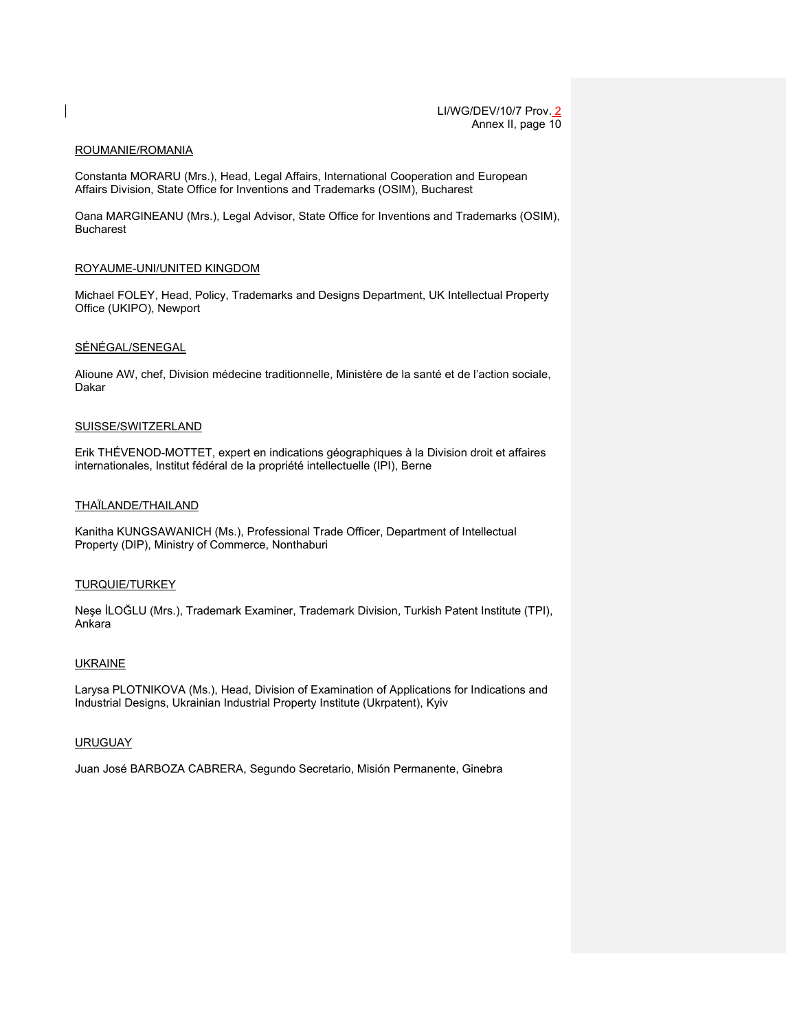ROUMANIE/ROMANIA

Constanta MORARU (Mrs.), Head, Legal Affairs, International Cooperation and European Affairs Division, State Office for Inventions and Trademarks (OSIM), Bucharest

Oana MARGINEANU (Mrs.), Legal Advisor, State Office for Inventions and Trademarks (OSIM), Bucharest

ROYAUME-UNI/UNITED KINGDOM

Michael FOLEY, Head, Policy, Trademarks and Designs Department, UK Intellectual Property Office (UKIPO), Newport

SÉNÉGAL/SENEGAL

Alioune AW, chef, Division médecine traditionnelle, Ministère de la santé et de l'action sociale, Dakar

SUISSE/SWITZERLAND

Erik THÉVENOD-MOTTET, expert en indications géographiques à la Division droit et affaires internationales, Institut fédéral de la propriété intellectuelle (IPI), Berne

THAÏLANDE/THAILAND

Kanitha KUNGSAWANICH (Ms.), Professional Trade Officer, Department of Intellectual Property (DIP), Ministry of Commerce, Nonthaburi

TURQUIE/TURKEY

Neşe İLOĞLU (Mrs.), Trademark Examiner, Trademark Division, Turkish Patent Institute (TPI), Ankara

UKRAINE

Larysa PLOTNIKOVA (Ms.), Head, Division of Examination of Applications for Indications and Industrial Designs, Ukrainian Industrial Property Institute (Ukrpatent), Kyiv

URUGUAY

Juan José BARBOZA CABRERA, Segundo Secretario, Misión Permanente, Ginebra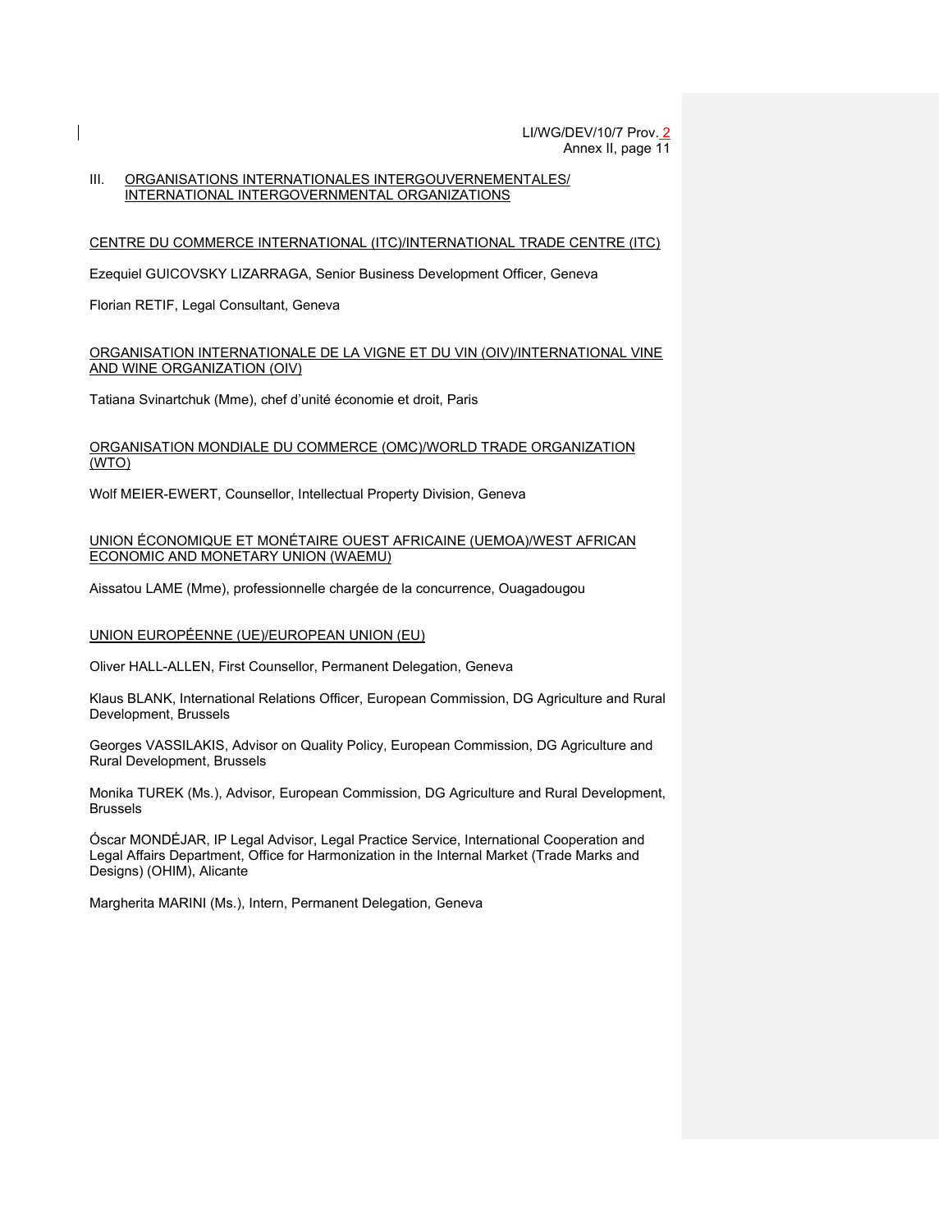## III. ORGANISATIONS INTERNATIONALES INTERGOUVERNEMENTALES/ INTERNATIONAL INTERGOVERNMENTAL ORGANIZATIONS

### CENTRE DU COMMERCE INTERNATIONAL (ITC)/INTERNATIONAL TRADE CENTRE (ITC)

Ezequiel GUICOVSKY LIZARRAGA, Senior Business Development Officer, Geneva

Florian RETIF, Legal Consultant, Geneva

### ORGANISATION INTERNATIONALE DE LA VIGNE ET DU VIN (OIV)/INTERNATIONAL VINE AND WINE ORGANIZATION (OIV)

Tatiana Svinartchuk (Mme), chef d'unité économie et droit, Paris

### ORGANISATION MONDIALE DU COMMERCE (OMC)/WORLD TRADE ORGANIZATION (WTO)

Wolf MEIER-EWERT, Counsellor, Intellectual Property Division, Geneva

### UNION ÉCONOMIQUE ET MONÉTAIRE OUEST AFRICAINE (UEMOA)/WEST AFRICAN ECONOMIC AND MONETARY UNION (WAEMU)

Aissatou LAME (Mme), professionnelle chargée de la concurrence, Ouagadougou

### UNION EUROPÉENNE (UE)/EUROPEAN UNION (EU)

Oliver HALL-ALLEN, First Counsellor, Permanent Delegation, Geneva

Klaus BLANK, International Relations Officer, European Commission, DG Agriculture and Rural Development, Brussels

Georges VASSILAKIS, Advisor on Quality Policy, European Commission, DG Agriculture and Rural Development, Brussels

Monika TUREK (Ms.), Advisor, European Commission, DG Agriculture and Rural Development, Brussels

Óscar MONDÉJAR, IP Legal Advisor, Legal Practice Service, International Cooperation and Legal Affairs Department, Office for Harmonization in the Internal Market (Trade Marks and Designs) (OHIM), Alicante

Margherita MARINI (Ms.), Intern, Permanent Delegation, Geneva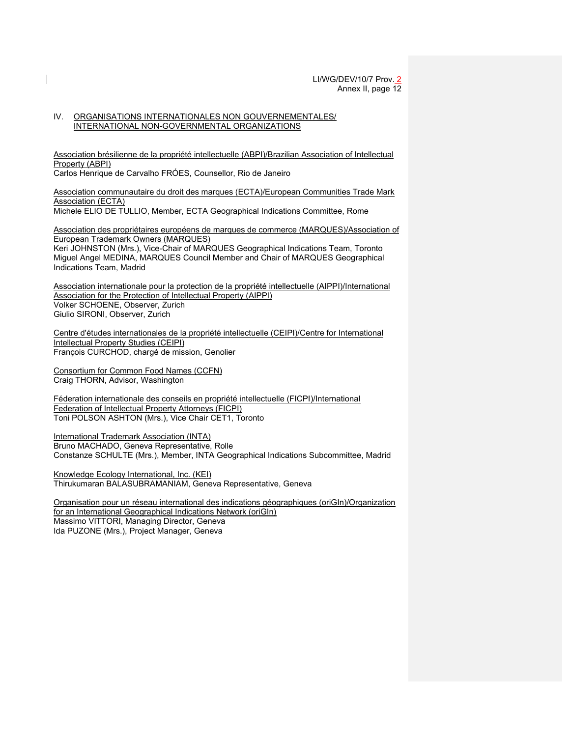## IV. ORGANISATIONS INTERNATIONALES NON GOUVERNEMENTALES/ INTERNATIONAL NON-GOVERNMENTAL ORGANIZATIONS

Association brésilienne de la propriété intellectuelle (ABPI)/Brazilian Association of Intellectual Property (ABPI)
Carlos Henrique de Carvalho FRÓES, Counsellor, Rio de Janeiro

Association communautaire du droit des marques (ECTA)/European Communities Trade Mark Association (ECTA)
Michele ELIO DE TULLIO, Member, ECTA Geographical Indications Committee, Rome

Association des propriétaires européens de marques de commerce (MARQUES)/Association of European Trademark Owners (MARQUES)
Keri JOHNSTON (Mrs.), Vice-Chair of MARQUES Geographical Indications Team, Toronto
Miguel Angel MEDINA, MARQUES Council Member and Chair of MARQUES Geographical Indications Team, Madrid

Association internationale pour la protection de la propriété intellectuelle (AIPPI)/International Association for the Protection of Intellectual Property (AIPPI)
Volker SCHOENE, Observer, Zurich
Giulio SIRONI, Observer, Zurich

Centre d'études internationales de la propriété intellectuelle (CEIPI)/Centre for International Intellectual Property Studies (CEIPI)
François CURCHOD, chargé de mission, Genolier

Consortium for Common Food Names (CCFN)
Craig THORN, Advisor, Washington

Féderation internationale des conseils en propriété intellectuelle (FICPI)/International Federation of Intellectual Property Attorneys (FICPI)
Toni POLSON ASHTON (Mrs.), Vice Chair CET1, Toronto

International Trademark Association (INTA)
Bruno MACHADO, Geneva Representative, Rolle
Constanze SCHULTE (Mrs.), Member, INTA Geographical Indications Subcommittee, Madrid

Knowledge Ecology International, Inc. (KEI)
Thirukumaran BALASUBRAMANIAM, Geneva Representative, Geneva

Organisation pour un réseau international des indications géographiques (oriGIn)/Organization for an International Geographical Indications Network (oriGIn)
Massimo VITTORI, Managing Director, Geneva
Ida PUZONE (Mrs.), Project Manager, Geneva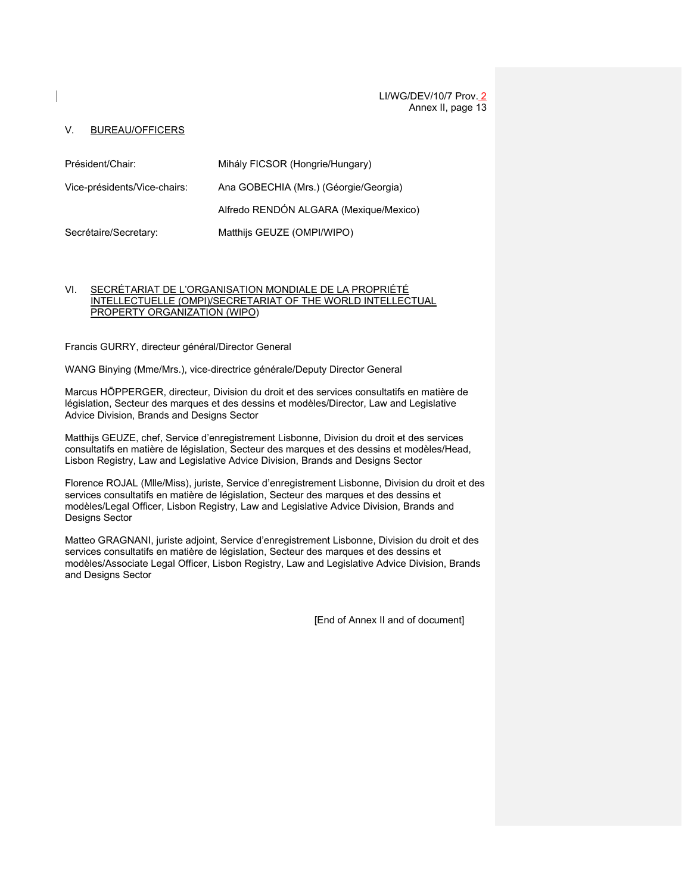## V. BUREAU/OFFICERS

| | |
|---|---|
| Président/Chair: | Mihály FICSOR (Hongrie/Hungary) |
| Vice-présidents/Vice-chairs: | Ana GOBECHIA (Mrs.) (Géorgie/Georgia) |
| | Alfredo RENDÓN ALGARA (Mexique/Mexico) |
| Secrétaire/Secretary: | Matthijs GEUZE (OMPI/WIPO) |

## VI. SECRÉTARIAT DE L'ORGANISATION MONDIALE DE LA PROPRIÉTÉ INTELLECTUELLE (OMPI)/SECRETARIAT OF THE WORLD INTELLECTUAL PROPERTY ORGANIZATION (WIPO)

Francis GURRY, directeur général/Director General

WANG Binying (Mme/Mrs.), vice-directrice générale/Deputy Director General

Marcus HÖPPERGER, directeur, Division du droit et des services consultatifs en matière de législation, Secteur des marques et des dessins et modèles/Director, Law and Legislative Advice Division, Brands and Designs Sector

Matthijs GEUZE, chef, Service d'enregistrement Lisbonne, Division du droit et des services consultatifs en matière de législation, Secteur des marques et des dessins et modèles/Head, Lisbon Registry, Law and Legislative Advice Division, Brands and Designs Sector

Florence ROJAL (Mlle/Miss), juriste, Service d'enregistrement Lisbonne, Division du droit et des services consultatifs en matière de législation, Secteur des marques et des dessins et modèles/Legal Officer, Lisbon Registry, Law and Legislative Advice Division, Brands and Designs Sector

Matteo GRAGNANI, juriste adjoint, Service d'enregistrement Lisbonne, Division du droit et des services consultatifs en matière de législation, Secteur des marques et des dessins et modèles/Associate Legal Officer, Lisbon Registry, Law and Legislative Advice Division, Brands and Designs Sector

[End of Annex II and of document]